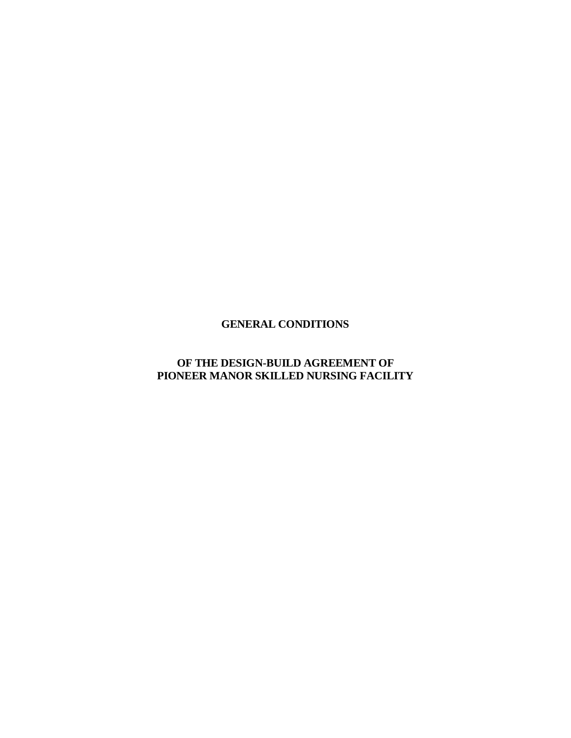# GENERAL CONDITIONS

## OF THE DESIGN-BUILD AGREEMENT OF PIONEER MANOR SKILLED NURSING FACILITY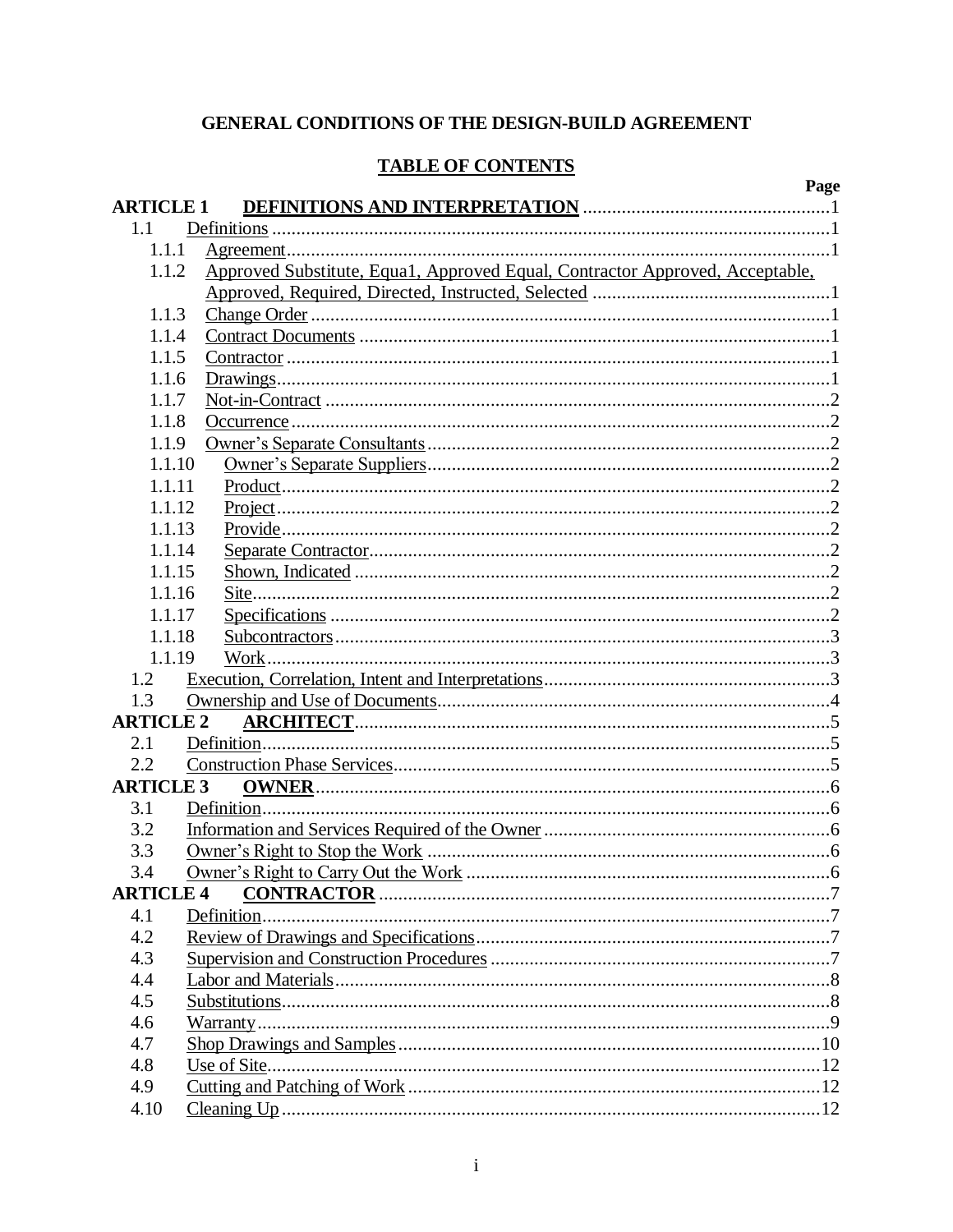# GENERAL CONDITIONS OF THE DESIGN-BUILD AGREEMENT

## TABLE OF CONTENTS

| | | Page |
|---|---|---|
| **ARTICLE 1** | **DEFINITIONS AND INTERPRETATION** | 1 |
| 1.1 | Definitions | 1 |
| 1.1.1 | Agreement | 1 |
| 1.1.2 | Approved Substitute, Equa1, Approved Equal, Contractor Approved, Acceptable, Approved, Required, Directed, Instructed, Selected | 1 |
| 1.1.3 | Change Order | 1 |
| 1.1.4 | Contract Documents | 1 |
| 1.1.5 | Contractor | 1 |
| 1.1.6 | Drawings | 1 |
| 1.1.7 | Not-in-Contract | 2 |
| 1.1.8 | Occurrence | 2 |
| 1.1.9 | Owner's Separate Consultants | 2 |
| 1.1.10 | Owner's Separate Suppliers | 2 |
| 1.1.11 | Product | 2 |
| 1.1.12 | Project | 2 |
| 1.1.13 | Provide | 2 |
| 1.1.14 | Separate Contractor | 2 |
| 1.1.15 | Shown, Indicated | 2 |
| 1.1.16 | Site | 2 |
| 1.1.17 | Specifications | 2 |
| 1.1.18 | Subcontractors | 3 |
| 1.1.19 | Work | 3 |
| 1.2 | Execution, Correlation, Intent and Interpretations | 3 |
| 1.3 | Ownership and Use of Documents | 4 |
| **ARTICLE 2** | **ARCHITECT** | 5 |
| 2.1 | Definition | 5 |
| 2.2 | Construction Phase Services | 5 |
| **ARTICLE 3** | **OWNER** | 6 |
| 3.1 | Definition | 6 |
| 3.2 | Information and Services Required of the Owner | 6 |
| 3.3 | Owner's Right to Stop the Work | 6 |
| 3.4 | Owner's Right to Carry Out the Work | 6 |
| **ARTICLE 4** | **CONTRACTOR** | 7 |
| 4.1 | Definition | 7 |
| 4.2 | Review of Drawings and Specifications | 7 |
| 4.3 | Supervision and Construction Procedures | 7 |
| 4.4 | Labor and Materials | 8 |
| 4.5 | Substitutions | 8 |
| 4.6 | Warranty | 9 |
| 4.7 | Shop Drawings and Samples | 10 |
| 4.8 | Use of Site | 12 |
| 4.9 | Cutting and Patching of Work | 12 |
| 4.10 | Cleaning Up | 12 |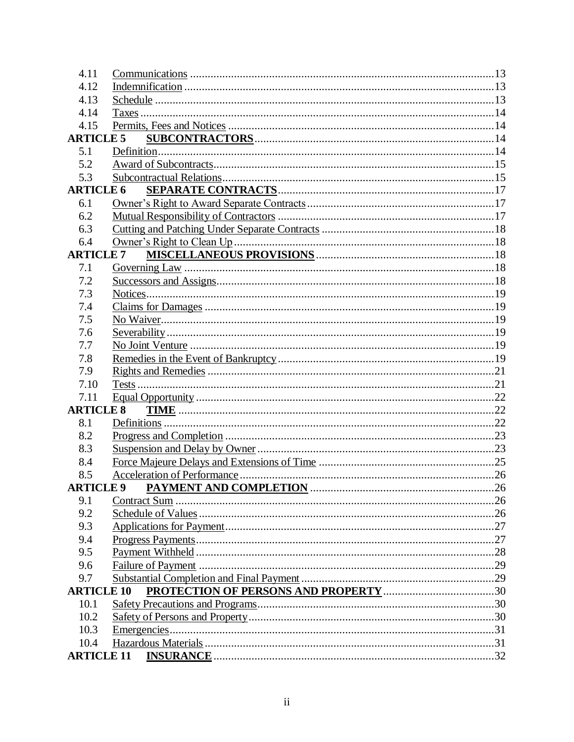| | | |
|---|---|---|
| 4.11 | Communications | 13 |
| 4.12 | Indemnification | 13 |
| 4.13 | Schedule | 13 |
| 4.14 | Taxes | 14 |
| 4.15 | Permits, Fees and Notices | 14 |
| **ARTICLE 5** | **SUBCONTRACTORS** | 14 |
| 5.1 | Definition | 14 |
| 5.2 | Award of Subcontracts | 15 |
| 5.3 | Subcontractual Relations | 15 |
| **ARTICLE 6** | **SEPARATE CONTRACTS** | 17 |
| 6.1 | Owner's Right to Award Separate Contracts | 17 |
| 6.2 | Mutual Responsibility of Contractors | 17 |
| 6.3 | Cutting and Patching Under Separate Contracts | 18 |
| 6.4 | Owner's Right to Clean Up | 18 |
| **ARTICLE 7** | **MISCELLANEOUS PROVISIONS** | 18 |
| 7.1 | Governing Law | 18 |
| 7.2 | Successors and Assigns | 18 |
| 7.3 | Notices | 19 |
| 7.4 | Claims for Damages | 19 |
| 7.5 | No Waiver | 19 |
| 7.6 | Severability | 19 |
| 7.7 | No Joint Venture | 19 |
| 7.8 | Remedies in the Event of Bankruptcy | 19 |
| 7.9 | Rights and Remedies | 21 |
| 7.10 | Tests | 21 |
| 7.11 | Equal Opportunity | 22 |
| **ARTICLE 8** | **TIME** | 22 |
| 8.1 | Definitions | 22 |
| 8.2 | Progress and Completion | 23 |
| 8.3 | Suspension and Delay by Owner | 23 |
| 8.4 | Force Majeure Delays and Extensions of Time | 25 |
| 8.5 | Acceleration of Performance | 26 |
| **ARTICLE 9** | **PAYMENT AND COMPLETION** | 26 |
| 9.1 | Contract Sum | 26 |
| 9.2 | Schedule of Values | 26 |
| 9.3 | Applications for Payment | 27 |
| 9.4 | Progress Payments | 27 |
| 9.5 | Payment Withheld | 28 |
| 9.6 | Failure of Payment | 29 |
| 9.7 | Substantial Completion and Final Payment | 29 |
| **ARTICLE 10** | **PROTECTION OF PERSONS AND PROPERTY** | 30 |
| 10.1 | Safety Precautions and Programs | 30 |
| 10.2 | Safety of Persons and Property | 30 |
| 10.3 | Emergencies | 31 |
| 10.4 | Hazardous Materials | 31 |
| **ARTICLE 11** | **INSURANCE** | 32 |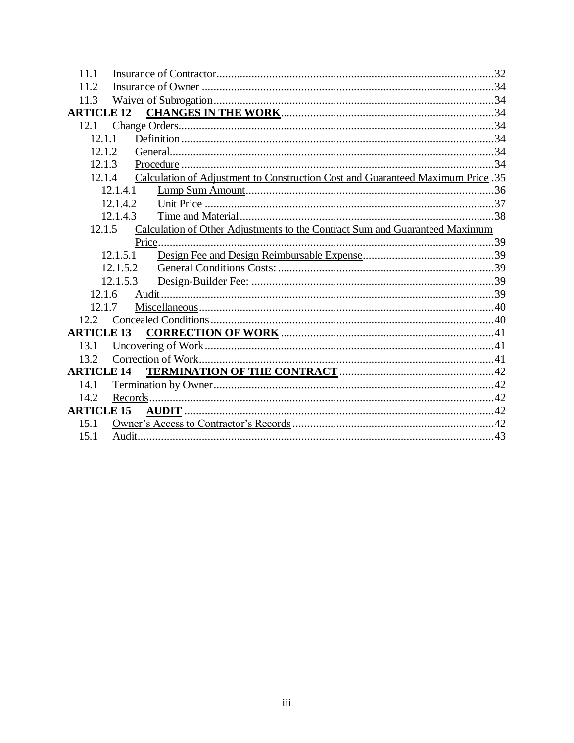11.1 Insurance of Contractor ....................................................................................... 32
11.2 Insurance of Owner ............................................................................................ 34
11.3 Waiver of Subrogation ........................................................................................ 34

**ARTICLE 12 CHANGES IN THE WORK** ........................................................................ 34

12.1 Change Orders .................................................................................................... 34
  12.1.1 Definition ..................................................................................................... 34
  12.1.2 General ......................................................................................................... 34
  12.1.3 Procedure ..................................................................................................... 34
  12.1.4 Calculation of Adjustment to Construction Cost and Guaranteed Maximum Price . 35
    12.1.4.1 Lump Sum Amount ................................................................................. 36
    12.1.4.2 Unit Price ............................................................................................... 37
    12.1.4.3 Time and Material ................................................................................... 38
  12.1.5 Calculation of Other Adjustments to the Contract Sum and Guaranteed Maximum Price ........................................................................................................................ 39
    12.1.5.1 Design Fee and Design Reimbursable Expense ........................................ 39
    12.1.5.2 General Conditions Costs: ...................................................................... 39
    12.1.5.3 Design-Builder Fee: ................................................................................ 39
  12.1.6 Audit ............................................................................................................ 39
  12.1.7 Miscellaneous ............................................................................................... 40
12.2 Concealed Conditions ......................................................................................... 40

**ARTICLE 13 CORRECTION OF WORK** ........................................................................ 41

13.1 Uncovering of Work ........................................................................................... 41
13.2 Correction of Work ............................................................................................. 41

**ARTICLE 14 TERMINATION OF THE CONTRACT** ...................................................... 42

14.1 Termination by Owner ........................................................................................ 42
14.2 Records .............................................................................................................. 42

**ARTICLE 15 AUDIT** ..................................................................................................... 42

15.1 Owner's Access to Contractor's Records .............................................................. 42
15.1 Audit ................................................................................................................... 43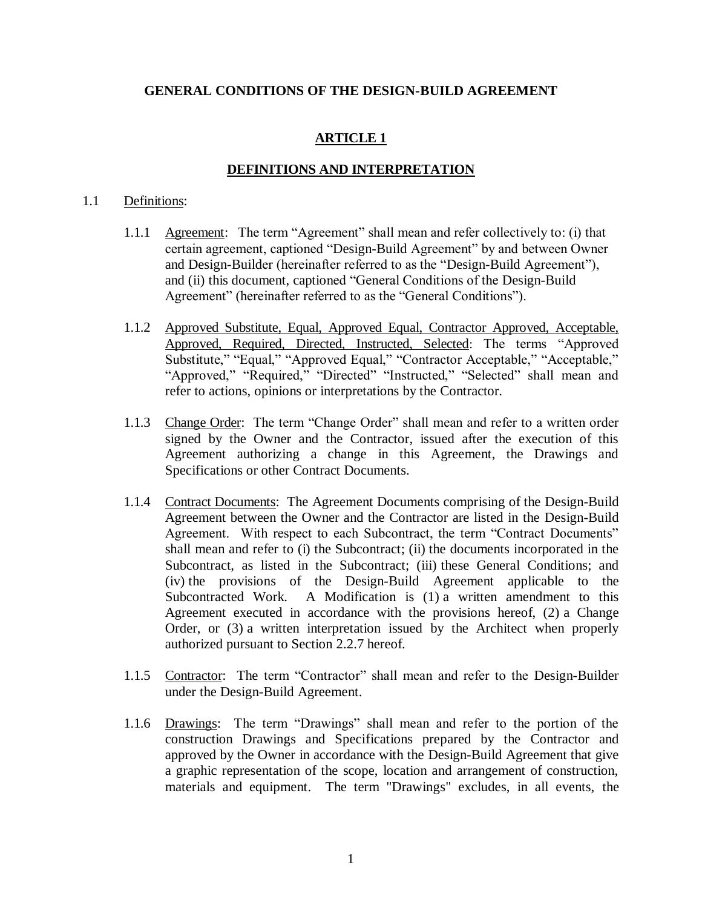# GENERAL CONDITIONS OF THE DESIGN-BUILD AGREEMENT

## ARTICLE 1

## DEFINITIONS AND INTERPRETATION

1.1 Definitions:

1.1.1 Agreement: The term "Agreement" shall mean and refer collectively to: (i) that certain agreement, captioned "Design-Build Agreement" by and between Owner and Design-Builder (hereinafter referred to as the "Design-Build Agreement"), and (ii) this document, captioned "General Conditions of the Design-Build Agreement" (hereinafter referred to as the "General Conditions").

1.1.2 Approved Substitute, Equal, Approved Equal, Contractor Approved, Acceptable, Approved, Required, Directed, Instructed, Selected: The terms "Approved Substitute," "Equal," "Approved Equal," "Contractor Acceptable," "Acceptable," "Approved," "Required," "Directed" "Instructed," "Selected" shall mean and refer to actions, opinions or interpretations by the Contractor.

1.1.3 Change Order: The term "Change Order" shall mean and refer to a written order signed by the Owner and the Contractor, issued after the execution of this Agreement authorizing a change in this Agreement, the Drawings and Specifications or other Contract Documents.

1.1.4 Contract Documents: The Agreement Documents comprising of the Design-Build Agreement between the Owner and the Contractor are listed in the Design-Build Agreement. With respect to each Subcontract, the term "Contract Documents" shall mean and refer to (i) the Subcontract; (ii) the documents incorporated in the Subcontract, as listed in the Subcontract; (iii) these General Conditions; and (iv) the provisions of the Design-Build Agreement applicable to the Subcontracted Work. A Modification is (1) a written amendment to this Agreement executed in accordance with the provisions hereof, (2) a Change Order, or (3) a written interpretation issued by the Architect when properly authorized pursuant to Section 2.2.7 hereof.

1.1.5 Contractor: The term "Contractor" shall mean and refer to the Design-Builder under the Design-Build Agreement.

1.1.6 Drawings: The term "Drawings" shall mean and refer to the portion of the construction Drawings and Specifications prepared by the Contractor and approved by the Owner in accordance with the Design-Build Agreement that give a graphic representation of the scope, location and arrangement of construction, materials and equipment. The term "Drawings" excludes, in all events, the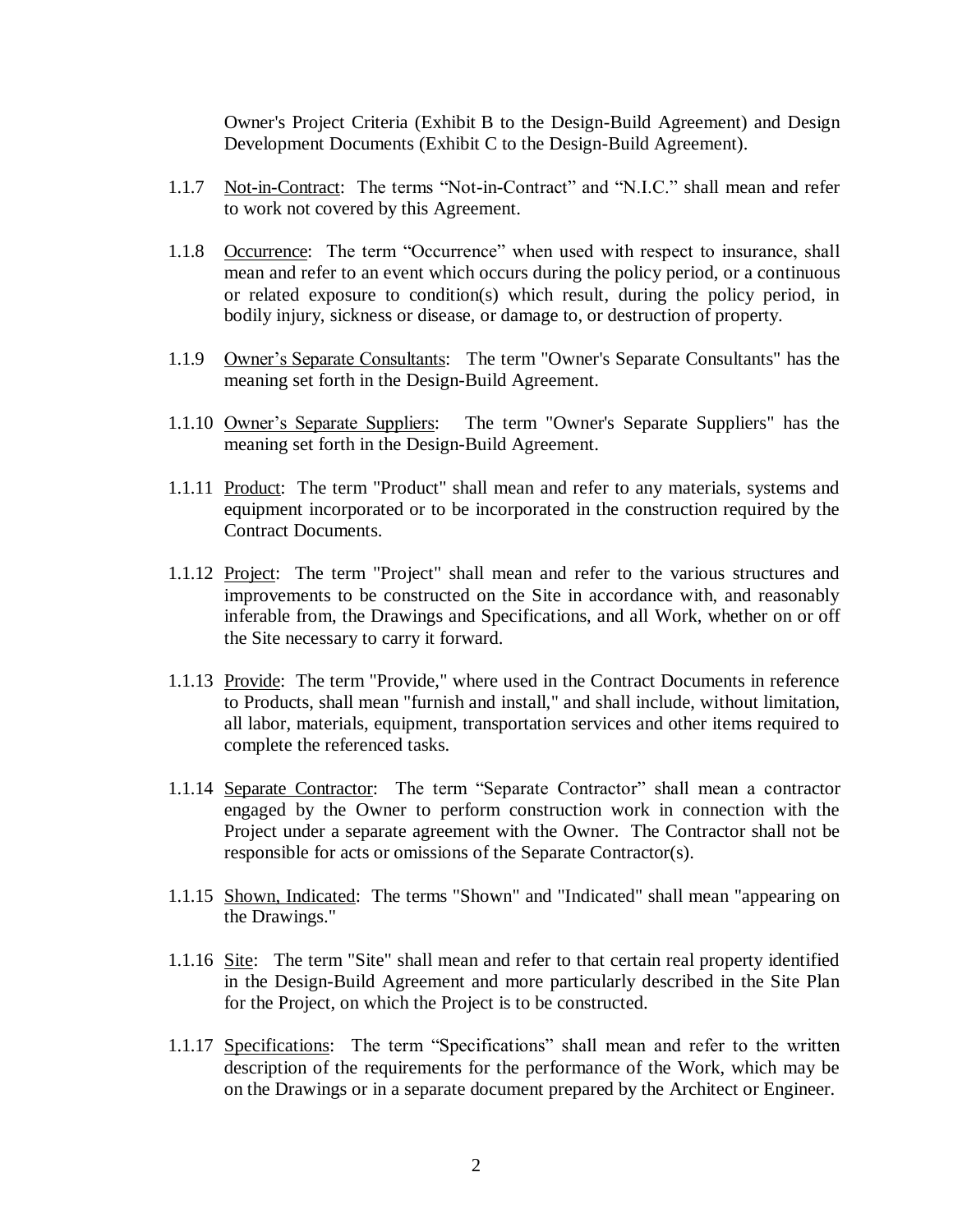Owner's Project Criteria (Exhibit B to the Design-Build Agreement) and Design Development Documents (Exhibit C to the Design-Build Agreement).

1.1.7 Not-in-Contract: The terms "Not-in-Contract" and "N.I.C." shall mean and refer to work not covered by this Agreement.

1.1.8 Occurrence: The term "Occurrence" when used with respect to insurance, shall mean and refer to an event which occurs during the policy period, or a continuous or related exposure to condition(s) which result, during the policy period, in bodily injury, sickness or disease, or damage to, or destruction of property.

1.1.9 Owner's Separate Consultants: The term "Owner's Separate Consultants" has the meaning set forth in the Design-Build Agreement.

1.1.10 Owner's Separate Suppliers: The term "Owner's Separate Suppliers" has the meaning set forth in the Design-Build Agreement.

1.1.11 Product: The term "Product" shall mean and refer to any materials, systems and equipment incorporated or to be incorporated in the construction required by the Contract Documents.

1.1.12 Project: The term "Project" shall mean and refer to the various structures and improvements to be constructed on the Site in accordance with, and reasonably inferable from, the Drawings and Specifications, and all Work, whether on or off the Site necessary to carry it forward.

1.1.13 Provide: The term "Provide," where used in the Contract Documents in reference to Products, shall mean "furnish and install," and shall include, without limitation, all labor, materials, equipment, transportation services and other items required to complete the referenced tasks.

1.1.14 Separate Contractor: The term "Separate Contractor" shall mean a contractor engaged by the Owner to perform construction work in connection with the Project under a separate agreement with the Owner. The Contractor shall not be responsible for acts or omissions of the Separate Contractor(s).

1.1.15 Shown, Indicated: The terms "Shown" and "Indicated" shall mean "appearing on the Drawings."

1.1.16 Site: The term "Site" shall mean and refer to that certain real property identified in the Design-Build Agreement and more particularly described in the Site Plan for the Project, on which the Project is to be constructed.

1.1.17 Specifications: The term "Specifications" shall mean and refer to the written description of the requirements for the performance of the Work, which may be on the Drawings or in a separate document prepared by the Architect or Engineer.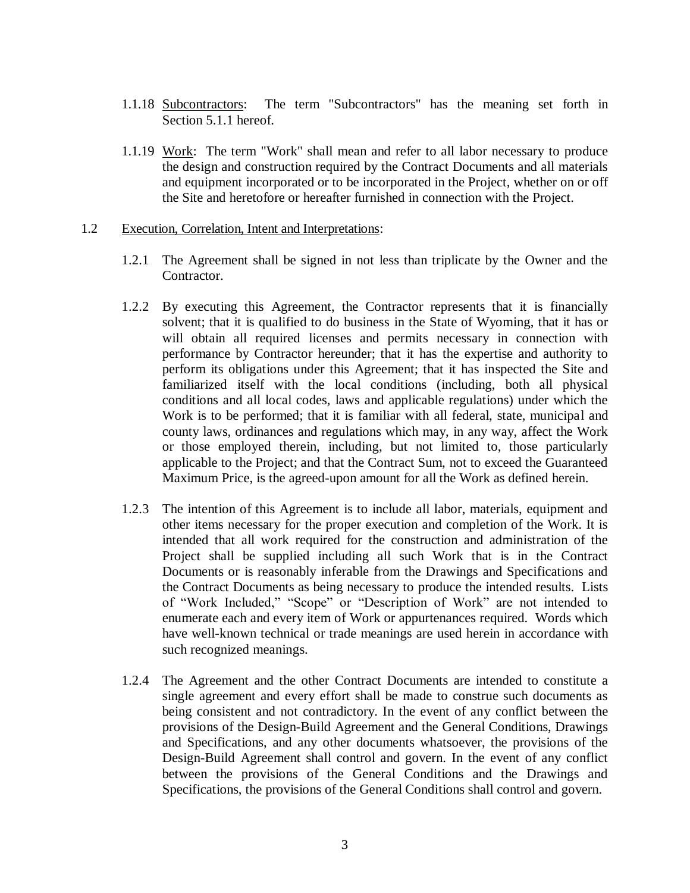1.1.18 Subcontractors: The term "Subcontractors" has the meaning set forth in Section 5.1.1 hereof.

1.1.19 Work: The term "Work" shall mean and refer to all labor necessary to produce the design and construction required by the Contract Documents and all materials and equipment incorporated or to be incorporated in the Project, whether on or off the Site and heretofore or hereafter furnished in connection with the Project.

1.2 Execution, Correlation, Intent and Interpretations:

1.2.1 The Agreement shall be signed in not less than triplicate by the Owner and the Contractor.

1.2.2 By executing this Agreement, the Contractor represents that it is financially solvent; that it is qualified to do business in the State of Wyoming, that it has or will obtain all required licenses and permits necessary in connection with performance by Contractor hereunder; that it has the expertise and authority to perform its obligations under this Agreement; that it has inspected the Site and familiarized itself with the local conditions (including, both all physical conditions and all local codes, laws and applicable regulations) under which the Work is to be performed; that it is familiar with all federal, state, municipal and county laws, ordinances and regulations which may, in any way, affect the Work or those employed therein, including, but not limited to, those particularly applicable to the Project; and that the Contract Sum, not to exceed the Guaranteed Maximum Price, is the agreed-upon amount for all the Work as defined herein.

1.2.3 The intention of this Agreement is to include all labor, materials, equipment and other items necessary for the proper execution and completion of the Work. It is intended that all work required for the construction and administration of the Project shall be supplied including all such Work that is in the Contract Documents or is reasonably inferable from the Drawings and Specifications and the Contract Documents as being necessary to produce the intended results. Lists of "Work Included," "Scope" or "Description of Work" are not intended to enumerate each and every item of Work or appurtenances required. Words which have well-known technical or trade meanings are used herein in accordance with such recognized meanings.

1.2.4 The Agreement and the other Contract Documents are intended to constitute a single agreement and every effort shall be made to construe such documents as being consistent and not contradictory. In the event of any conflict between the provisions of the Design-Build Agreement and the General Conditions, Drawings and Specifications, and any other documents whatsoever, the provisions of the Design-Build Agreement shall control and govern. In the event of any conflict between the provisions of the General Conditions and the Drawings and Specifications, the provisions of the General Conditions shall control and govern.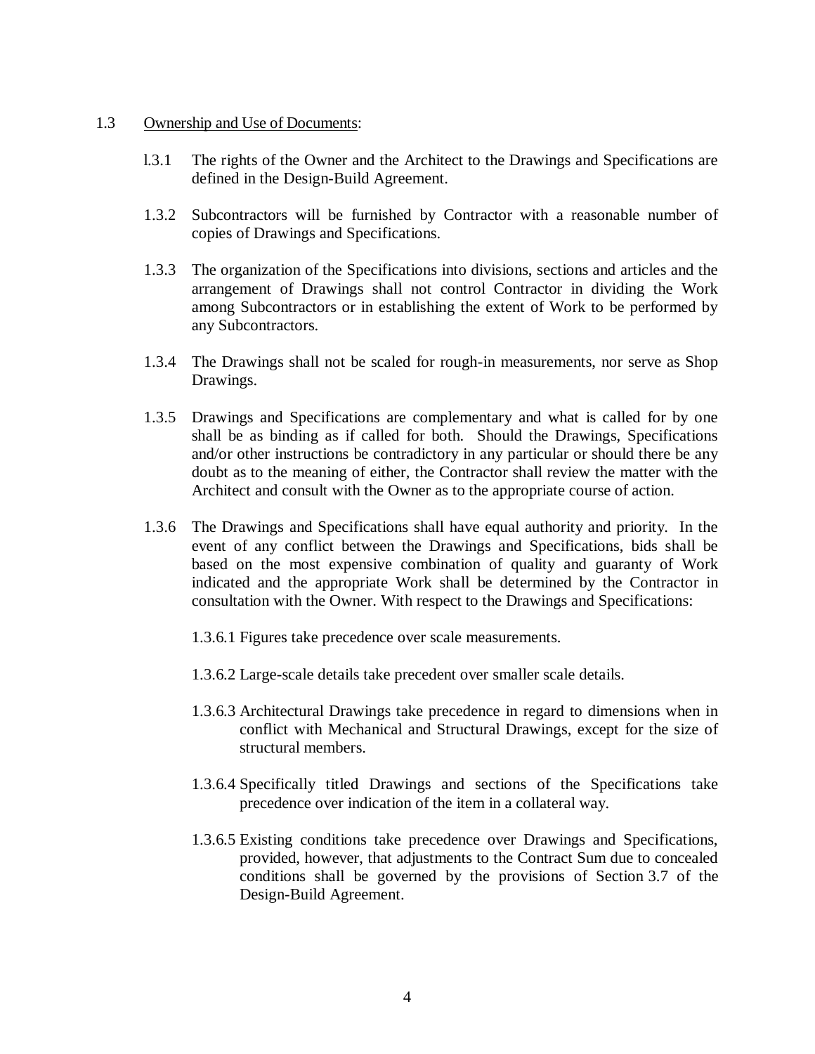1.3 Ownership and Use of Documents:

l.3.1 The rights of the Owner and the Architect to the Drawings and Specifications are defined in the Design-Build Agreement.

1.3.2 Subcontractors will be furnished by Contractor with a reasonable number of copies of Drawings and Specifications.

1.3.3 The organization of the Specifications into divisions, sections and articles and the arrangement of Drawings shall not control Contractor in dividing the Work among Subcontractors or in establishing the extent of Work to be performed by any Subcontractors.

1.3.4 The Drawings shall not be scaled for rough-in measurements, nor serve as Shop Drawings.

1.3.5 Drawings and Specifications are complementary and what is called for by one shall be as binding as if called for both. Should the Drawings, Specifications and/or other instructions be contradictory in any particular or should there be any doubt as to the meaning of either, the Contractor shall review the matter with the Architect and consult with the Owner as to the appropriate course of action.

1.3.6 The Drawings and Specifications shall have equal authority and priority. In the event of any conflict between the Drawings and Specifications, bids shall be based on the most expensive combination of quality and guaranty of Work indicated and the appropriate Work shall be determined by the Contractor in consultation with the Owner. With respect to the Drawings and Specifications:

1.3.6.1 Figures take precedence over scale measurements.

1.3.6.2 Large-scale details take precedent over smaller scale details.

1.3.6.3 Architectural Drawings take precedence in regard to dimensions when in conflict with Mechanical and Structural Drawings, except for the size of structural members.

1.3.6.4 Specifically titled Drawings and sections of the Specifications take precedence over indication of the item in a collateral way.

1.3.6.5 Existing conditions take precedence over Drawings and Specifications, provided, however, that adjustments to the Contract Sum due to concealed conditions shall be governed by the provisions of Section 3.7 of the Design-Build Agreement.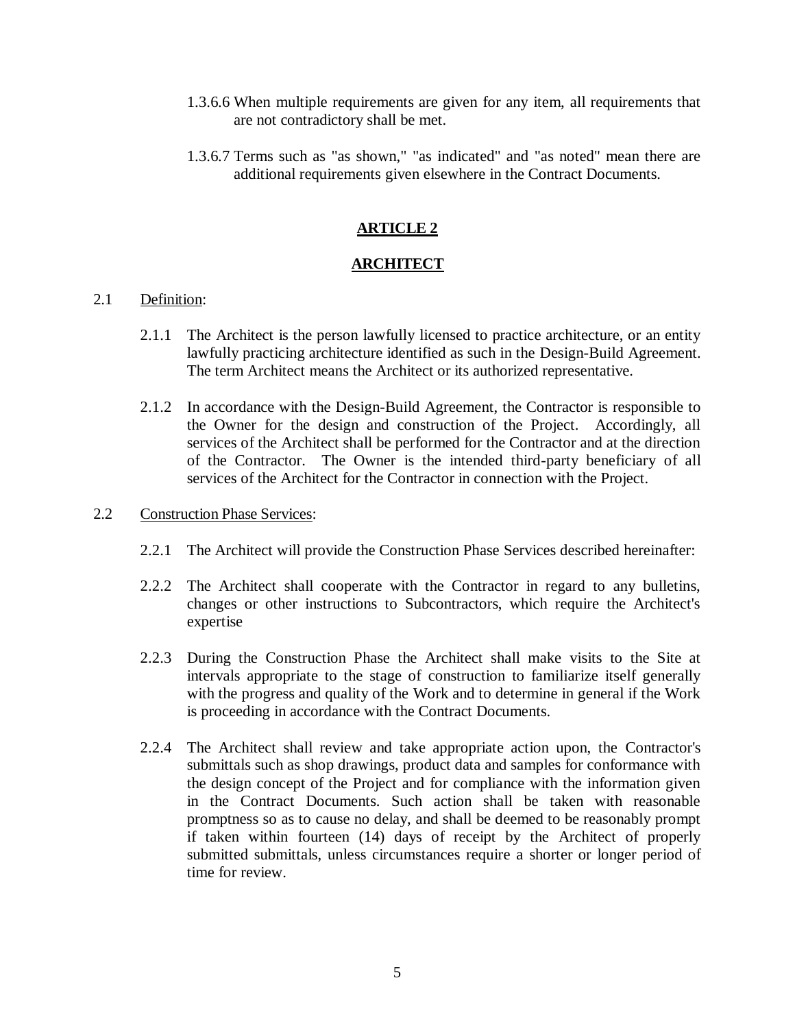1.3.6.6 When multiple requirements are given for any item, all requirements that are not contradictory shall be met.

1.3.6.7 Terms such as "as shown," "as indicated" and "as noted" mean there are additional requirements given elsewhere in the Contract Documents.

## ARTICLE 2

## ARCHITECT

2.1 Definition:

2.1.1 The Architect is the person lawfully licensed to practice architecture, or an entity lawfully practicing architecture identified as such in the Design-Build Agreement. The term Architect means the Architect or its authorized representative.

2.1.2 In accordance with the Design-Build Agreement, the Contractor is responsible to the Owner for the design and construction of the Project. Accordingly, all services of the Architect shall be performed for the Contractor and at the direction of the Contractor. The Owner is the intended third-party beneficiary of all services of the Architect for the Contractor in connection with the Project.

2.2 Construction Phase Services:

2.2.1 The Architect will provide the Construction Phase Services described hereinafter:

2.2.2 The Architect shall cooperate with the Contractor in regard to any bulletins, changes or other instructions to Subcontractors, which require the Architect's expertise

2.2.3 During the Construction Phase the Architect shall make visits to the Site at intervals appropriate to the stage of construction to familiarize itself generally with the progress and quality of the Work and to determine in general if the Work is proceeding in accordance with the Contract Documents.

2.2.4 The Architect shall review and take appropriate action upon, the Contractor's submittals such as shop drawings, product data and samples for conformance with the design concept of the Project and for compliance with the information given in the Contract Documents. Such action shall be taken with reasonable promptness so as to cause no delay, and shall be deemed to be reasonably prompt if taken within fourteen (14) days of receipt by the Architect of properly submitted submittals, unless circumstances require a shorter or longer period of time for review.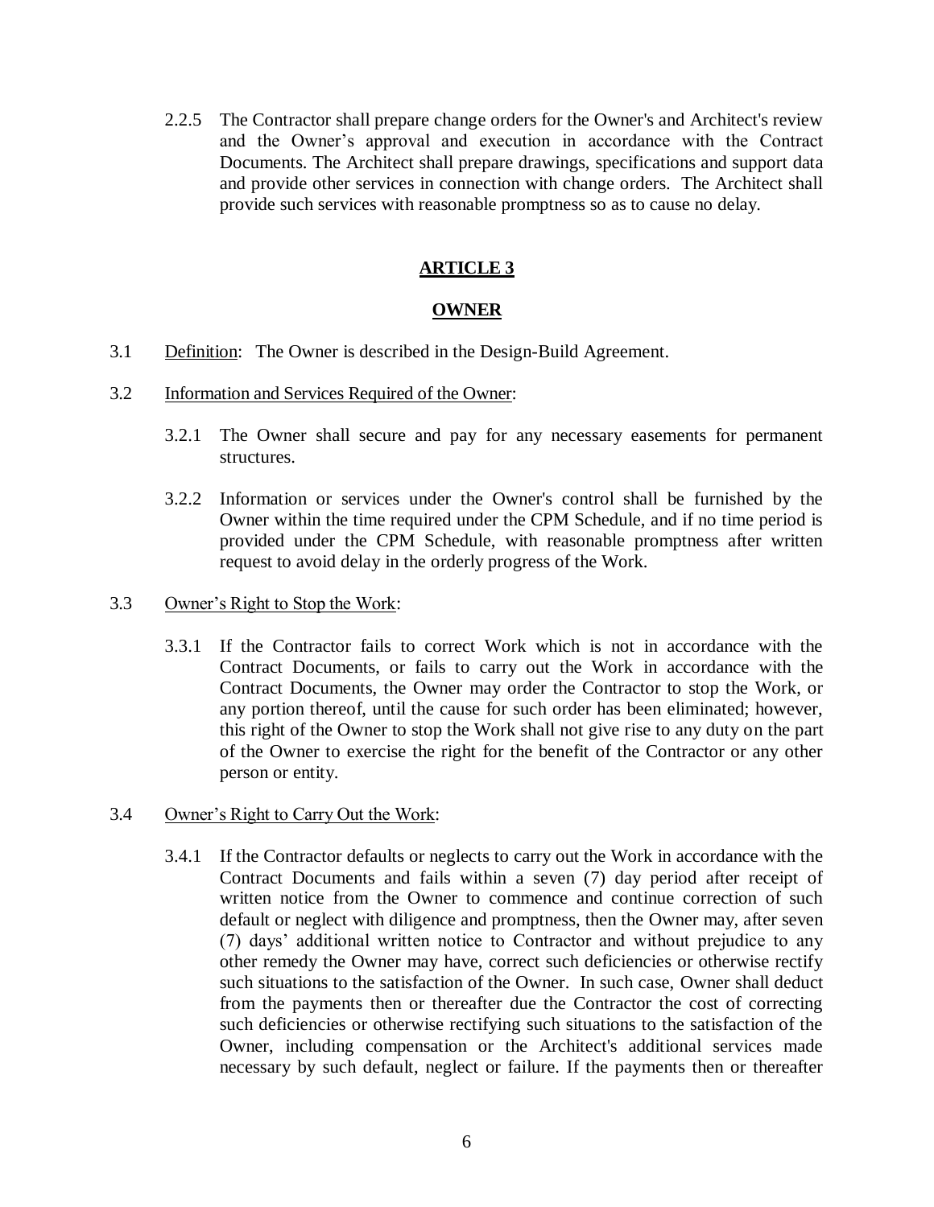2.2.5 The Contractor shall prepare change orders for the Owner's and Architect's review and the Owner's approval and execution in accordance with the Contract Documents. The Architect shall prepare drawings, specifications and support data and provide other services in connection with change orders. The Architect shall provide such services with reasonable promptness so as to cause no delay.

## **ARTICLE 3**

## **OWNER**

3.1 Definition: The Owner is described in the Design-Build Agreement.

3.2 Information and Services Required of the Owner:

3.2.1 The Owner shall secure and pay for any necessary easements for permanent structures.

3.2.2 Information or services under the Owner's control shall be furnished by the Owner within the time required under the CPM Schedule, and if no time period is provided under the CPM Schedule, with reasonable promptness after written request to avoid delay in the orderly progress of the Work.

3.3 Owner's Right to Stop the Work:

3.3.1 If the Contractor fails to correct Work which is not in accordance with the Contract Documents, or fails to carry out the Work in accordance with the Contract Documents, the Owner may order the Contractor to stop the Work, or any portion thereof, until the cause for such order has been eliminated; however, this right of the Owner to stop the Work shall not give rise to any duty on the part of the Owner to exercise the right for the benefit of the Contractor or any other person or entity.

3.4 Owner's Right to Carry Out the Work:

3.4.1 If the Contractor defaults or neglects to carry out the Work in accordance with the Contract Documents and fails within a seven (7) day period after receipt of written notice from the Owner to commence and continue correction of such default or neglect with diligence and promptness, then the Owner may, after seven (7) days' additional written notice to Contractor and without prejudice to any other remedy the Owner may have, correct such deficiencies or otherwise rectify such situations to the satisfaction of the Owner. In such case, Owner shall deduct from the payments then or thereafter due the Contractor the cost of correcting such deficiencies or otherwise rectifying such situations to the satisfaction of the Owner, including compensation or the Architect's additional services made necessary by such default, neglect or failure. If the payments then or thereafter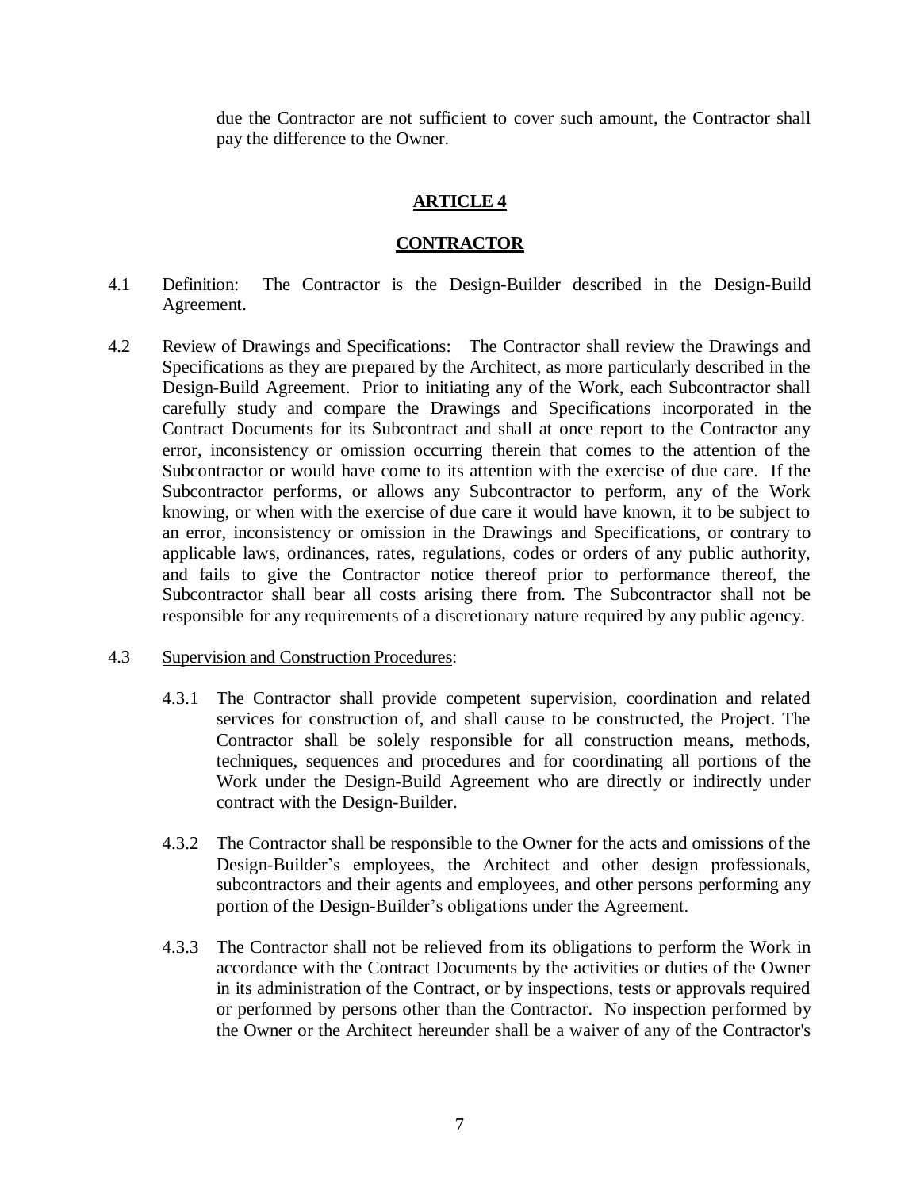due the Contractor are not sufficient to cover such amount, the Contractor shall pay the difference to the Owner.

## ARTICLE 4

## CONTRACTOR

4.1 Definition: The Contractor is the Design-Builder described in the Design-Build Agreement.

4.2 Review of Drawings and Specifications: The Contractor shall review the Drawings and Specifications as they are prepared by the Architect, as more particularly described in the Design-Build Agreement. Prior to initiating any of the Work, each Subcontractor shall carefully study and compare the Drawings and Specifications incorporated in the Contract Documents for its Subcontract and shall at once report to the Contractor any error, inconsistency or omission occurring therein that comes to the attention of the Subcontractor or would have come to its attention with the exercise of due care. If the Subcontractor performs, or allows any Subcontractor to perform, any of the Work knowing, or when with the exercise of due care it would have known, it to be subject to an error, inconsistency or omission in the Drawings and Specifications, or contrary to applicable laws, ordinances, rates, regulations, codes or orders of any public authority, and fails to give the Contractor notice thereof prior to performance thereof, the Subcontractor shall bear all costs arising there from. The Subcontractor shall not be responsible for any requirements of a discretionary nature required by any public agency.

4.3 Supervision and Construction Procedures:

4.3.1 The Contractor shall provide competent supervision, coordination and related services for construction of, and shall cause to be constructed, the Project. The Contractor shall be solely responsible for all construction means, methods, techniques, sequences and procedures and for coordinating all portions of the Work under the Design-Build Agreement who are directly or indirectly under contract with the Design-Builder.

4.3.2 The Contractor shall be responsible to the Owner for the acts and omissions of the Design-Builder's employees, the Architect and other design professionals, subcontractors and their agents and employees, and other persons performing any portion of the Design-Builder's obligations under the Agreement.

4.3.3 The Contractor shall not be relieved from its obligations to perform the Work in accordance with the Contract Documents by the activities or duties of the Owner in its administration of the Contract, or by inspections, tests or approvals required or performed by persons other than the Contractor. No inspection performed by the Owner or the Architect hereunder shall be a waiver of any of the Contractor's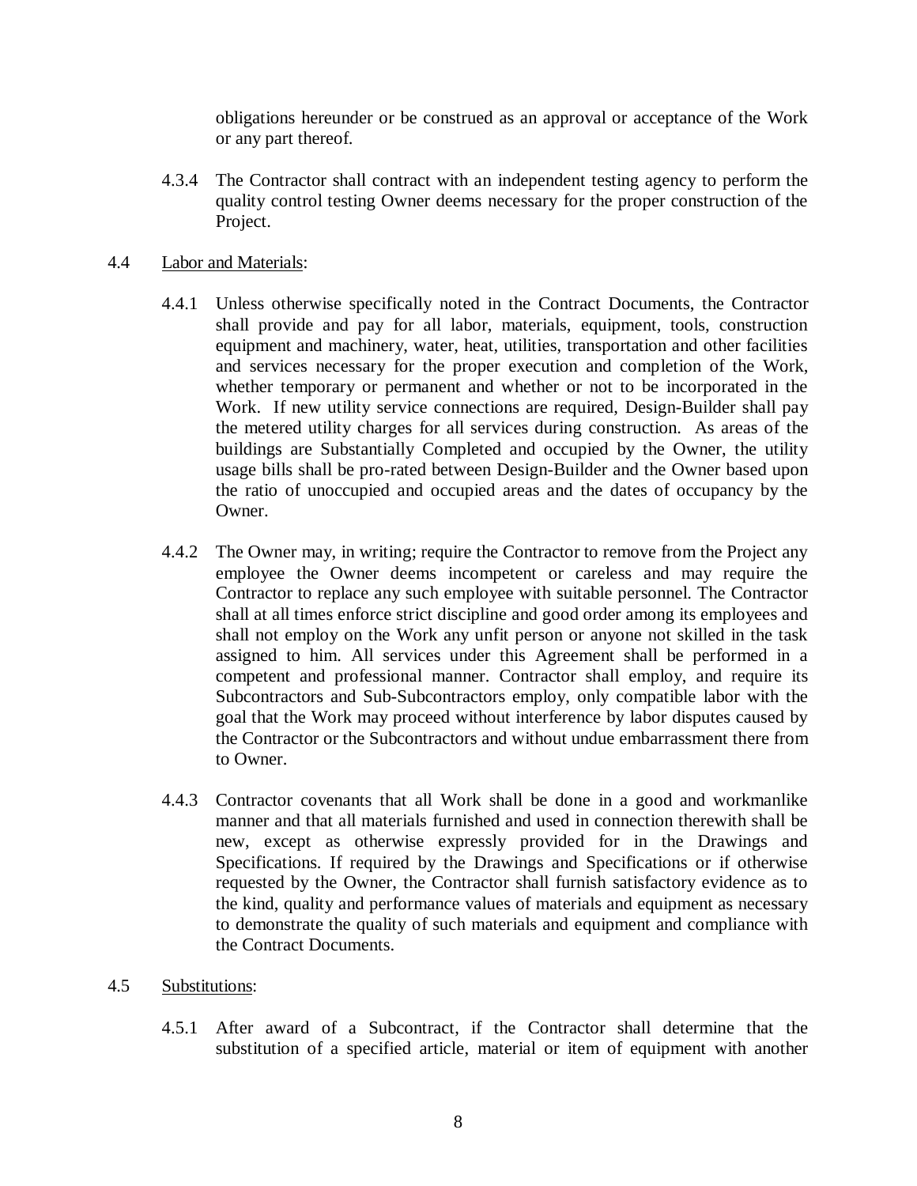obligations hereunder or be construed as an approval or acceptance of the Work or any part thereof.

4.3.4 The Contractor shall contract with an independent testing agency to perform the quality control testing Owner deems necessary for the proper construction of the Project.

4.4 Labor and Materials:

4.4.1 Unless otherwise specifically noted in the Contract Documents, the Contractor shall provide and pay for all labor, materials, equipment, tools, construction equipment and machinery, water, heat, utilities, transportation and other facilities and services necessary for the proper execution and completion of the Work, whether temporary or permanent and whether or not to be incorporated in the Work. If new utility service connections are required, Design-Builder shall pay the metered utility charges for all services during construction. As areas of the buildings are Substantially Completed and occupied by the Owner, the utility usage bills shall be pro-rated between Design-Builder and the Owner based upon the ratio of unoccupied and occupied areas and the dates of occupancy by the Owner.

4.4.2 The Owner may, in writing; require the Contractor to remove from the Project any employee the Owner deems incompetent or careless and may require the Contractor to replace any such employee with suitable personnel. The Contractor shall at all times enforce strict discipline and good order among its employees and shall not employ on the Work any unfit person or anyone not skilled in the task assigned to him. All services under this Agreement shall be performed in a competent and professional manner. Contractor shall employ, and require its Subcontractors and Sub-Subcontractors employ, only compatible labor with the goal that the Work may proceed without interference by labor disputes caused by the Contractor or the Subcontractors and without undue embarrassment there from to Owner.

4.4.3 Contractor covenants that all Work shall be done in a good and workmanlike manner and that all materials furnished and used in connection therewith shall be new, except as otherwise expressly provided for in the Drawings and Specifications. If required by the Drawings and Specifications or if otherwise requested by the Owner, the Contractor shall furnish satisfactory evidence as to the kind, quality and performance values of materials and equipment as necessary to demonstrate the quality of such materials and equipment and compliance with the Contract Documents.

4.5 Substitutions:

4.5.1 After award of a Subcontract, if the Contractor shall determine that the substitution of a specified article, material or item of equipment with another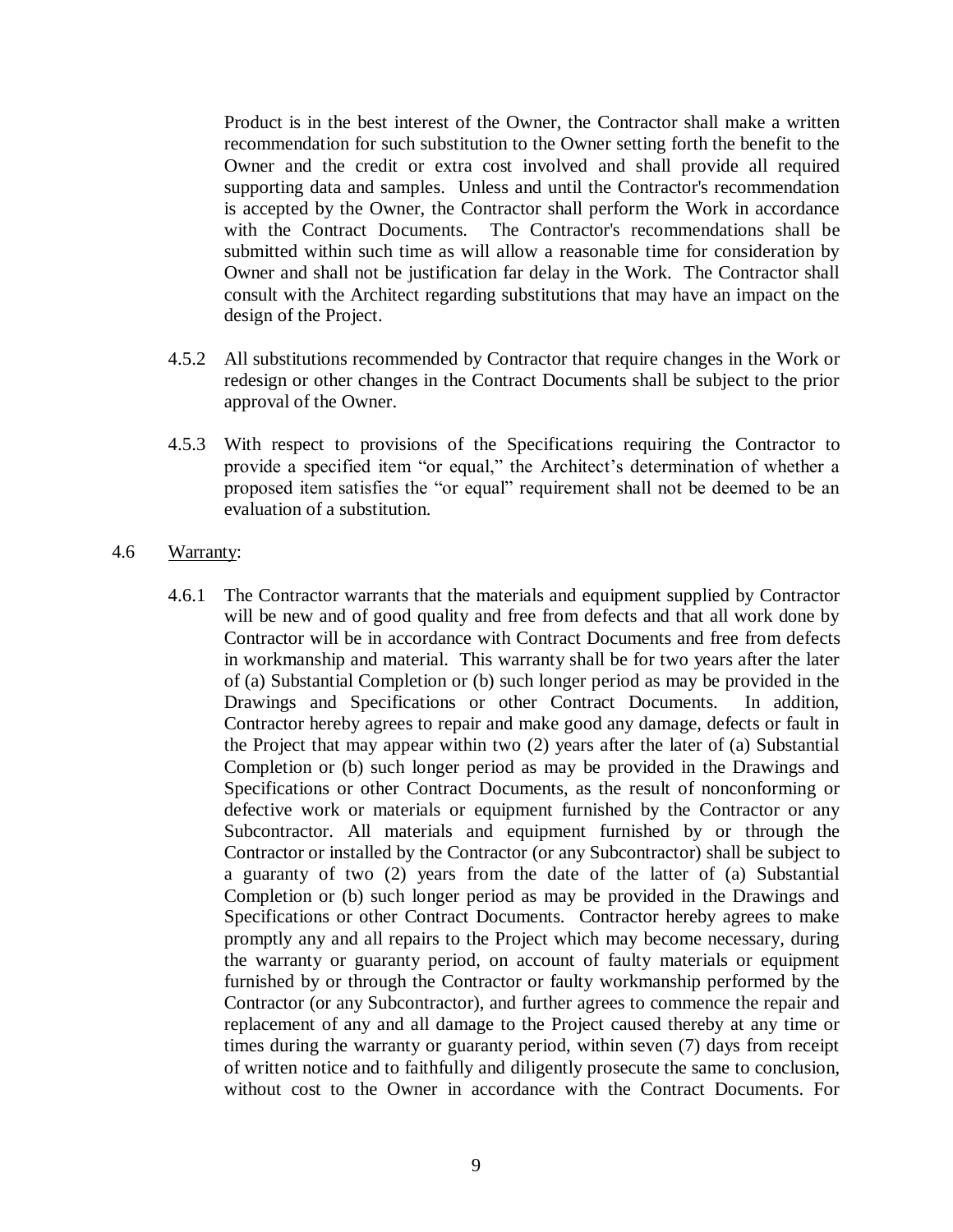Product is in the best interest of the Owner, the Contractor shall make a written recommendation for such substitution to the Owner setting forth the benefit to the Owner and the credit or extra cost involved and shall provide all required supporting data and samples. Unless and until the Contractor's recommendation is accepted by the Owner, the Contractor shall perform the Work in accordance with the Contract Documents. The Contractor's recommendations shall be submitted within such time as will allow a reasonable time for consideration by Owner and shall not be justification far delay in the Work. The Contractor shall consult with the Architect regarding substitutions that may have an impact on the design of the Project.

4.5.2 All substitutions recommended by Contractor that require changes in the Work or redesign or other changes in the Contract Documents shall be subject to the prior approval of the Owner.

4.5.3 With respect to provisions of the Specifications requiring the Contractor to provide a specified item "or equal," the Architect's determination of whether a proposed item satisfies the "or equal" requirement shall not be deemed to be an evaluation of a substitution.

4.6 Warranty:

4.6.1 The Contractor warrants that the materials and equipment supplied by Contractor will be new and of good quality and free from defects and that all work done by Contractor will be in accordance with Contract Documents and free from defects in workmanship and material. This warranty shall be for two years after the later of (a) Substantial Completion or (b) such longer period as may be provided in the Drawings and Specifications or other Contract Documents. In addition, Contractor hereby agrees to repair and make good any damage, defects or fault in the Project that may appear within two (2) years after the later of (a) Substantial Completion or (b) such longer period as may be provided in the Drawings and Specifications or other Contract Documents, as the result of nonconforming or defective work or materials or equipment furnished by the Contractor or any Subcontractor. All materials and equipment furnished by or through the Contractor or installed by the Contractor (or any Subcontractor) shall be subject to a guaranty of two (2) years from the date of the latter of (a) Substantial Completion or (b) such longer period as may be provided in the Drawings and Specifications or other Contract Documents. Contractor hereby agrees to make promptly any and all repairs to the Project which may become necessary, during the warranty or guaranty period, on account of faulty materials or equipment furnished by or through the Contractor or faulty workmanship performed by the Contractor (or any Subcontractor), and further agrees to commence the repair and replacement of any and all damage to the Project caused thereby at any time or times during the warranty or guaranty period, within seven (7) days from receipt of written notice and to faithfully and diligently prosecute the same to conclusion, without cost to the Owner in accordance with the Contract Documents. For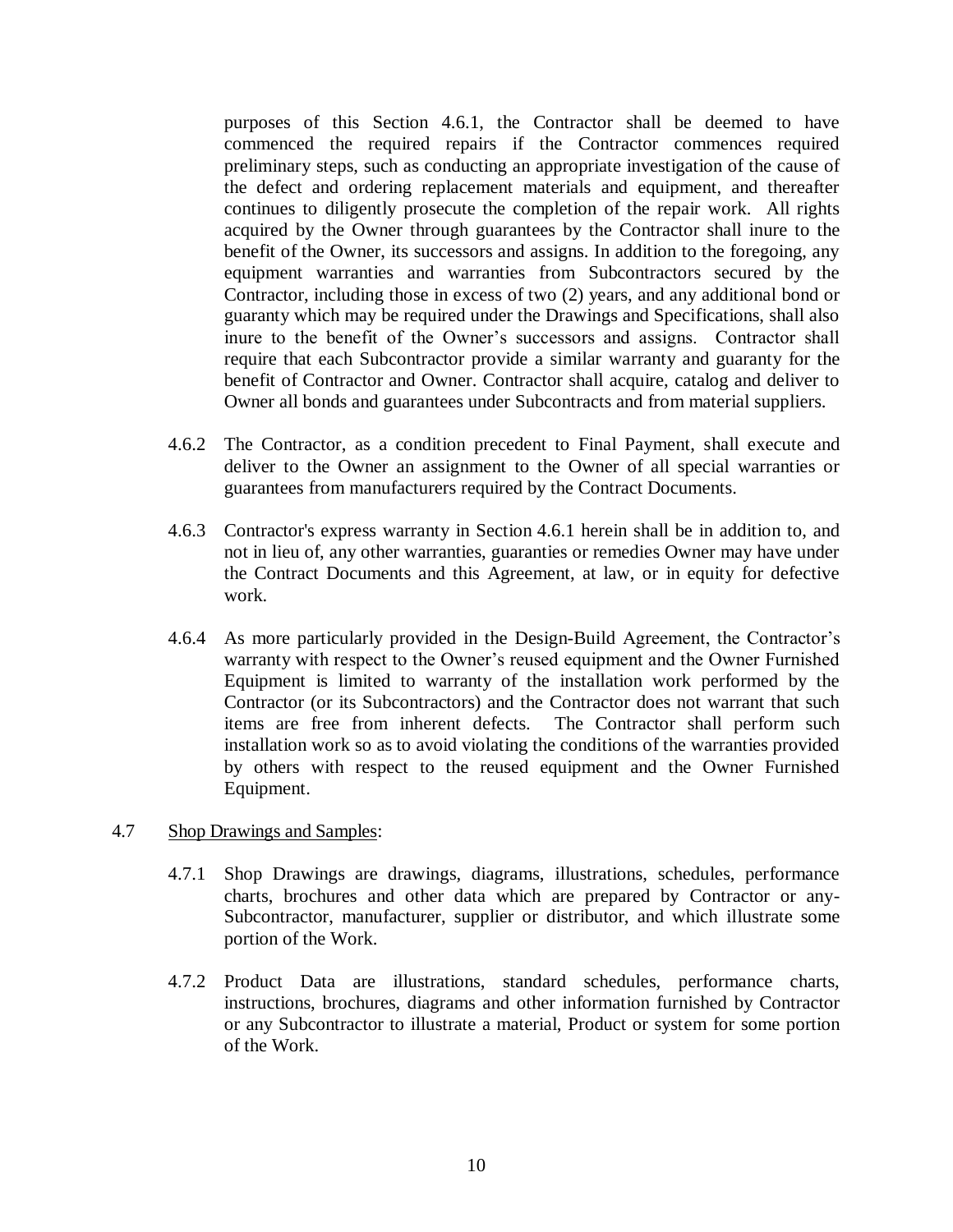purposes of this Section 4.6.1, the Contractor shall be deemed to have commenced the required repairs if the Contractor commences required preliminary steps, such as conducting an appropriate investigation of the cause of the defect and ordering replacement materials and equipment, and thereafter continues to diligently prosecute the completion of the repair work. All rights acquired by the Owner through guarantees by the Contractor shall inure to the benefit of the Owner, its successors and assigns. In addition to the foregoing, any equipment warranties and warranties from Subcontractors secured by the Contractor, including those in excess of two (2) years, and any additional bond or guaranty which may be required under the Drawings and Specifications, shall also inure to the benefit of the Owner's successors and assigns. Contractor shall require that each Subcontractor provide a similar warranty and guaranty for the benefit of Contractor and Owner. Contractor shall acquire, catalog and deliver to Owner all bonds and guarantees under Subcontracts and from material suppliers.

4.6.2 The Contractor, as a condition precedent to Final Payment, shall execute and deliver to the Owner an assignment to the Owner of all special warranties or guarantees from manufacturers required by the Contract Documents.

4.6.3 Contractor's express warranty in Section 4.6.1 herein shall be in addition to, and not in lieu of, any other warranties, guaranties or remedies Owner may have under the Contract Documents and this Agreement, at law, or in equity for defective work.

4.6.4 As more particularly provided in the Design-Build Agreement, the Contractor's warranty with respect to the Owner's reused equipment and the Owner Furnished Equipment is limited to warranty of the installation work performed by the Contractor (or its Subcontractors) and the Contractor does not warrant that such items are free from inherent defects. The Contractor shall perform such installation work so as to avoid violating the conditions of the warranties provided by others with respect to the reused equipment and the Owner Furnished Equipment.

4.7 Shop Drawings and Samples:

4.7.1 Shop Drawings are drawings, diagrams, illustrations, schedules, performance charts, brochures and other data which are prepared by Contractor or any-Subcontractor, manufacturer, supplier or distributor, and which illustrate some portion of the Work.

4.7.2 Product Data are illustrations, standard schedules, performance charts, instructions, brochures, diagrams and other information furnished by Contractor or any Subcontractor to illustrate a material, Product or system for some portion of the Work.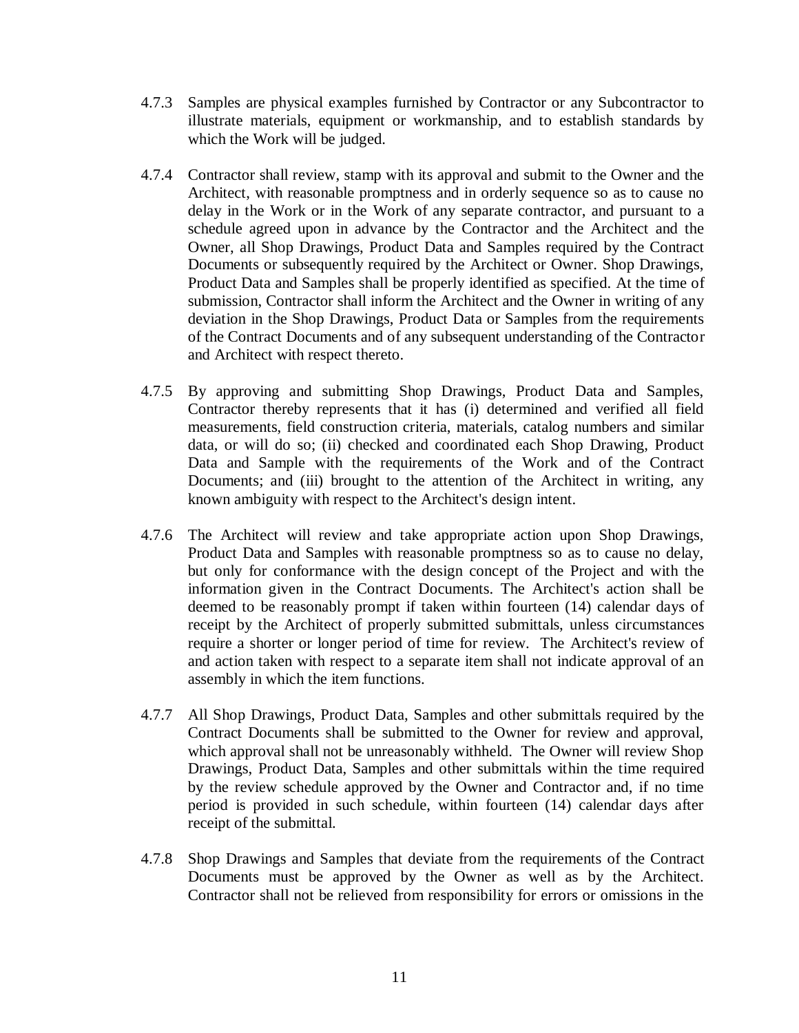4.7.3 Samples are physical examples furnished by Contractor or any Subcontractor to illustrate materials, equipment or workmanship, and to establish standards by which the Work will be judged.

4.7.4 Contractor shall review, stamp with its approval and submit to the Owner and the Architect, with reasonable promptness and in orderly sequence so as to cause no delay in the Work or in the Work of any separate contractor, and pursuant to a schedule agreed upon in advance by the Contractor and the Architect and the Owner, all Shop Drawings, Product Data and Samples required by the Contract Documents or subsequently required by the Architect or Owner. Shop Drawings, Product Data and Samples shall be properly identified as specified. At the time of submission, Contractor shall inform the Architect and the Owner in writing of any deviation in the Shop Drawings, Product Data or Samples from the requirements of the Contract Documents and of any subsequent understanding of the Contractor and Architect with respect thereto.

4.7.5 By approving and submitting Shop Drawings, Product Data and Samples, Contractor thereby represents that it has (i) determined and verified all field measurements, field construction criteria, materials, catalog numbers and similar data, or will do so; (ii) checked and coordinated each Shop Drawing, Product Data and Sample with the requirements of the Work and of the Contract Documents; and (iii) brought to the attention of the Architect in writing, any known ambiguity with respect to the Architect's design intent.

4.7.6 The Architect will review and take appropriate action upon Shop Drawings, Product Data and Samples with reasonable promptness so as to cause no delay, but only for conformance with the design concept of the Project and with the information given in the Contract Documents. The Architect's action shall be deemed to be reasonably prompt if taken within fourteen (14) calendar days of receipt by the Architect of properly submitted submittals, unless circumstances require a shorter or longer period of time for review. The Architect's review of and action taken with respect to a separate item shall not indicate approval of an assembly in which the item functions.

4.7.7 All Shop Drawings, Product Data, Samples and other submittals required by the Contract Documents shall be submitted to the Owner for review and approval, which approval shall not be unreasonably withheld. The Owner will review Shop Drawings, Product Data, Samples and other submittals within the time required by the review schedule approved by the Owner and Contractor and, if no time period is provided in such schedule, within fourteen (14) calendar days after receipt of the submittal.

4.7.8 Shop Drawings and Samples that deviate from the requirements of the Contract Documents must be approved by the Owner as well as by the Architect. Contractor shall not be relieved from responsibility for errors or omissions in the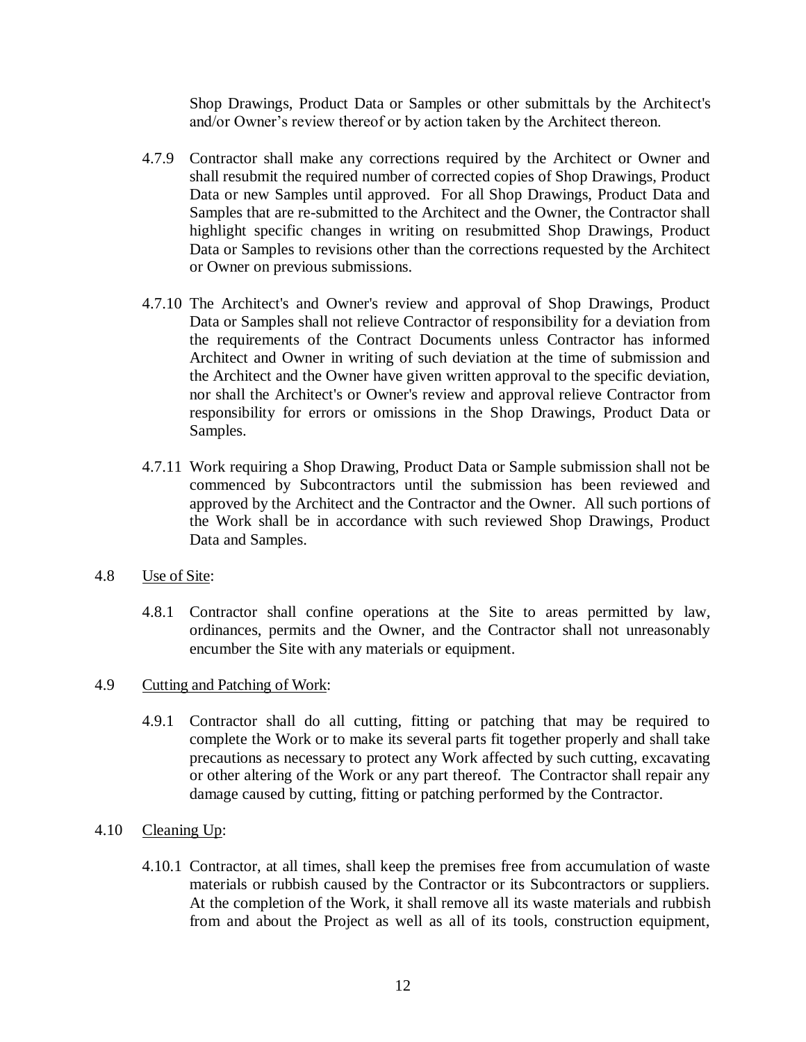Shop Drawings, Product Data or Samples or other submittals by the Architect's and/or Owner's review thereof or by action taken by the Architect thereon.

4.7.9 Contractor shall make any corrections required by the Architect or Owner and shall resubmit the required number of corrected copies of Shop Drawings, Product Data or new Samples until approved. For all Shop Drawings, Product Data and Samples that are re-submitted to the Architect and the Owner, the Contractor shall highlight specific changes in writing on resubmitted Shop Drawings, Product Data or Samples to revisions other than the corrections requested by the Architect or Owner on previous submissions.

4.7.10 The Architect's and Owner's review and approval of Shop Drawings, Product Data or Samples shall not relieve Contractor of responsibility for a deviation from the requirements of the Contract Documents unless Contractor has informed Architect and Owner in writing of such deviation at the time of submission and the Architect and the Owner have given written approval to the specific deviation, nor shall the Architect's or Owner's review and approval relieve Contractor from responsibility for errors or omissions in the Shop Drawings, Product Data or Samples.

4.7.11 Work requiring a Shop Drawing, Product Data or Sample submission shall not be commenced by Subcontractors until the submission has been reviewed and approved by the Architect and the Contractor and the Owner. All such portions of the Work shall be in accordance with such reviewed Shop Drawings, Product Data and Samples.

4.8 Use of Site:

4.8.1 Contractor shall confine operations at the Site to areas permitted by law, ordinances, permits and the Owner, and the Contractor shall not unreasonably encumber the Site with any materials or equipment.

4.9 Cutting and Patching of Work:

4.9.1 Contractor shall do all cutting, fitting or patching that may be required to complete the Work or to make its several parts fit together properly and shall take precautions as necessary to protect any Work affected by such cutting, excavating or other altering of the Work or any part thereof. The Contractor shall repair any damage caused by cutting, fitting or patching performed by the Contractor.

4.10 Cleaning Up:

4.10.1 Contractor, at all times, shall keep the premises free from accumulation of waste materials or rubbish caused by the Contractor or its Subcontractors or suppliers. At the completion of the Work, it shall remove all its waste materials and rubbish from and about the Project as well as all of its tools, construction equipment,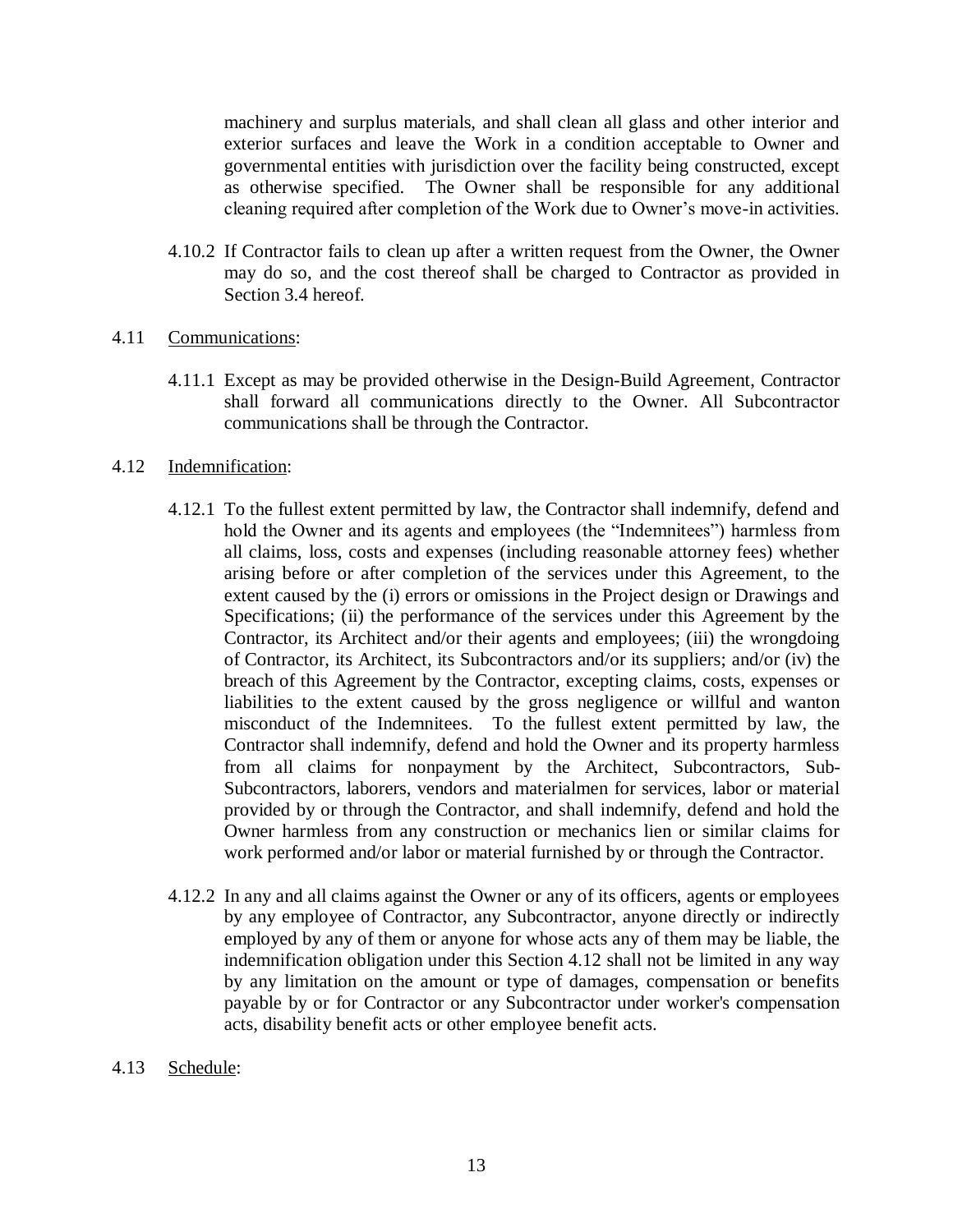machinery and surplus materials, and shall clean all glass and other interior and exterior surfaces and leave the Work in a condition acceptable to Owner and governmental entities with jurisdiction over the facility being constructed, except as otherwise specified. The Owner shall be responsible for any additional cleaning required after completion of the Work due to Owner's move-in activities.

4.10.2 If Contractor fails to clean up after a written request from the Owner, the Owner may do so, and the cost thereof shall be charged to Contractor as provided in Section 3.4 hereof.

4.11 Communications:

4.11.1 Except as may be provided otherwise in the Design-Build Agreement, Contractor shall forward all communications directly to the Owner. All Subcontractor communications shall be through the Contractor.

4.12 Indemnification:

4.12.1 To the fullest extent permitted by law, the Contractor shall indemnify, defend and hold the Owner and its agents and employees (the "Indemnitees") harmless from all claims, loss, costs and expenses (including reasonable attorney fees) whether arising before or after completion of the services under this Agreement, to the extent caused by the (i) errors or omissions in the Project design or Drawings and Specifications; (ii) the performance of the services under this Agreement by the Contractor, its Architect and/or their agents and employees; (iii) the wrongdoing of Contractor, its Architect, its Subcontractors and/or its suppliers; and/or (iv) the breach of this Agreement by the Contractor, excepting claims, costs, expenses or liabilities to the extent caused by the gross negligence or willful and wanton misconduct of the Indemnitees. To the fullest extent permitted by law, the Contractor shall indemnify, defend and hold the Owner and its property harmless from all claims for nonpayment by the Architect, Subcontractors, Sub-Subcontractors, laborers, vendors and materialmen for services, labor or material provided by or through the Contractor, and shall indemnify, defend and hold the Owner harmless from any construction or mechanics lien or similar claims for work performed and/or labor or material furnished by or through the Contractor.

4.12.2 In any and all claims against the Owner or any of its officers, agents or employees by any employee of Contractor, any Subcontractor, anyone directly or indirectly employed by any of them or anyone for whose acts any of them may be liable, the indemnification obligation under this Section 4.12 shall not be limited in any way by any limitation on the amount or type of damages, compensation or benefits payable by or for Contractor or any Subcontractor under worker's compensation acts, disability benefit acts or other employee benefit acts.

4.13 Schedule: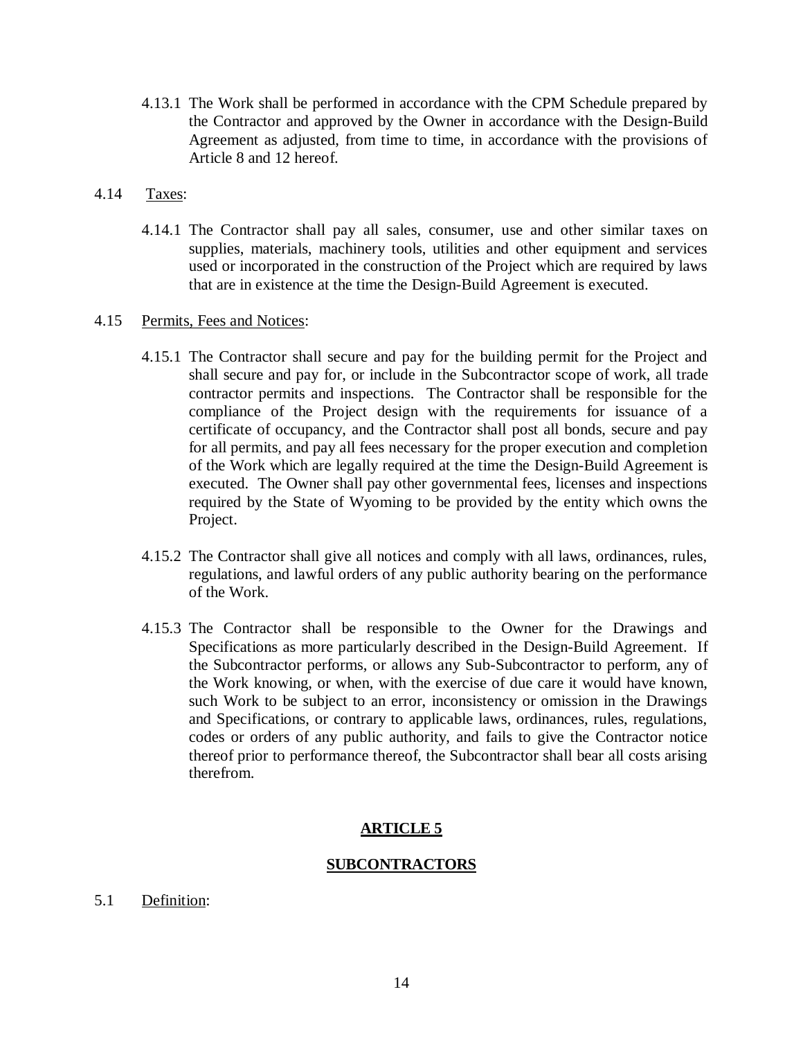4.13.1 The Work shall be performed in accordance with the CPM Schedule prepared by the Contractor and approved by the Owner in accordance with the Design-Build Agreement as adjusted, from time to time, in accordance with the provisions of Article 8 and 12 hereof.

4.14 Taxes:

4.14.1 The Contractor shall pay all sales, consumer, use and other similar taxes on supplies, materials, machinery tools, utilities and other equipment and services used or incorporated in the construction of the Project which are required by laws that are in existence at the time the Design-Build Agreement is executed.

4.15 Permits, Fees and Notices:

4.15.1 The Contractor shall secure and pay for the building permit for the Project and shall secure and pay for, or include in the Subcontractor scope of work, all trade contractor permits and inspections. The Contractor shall be responsible for the compliance of the Project design with the requirements for issuance of a certificate of occupancy, and the Contractor shall post all bonds, secure and pay for all permits, and pay all fees necessary for the proper execution and completion of the Work which are legally required at the time the Design-Build Agreement is executed. The Owner shall pay other governmental fees, licenses and inspections required by the State of Wyoming to be provided by the entity which owns the Project.

4.15.2 The Contractor shall give all notices and comply with all laws, ordinances, rules, regulations, and lawful orders of any public authority bearing on the performance of the Work.

4.15.3 The Contractor shall be responsible to the Owner for the Drawings and Specifications as more particularly described in the Design-Build Agreement. If the Subcontractor performs, or allows any Sub-Subcontractor to perform, any of the Work knowing, or when, with the exercise of due care it would have known, such Work to be subject to an error, inconsistency or omission in the Drawings and Specifications, or contrary to applicable laws, ordinances, rules, regulations, codes or orders of any public authority, and fails to give the Contractor notice thereof prior to performance thereof, the Subcontractor shall bear all costs arising therefrom.

## ARTICLE 5

## SUBCONTRACTORS

5.1 Definition: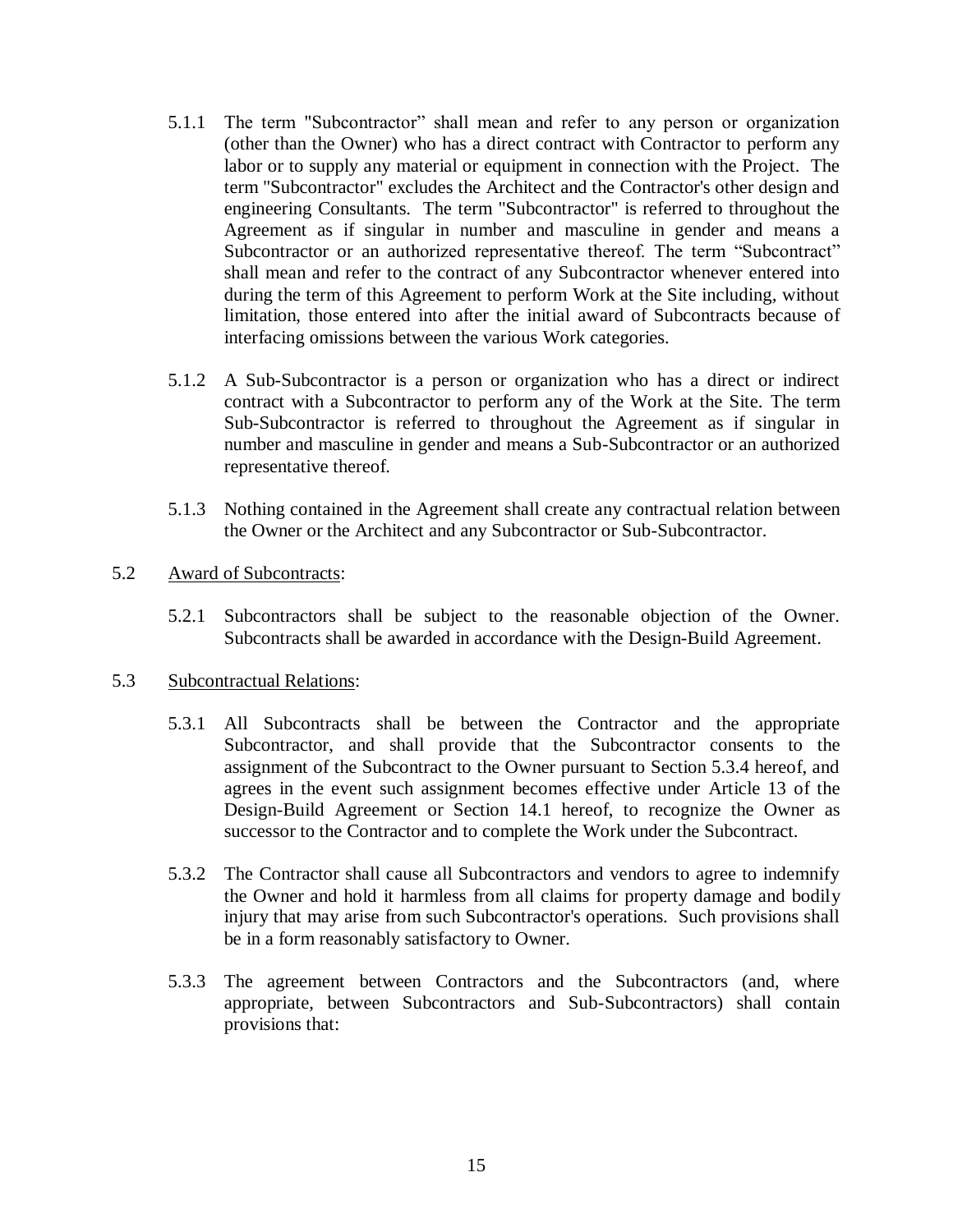5.1.1 The term "Subcontractor" shall mean and refer to any person or organization (other than the Owner) who has a direct contract with Contractor to perform any labor or to supply any material or equipment in connection with the Project. The term "Subcontractor" excludes the Architect and the Contractor's other design and engineering Consultants. The term "Subcontractor" is referred to throughout the Agreement as if singular in number and masculine in gender and means a Subcontractor or an authorized representative thereof. The term "Subcontract" shall mean and refer to the contract of any Subcontractor whenever entered into during the term of this Agreement to perform Work at the Site including, without limitation, those entered into after the initial award of Subcontracts because of interfacing omissions between the various Work categories.

5.1.2 A Sub-Subcontractor is a person or organization who has a direct or indirect contract with a Subcontractor to perform any of the Work at the Site. The term Sub-Subcontractor is referred to throughout the Agreement as if singular in number and masculine in gender and means a Sub-Subcontractor or an authorized representative thereof.

5.1.3 Nothing contained in the Agreement shall create any contractual relation between the Owner or the Architect and any Subcontractor or Sub-Subcontractor.

5.2 Award of Subcontracts:

5.2.1 Subcontractors shall be subject to the reasonable objection of the Owner. Subcontracts shall be awarded in accordance with the Design-Build Agreement.

5.3 Subcontractual Relations:

5.3.1 All Subcontracts shall be between the Contractor and the appropriate Subcontractor, and shall provide that the Subcontractor consents to the assignment of the Subcontract to the Owner pursuant to Section 5.3.4 hereof, and agrees in the event such assignment becomes effective under Article 13 of the Design-Build Agreement or Section 14.1 hereof, to recognize the Owner as successor to the Contractor and to complete the Work under the Subcontract.

5.3.2 The Contractor shall cause all Subcontractors and vendors to agree to indemnify the Owner and hold it harmless from all claims for property damage and bodily injury that may arise from such Subcontractor's operations. Such provisions shall be in a form reasonably satisfactory to Owner.

5.3.3 The agreement between Contractors and the Subcontractors (and, where appropriate, between Subcontractors and Sub-Subcontractors) shall contain provisions that: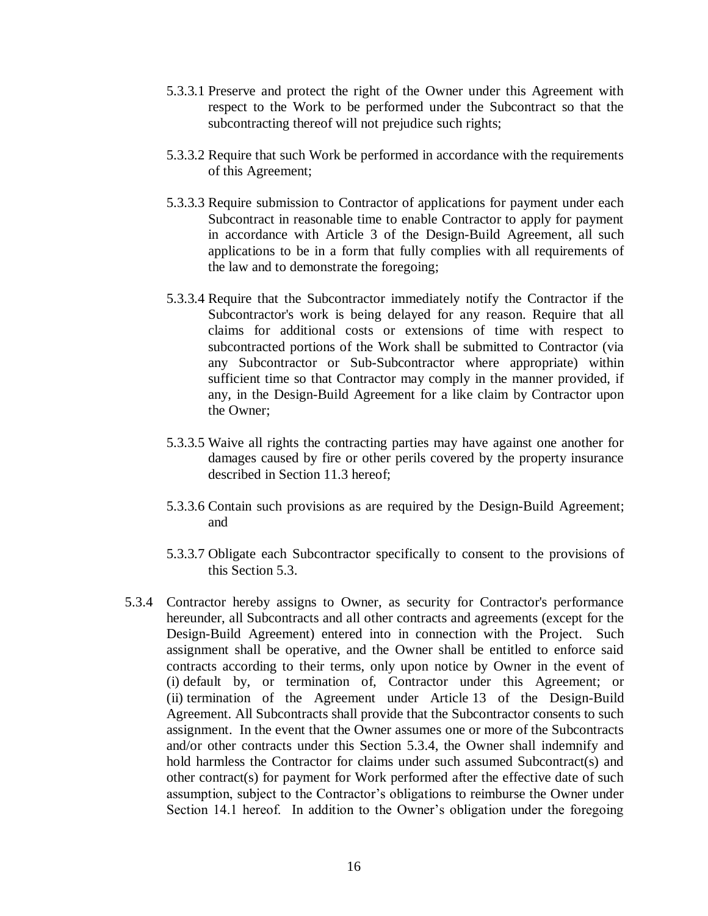5.3.3.1 Preserve and protect the right of the Owner under this Agreement with respect to the Work to be performed under the Subcontract so that the subcontracting thereof will not prejudice such rights;

5.3.3.2 Require that such Work be performed in accordance with the requirements of this Agreement;

5.3.3.3 Require submission to Contractor of applications for payment under each Subcontract in reasonable time to enable Contractor to apply for payment in accordance with Article 3 of the Design-Build Agreement, all such applications to be in a form that fully complies with all requirements of the law and to demonstrate the foregoing;

5.3.3.4 Require that the Subcontractor immediately notify the Contractor if the Subcontractor's work is being delayed for any reason. Require that all claims for additional costs or extensions of time with respect to subcontracted portions of the Work shall be submitted to Contractor (via any Subcontractor or Sub-Subcontractor where appropriate) within sufficient time so that Contractor may comply in the manner provided, if any, in the Design-Build Agreement for a like claim by Contractor upon the Owner;

5.3.3.5 Waive all rights the contracting parties may have against one another for damages caused by fire or other perils covered by the property insurance described in Section 11.3 hereof;

5.3.3.6 Contain such provisions as are required by the Design-Build Agreement; and

5.3.3.7 Obligate each Subcontractor specifically to consent to the provisions of this Section 5.3.

5.3.4 Contractor hereby assigns to Owner, as security for Contractor's performance hereunder, all Subcontracts and all other contracts and agreements (except for the Design-Build Agreement) entered into in connection with the Project. Such assignment shall be operative, and the Owner shall be entitled to enforce said contracts according to their terms, only upon notice by Owner in the event of (i) default by, or termination of, Contractor under this Agreement; or (ii) termination of the Agreement under Article 13 of the Design-Build Agreement. All Subcontracts shall provide that the Subcontractor consents to such assignment. In the event that the Owner assumes one or more of the Subcontracts and/or other contracts under this Section 5.3.4, the Owner shall indemnify and hold harmless the Contractor for claims under such assumed Subcontract(s) and other contract(s) for payment for Work performed after the effective date of such assumption, subject to the Contractor's obligations to reimburse the Owner under Section 14.1 hereof. In addition to the Owner's obligation under the foregoing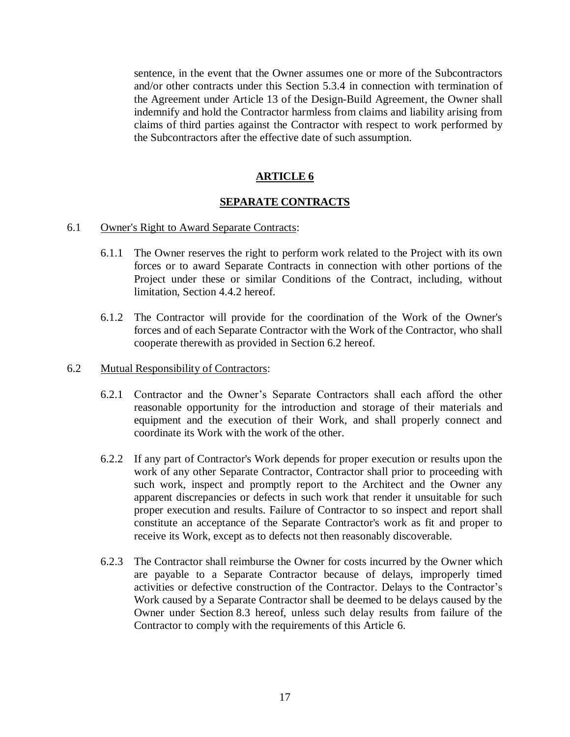sentence, in the event that the Owner assumes one or more of the Subcontractors and/or other contracts under this Section 5.3.4 in connection with termination of the Agreement under Article 13 of the Design-Build Agreement, the Owner shall indemnify and hold the Contractor harmless from claims and liability arising from claims of third parties against the Contractor with respect to work performed by the Subcontractors after the effective date of such assumption.

## ARTICLE 6

## SEPARATE CONTRACTS

6.1 Owner's Right to Award Separate Contracts:

6.1.1 The Owner reserves the right to perform work related to the Project with its own forces or to award Separate Contracts in connection with other portions of the Project under these or similar Conditions of the Contract, including, without limitation, Section 4.4.2 hereof.

6.1.2 The Contractor will provide for the coordination of the Work of the Owner's forces and of each Separate Contractor with the Work of the Contractor, who shall cooperate therewith as provided in Section 6.2 hereof.

6.2 Mutual Responsibility of Contractors:

6.2.1 Contractor and the Owner's Separate Contractors shall each afford the other reasonable opportunity for the introduction and storage of their materials and equipment and the execution of their Work, and shall properly connect and coordinate its Work with the work of the other.

6.2.2 If any part of Contractor's Work depends for proper execution or results upon the work of any other Separate Contractor, Contractor shall prior to proceeding with such work, inspect and promptly report to the Architect and the Owner any apparent discrepancies or defects in such work that render it unsuitable for such proper execution and results. Failure of Contractor to so inspect and report shall constitute an acceptance of the Separate Contractor's work as fit and proper to receive its Work, except as to defects not then reasonably discoverable.

6.2.3 The Contractor shall reimburse the Owner for costs incurred by the Owner which are payable to a Separate Contractor because of delays, improperly timed activities or defective construction of the Contractor. Delays to the Contractor's Work caused by a Separate Contractor shall be deemed to be delays caused by the Owner under Section 8.3 hereof, unless such delay results from failure of the Contractor to comply with the requirements of this Article 6.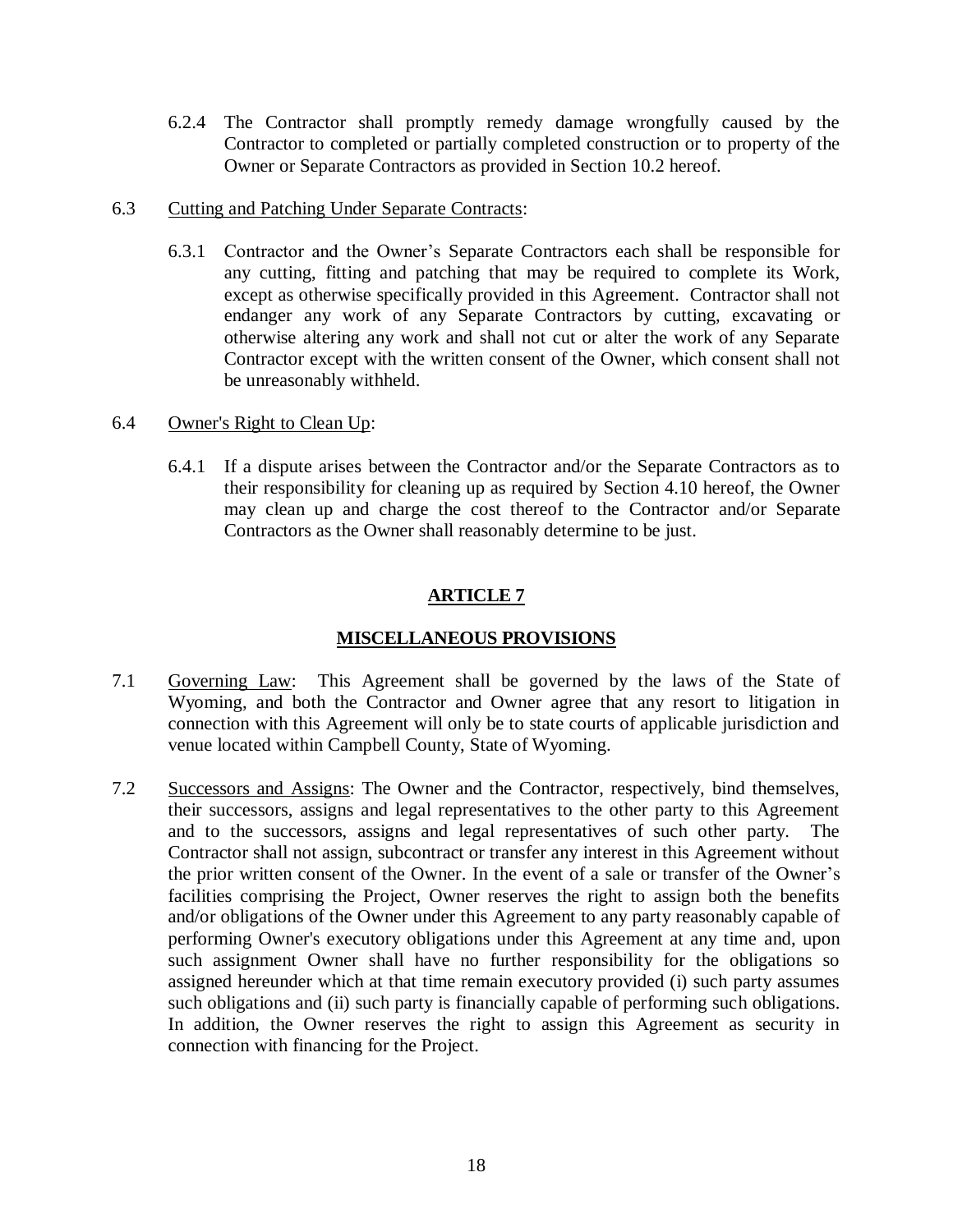6.2.4 The Contractor shall promptly remedy damage wrongfully caused by the Contractor to completed or partially completed construction or to property of the Owner or Separate Contractors as provided in Section 10.2 hereof.

6.3 Cutting and Patching Under Separate Contracts:

6.3.1 Contractor and the Owner's Separate Contractors each shall be responsible for any cutting, fitting and patching that may be required to complete its Work, except as otherwise specifically provided in this Agreement. Contractor shall not endanger any work of any Separate Contractors by cutting, excavating or otherwise altering any work and shall not cut or alter the work of any Separate Contractor except with the written consent of the Owner, which consent shall not be unreasonably withheld.

6.4 Owner's Right to Clean Up:

6.4.1 If a dispute arises between the Contractor and/or the Separate Contractors as to their responsibility for cleaning up as required by Section 4.10 hereof, the Owner may clean up and charge the cost thereof to the Contractor and/or Separate Contractors as the Owner shall reasonably determine to be just.

## ARTICLE 7

## MISCELLANEOUS PROVISIONS

7.1 Governing Law: This Agreement shall be governed by the laws of the State of Wyoming, and both the Contractor and Owner agree that any resort to litigation in connection with this Agreement will only be to state courts of applicable jurisdiction and venue located within Campbell County, State of Wyoming.

7.2 Successors and Assigns: The Owner and the Contractor, respectively, bind themselves, their successors, assigns and legal representatives to the other party to this Agreement and to the successors, assigns and legal representatives of such other party. The Contractor shall not assign, subcontract or transfer any interest in this Agreement without the prior written consent of the Owner. In the event of a sale or transfer of the Owner's facilities comprising the Project, Owner reserves the right to assign both the benefits and/or obligations of the Owner under this Agreement to any party reasonably capable of performing Owner's executory obligations under this Agreement at any time and, upon such assignment Owner shall have no further responsibility for the obligations so assigned hereunder which at that time remain executory provided (i) such party assumes such obligations and (ii) such party is financially capable of performing such obligations. In addition, the Owner reserves the right to assign this Agreement as security in connection with financing for the Project.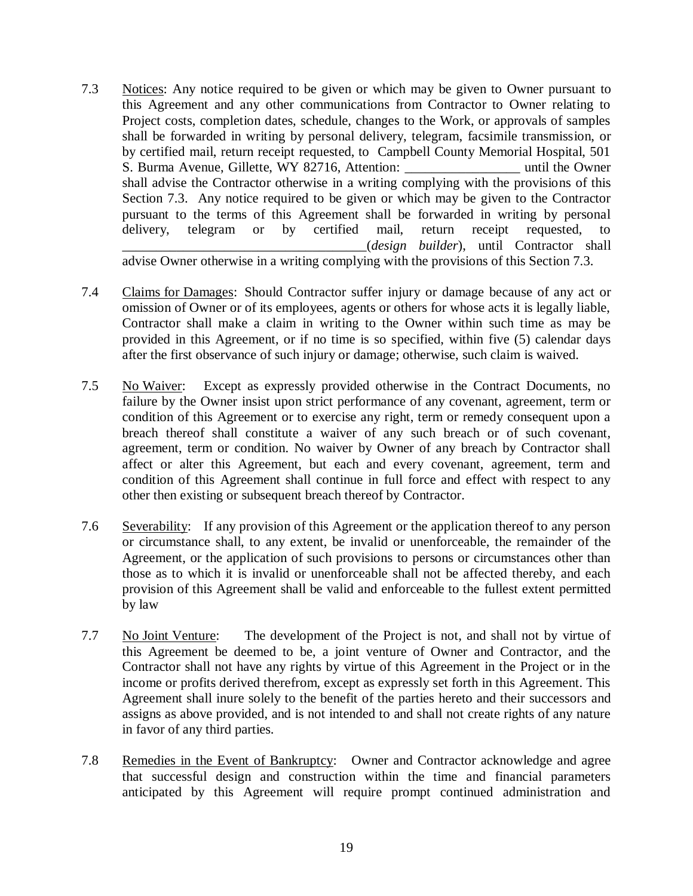7.3 Notices: Any notice required to be given or which may be given to Owner pursuant to this Agreement and any other communications from Contractor to Owner relating to Project costs, completion dates, schedule, changes to the Work, or approvals of samples shall be forwarded in writing by personal delivery, telegram, facsimile transmission, or by certified mail, return receipt requested, to Campbell County Memorial Hospital, 501 S. Burma Avenue, Gillette, WY 82716, Attention: _________________ until the Owner shall advise the Contractor otherwise in a writing complying with the provisions of this Section 7.3. Any notice required to be given or which may be given to the Contractor pursuant to the terms of this Agreement shall be forwarded in writing by personal delivery, telegram or by certified mail, return receipt requested, to ____________________________________(*design builder*), until Contractor shall advise Owner otherwise in a writing complying with the provisions of this Section 7.3.

7.4 Claims for Damages: Should Contractor suffer injury or damage because of any act or omission of Owner or of its employees, agents or others for whose acts it is legally liable, Contractor shall make a claim in writing to the Owner within such time as may be provided in this Agreement, or if no time is so specified, within five (5) calendar days after the first observance of such injury or damage; otherwise, such claim is waived.

7.5 No Waiver: Except as expressly provided otherwise in the Contract Documents, no failure by the Owner insist upon strict performance of any covenant, agreement, term or condition of this Agreement or to exercise any right, term or remedy consequent upon a breach thereof shall constitute a waiver of any such breach or of such covenant, agreement, term or condition. No waiver by Owner of any breach by Contractor shall affect or alter this Agreement, but each and every covenant, agreement, term and condition of this Agreement shall continue in full force and effect with respect to any other then existing or subsequent breach thereof by Contractor.

7.6 Severability: If any provision of this Agreement or the application thereof to any person or circumstance shall, to any extent, be invalid or unenforceable, the remainder of the Agreement, or the application of such provisions to persons or circumstances other than those as to which it is invalid or unenforceable shall not be affected thereby, and each provision of this Agreement shall be valid and enforceable to the fullest extent permitted by law

7.7 No Joint Venture: The development of the Project is not, and shall not by virtue of this Agreement be deemed to be, a joint venture of Owner and Contractor, and the Contractor shall not have any rights by virtue of this Agreement in the Project or in the income or profits derived therefrom, except as expressly set forth in this Agreement. This Agreement shall inure solely to the benefit of the parties hereto and their successors and assigns as above provided, and is not intended to and shall not create rights of any nature in favor of any third parties.

7.8 Remedies in the Event of Bankruptcy: Owner and Contractor acknowledge and agree that successful design and construction within the time and financial parameters anticipated by this Agreement will require prompt continued administration and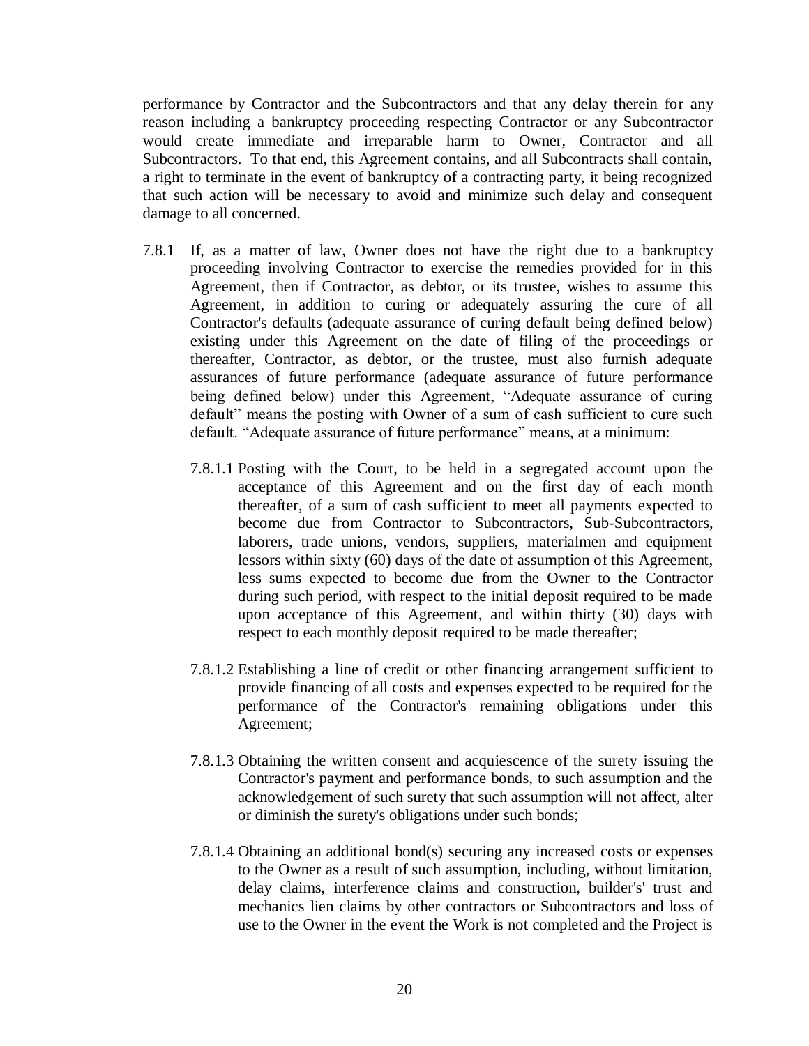performance by Contractor and the Subcontractors and that any delay therein for any reason including a bankruptcy proceeding respecting Contractor or any Subcontractor would create immediate and irreparable harm to Owner, Contractor and all Subcontractors. To that end, this Agreement contains, and all Subcontracts shall contain, a right to terminate in the event of bankruptcy of a contracting party, it being recognized that such action will be necessary to avoid and minimize such delay and consequent damage to all concerned.

7.8.1 If, as a matter of law, Owner does not have the right due to a bankruptcy proceeding involving Contractor to exercise the remedies provided for in this Agreement, then if Contractor, as debtor, or its trustee, wishes to assume this Agreement, in addition to curing or adequately assuring the cure of all Contractor's defaults (adequate assurance of curing default being defined below) existing under this Agreement on the date of filing of the proceedings or thereafter, Contractor, as debtor, or the trustee, must also furnish adequate assurances of future performance (adequate assurance of future performance being defined below) under this Agreement, "Adequate assurance of curing default" means the posting with Owner of a sum of cash sufficient to cure such default. "Adequate assurance of future performance" means, at a minimum:

7.8.1.1 Posting with the Court, to be held in a segregated account upon the acceptance of this Agreement and on the first day of each month thereafter, of a sum of cash sufficient to meet all payments expected to become due from Contractor to Subcontractors, Sub-Subcontractors, laborers, trade unions, vendors, suppliers, materialmen and equipment lessors within sixty (60) days of the date of assumption of this Agreement, less sums expected to become due from the Owner to the Contractor during such period, with respect to the initial deposit required to be made upon acceptance of this Agreement, and within thirty (30) days with respect to each monthly deposit required to be made thereafter;

7.8.1.2 Establishing a line of credit or other financing arrangement sufficient to provide financing of all costs and expenses expected to be required for the performance of the Contractor's remaining obligations under this Agreement;

7.8.1.3 Obtaining the written consent and acquiescence of the surety issuing the Contractor's payment and performance bonds, to such assumption and the acknowledgement of such surety that such assumption will not affect, alter or diminish the surety's obligations under such bonds;

7.8.1.4 Obtaining an additional bond(s) securing any increased costs or expenses to the Owner as a result of such assumption, including, without limitation, delay claims, interference claims and construction, builder's' trust and mechanics lien claims by other contractors or Subcontractors and loss of use to the Owner in the event the Work is not completed and the Project is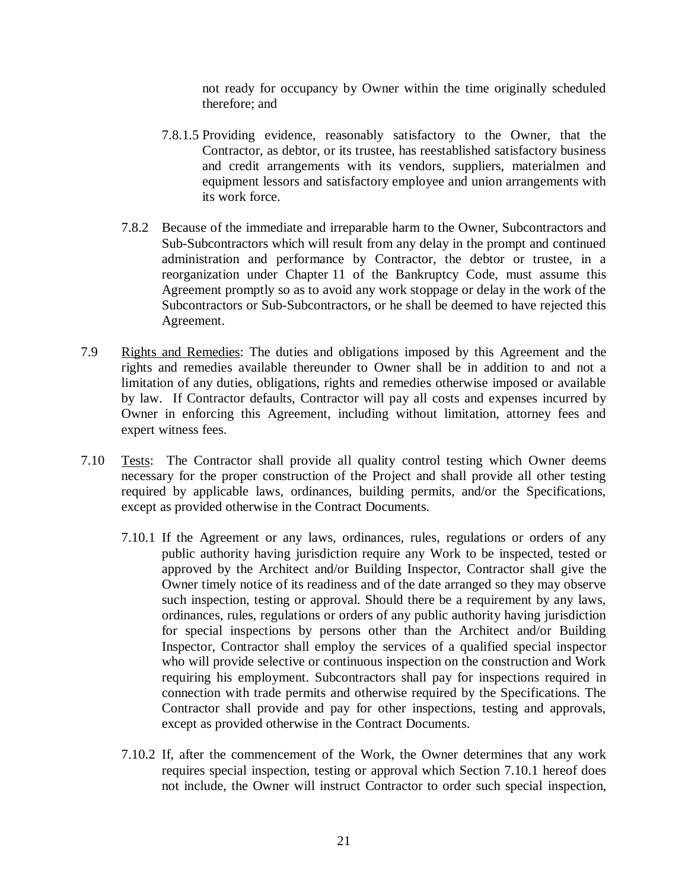not ready for occupancy by Owner within the time originally scheduled therefore; and

7.8.1.5 Providing evidence, reasonably satisfactory to the Owner, that the Contractor, as debtor, or its trustee, has reestablished satisfactory business and credit arrangements with its vendors, suppliers, materialmen and equipment lessors and satisfactory employee and union arrangements with its work force.

7.8.2 Because of the immediate and irreparable harm to the Owner, Subcontractors and Sub-Subcontractors which will result from any delay in the prompt and continued administration and performance by Contractor, the debtor or trustee, in a reorganization under Chapter 11 of the Bankruptcy Code, must assume this Agreement promptly so as to avoid any work stoppage or delay in the work of the Subcontractors or Sub-Subcontractors, or he shall be deemed to have rejected this Agreement.

7.9 Rights and Remedies: The duties and obligations imposed by this Agreement and the rights and remedies available thereunder to Owner shall be in addition to and not a limitation of any duties, obligations, rights and remedies otherwise imposed or available by law. If Contractor defaults, Contractor will pay all costs and expenses incurred by Owner in enforcing this Agreement, including without limitation, attorney fees and expert witness fees.

7.10 Tests: The Contractor shall provide all quality control testing which Owner deems necessary for the proper construction of the Project and shall provide all other testing required by applicable laws, ordinances, building permits, and/or the Specifications, except as provided otherwise in the Contract Documents.

7.10.1 If the Agreement or any laws, ordinances, rules, regulations or orders of any public authority having jurisdiction require any Work to be inspected, tested or approved by the Architect and/or Building Inspector, Contractor shall give the Owner timely notice of its readiness and of the date arranged so they may observe such inspection, testing or approval. Should there be a requirement by any laws, ordinances, rules, regulations or orders of any public authority having jurisdiction for special inspections by persons other than the Architect and/or Building Inspector, Contractor shall employ the services of a qualified special inspector who will provide selective or continuous inspection on the construction and Work requiring his employment. Subcontractors shall pay for inspections required in connection with trade permits and otherwise required by the Specifications. The Contractor shall provide and pay for other inspections, testing and approvals, except as provided otherwise in the Contract Documents.

7.10.2 If, after the commencement of the Work, the Owner determines that any work requires special inspection, testing or approval which Section 7.10.1 hereof does not include, the Owner will instruct Contractor to order such special inspection,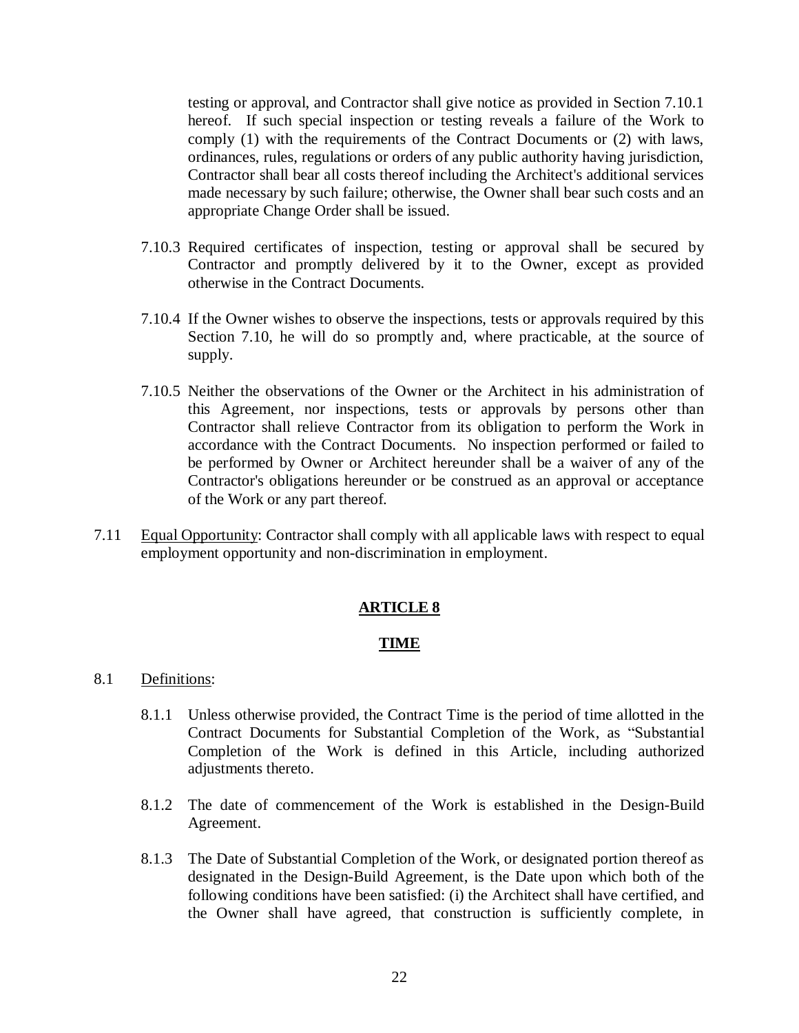testing or approval, and Contractor shall give notice as provided in Section 7.10.1 hereof. If such special inspection or testing reveals a failure of the Work to comply (1) with the requirements of the Contract Documents or (2) with laws, ordinances, rules, regulations or orders of any public authority having jurisdiction, Contractor shall bear all costs thereof including the Architect's additional services made necessary by such failure; otherwise, the Owner shall bear such costs and an appropriate Change Order shall be issued.

7.10.3 Required certificates of inspection, testing or approval shall be secured by Contractor and promptly delivered by it to the Owner, except as provided otherwise in the Contract Documents.

7.10.4 If the Owner wishes to observe the inspections, tests or approvals required by this Section 7.10, he will do so promptly and, where practicable, at the source of supply.

7.10.5 Neither the observations of the Owner or the Architect in his administration of this Agreement, nor inspections, tests or approvals by persons other than Contractor shall relieve Contractor from its obligation to perform the Work in accordance with the Contract Documents. No inspection performed or failed to be performed by Owner or Architect hereunder shall be a waiver of any of the Contractor's obligations hereunder or be construed as an approval or acceptance of the Work or any part thereof.

7.11 Equal Opportunity: Contractor shall comply with all applicable laws with respect to equal employment opportunity and non-discrimination in employment.

## ARTICLE 8

## TIME

8.1 Definitions:

8.1.1 Unless otherwise provided, the Contract Time is the period of time allotted in the Contract Documents for Substantial Completion of the Work, as "Substantial Completion of the Work is defined in this Article, including authorized adjustments thereto.

8.1.2 The date of commencement of the Work is established in the Design-Build Agreement.

8.1.3 The Date of Substantial Completion of the Work, or designated portion thereof as designated in the Design-Build Agreement, is the Date upon which both of the following conditions have been satisfied: (i) the Architect shall have certified, and the Owner shall have agreed, that construction is sufficiently complete, in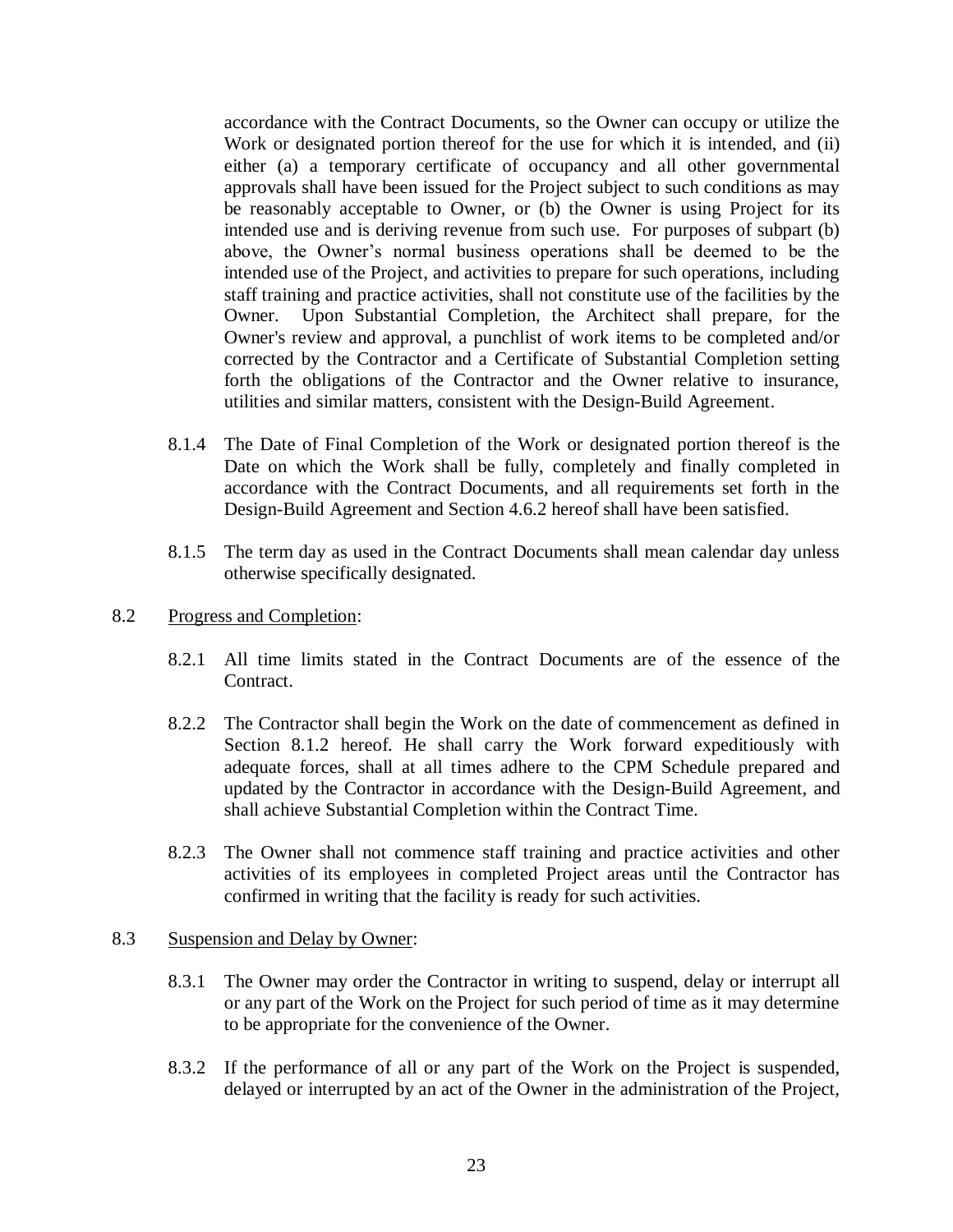accordance with the Contract Documents, so the Owner can occupy or utilize the Work or designated portion thereof for the use for which it is intended, and (ii) either (a) a temporary certificate of occupancy and all other governmental approvals shall have been issued for the Project subject to such conditions as may be reasonably acceptable to Owner, or (b) the Owner is using Project for its intended use and is deriving revenue from such use. For purposes of subpart (b) above, the Owner's normal business operations shall be deemed to be the intended use of the Project, and activities to prepare for such operations, including staff training and practice activities, shall not constitute use of the facilities by the Owner. Upon Substantial Completion, the Architect shall prepare, for the Owner's review and approval, a punchlist of work items to be completed and/or corrected by the Contractor and a Certificate of Substantial Completion setting forth the obligations of the Contractor and the Owner relative to insurance, utilities and similar matters, consistent with the Design-Build Agreement.

8.1.4 The Date of Final Completion of the Work or designated portion thereof is the Date on which the Work shall be fully, completely and finally completed in accordance with the Contract Documents, and all requirements set forth in the Design-Build Agreement and Section 4.6.2 hereof shall have been satisfied.

8.1.5 The term day as used in the Contract Documents shall mean calendar day unless otherwise specifically designated.

8.2 Progress and Completion:

8.2.1 All time limits stated in the Contract Documents are of the essence of the Contract.

8.2.2 The Contractor shall begin the Work on the date of commencement as defined in Section 8.1.2 hereof. He shall carry the Work forward expeditiously with adequate forces, shall at all times adhere to the CPM Schedule prepared and updated by the Contractor in accordance with the Design-Build Agreement, and shall achieve Substantial Completion within the Contract Time.

8.2.3 The Owner shall not commence staff training and practice activities and other activities of its employees in completed Project areas until the Contractor has confirmed in writing that the facility is ready for such activities.

8.3 Suspension and Delay by Owner:

8.3.1 The Owner may order the Contractor in writing to suspend, delay or interrupt all or any part of the Work on the Project for such period of time as it may determine to be appropriate for the convenience of the Owner.

8.3.2 If the performance of all or any part of the Work on the Project is suspended, delayed or interrupted by an act of the Owner in the administration of the Project,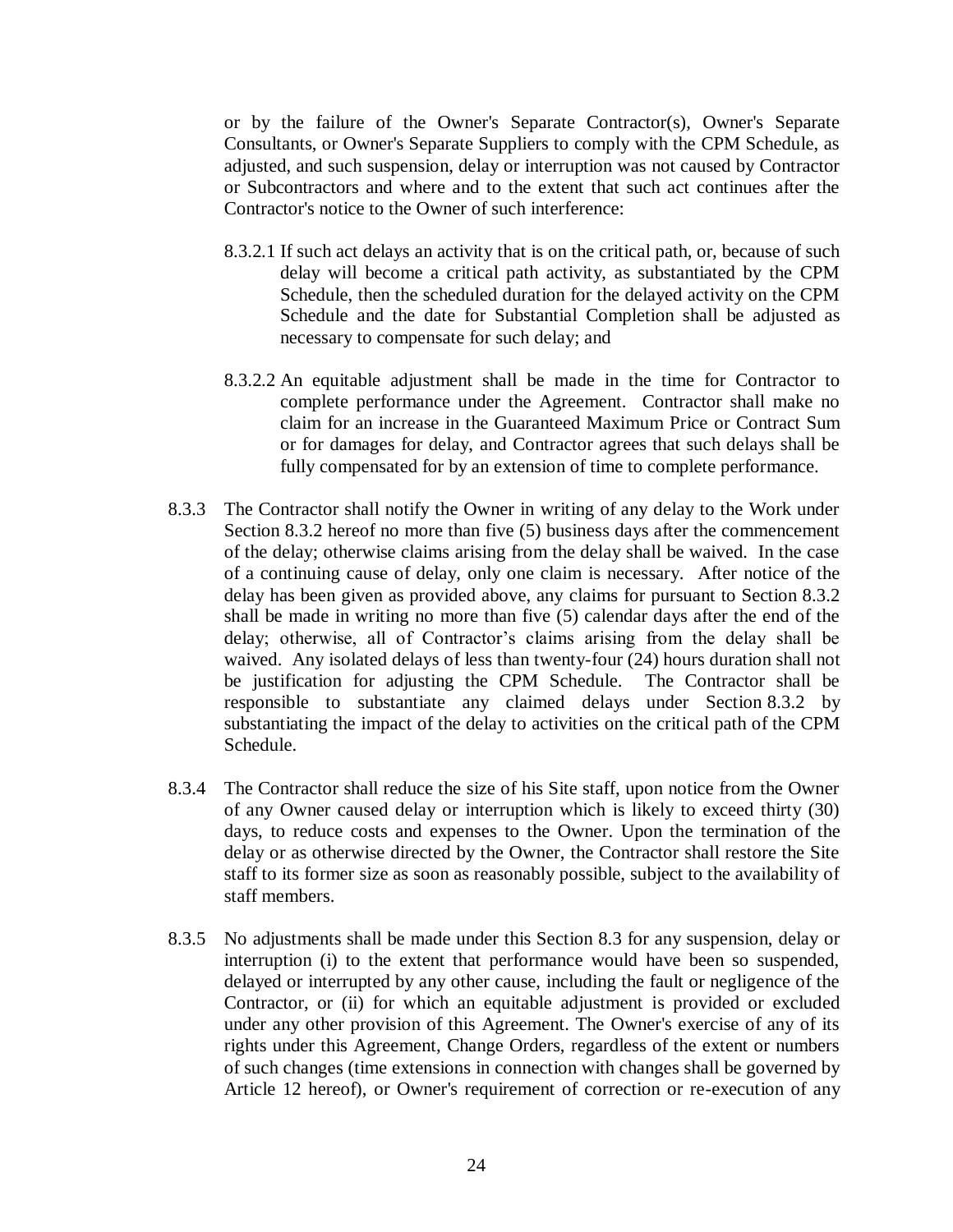or by the failure of the Owner's Separate Contractor(s), Owner's Separate Consultants, or Owner's Separate Suppliers to comply with the CPM Schedule, as adjusted, and such suspension, delay or interruption was not caused by Contractor or Subcontractors and where and to the extent that such act continues after the Contractor's notice to the Owner of such interference:

8.3.2.1 If such act delays an activity that is on the critical path, or, because of such delay will become a critical path activity, as substantiated by the CPM Schedule, then the scheduled duration for the delayed activity on the CPM Schedule and the date for Substantial Completion shall be adjusted as necessary to compensate for such delay; and

8.3.2.2 An equitable adjustment shall be made in the time for Contractor to complete performance under the Agreement. Contractor shall make no claim for an increase in the Guaranteed Maximum Price or Contract Sum or for damages for delay, and Contractor agrees that such delays shall be fully compensated for by an extension of time to complete performance.

8.3.3 The Contractor shall notify the Owner in writing of any delay to the Work under Section 8.3.2 hereof no more than five (5) business days after the commencement of the delay; otherwise claims arising from the delay shall be waived. In the case of a continuing cause of delay, only one claim is necessary. After notice of the delay has been given as provided above, any claims for pursuant to Section 8.3.2 shall be made in writing no more than five (5) calendar days after the end of the delay; otherwise, all of Contractor's claims arising from the delay shall be waived. Any isolated delays of less than twenty-four (24) hours duration shall not be justification for adjusting the CPM Schedule. The Contractor shall be responsible to substantiate any claimed delays under Section 8.3.2 by substantiating the impact of the delay to activities on the critical path of the CPM Schedule.

8.3.4 The Contractor shall reduce the size of his Site staff, upon notice from the Owner of any Owner caused delay or interruption which is likely to exceed thirty (30) days, to reduce costs and expenses to the Owner. Upon the termination of the delay or as otherwise directed by the Owner, the Contractor shall restore the Site staff to its former size as soon as reasonably possible, subject to the availability of staff members.

8.3.5 No adjustments shall be made under this Section 8.3 for any suspension, delay or interruption (i) to the extent that performance would have been so suspended, delayed or interrupted by any other cause, including the fault or negligence of the Contractor, or (ii) for which an equitable adjustment is provided or excluded under any other provision of this Agreement. The Owner's exercise of any of its rights under this Agreement, Change Orders, regardless of the extent or numbers of such changes (time extensions in connection with changes shall be governed by Article 12 hereof), or Owner's requirement of correction or re-execution of any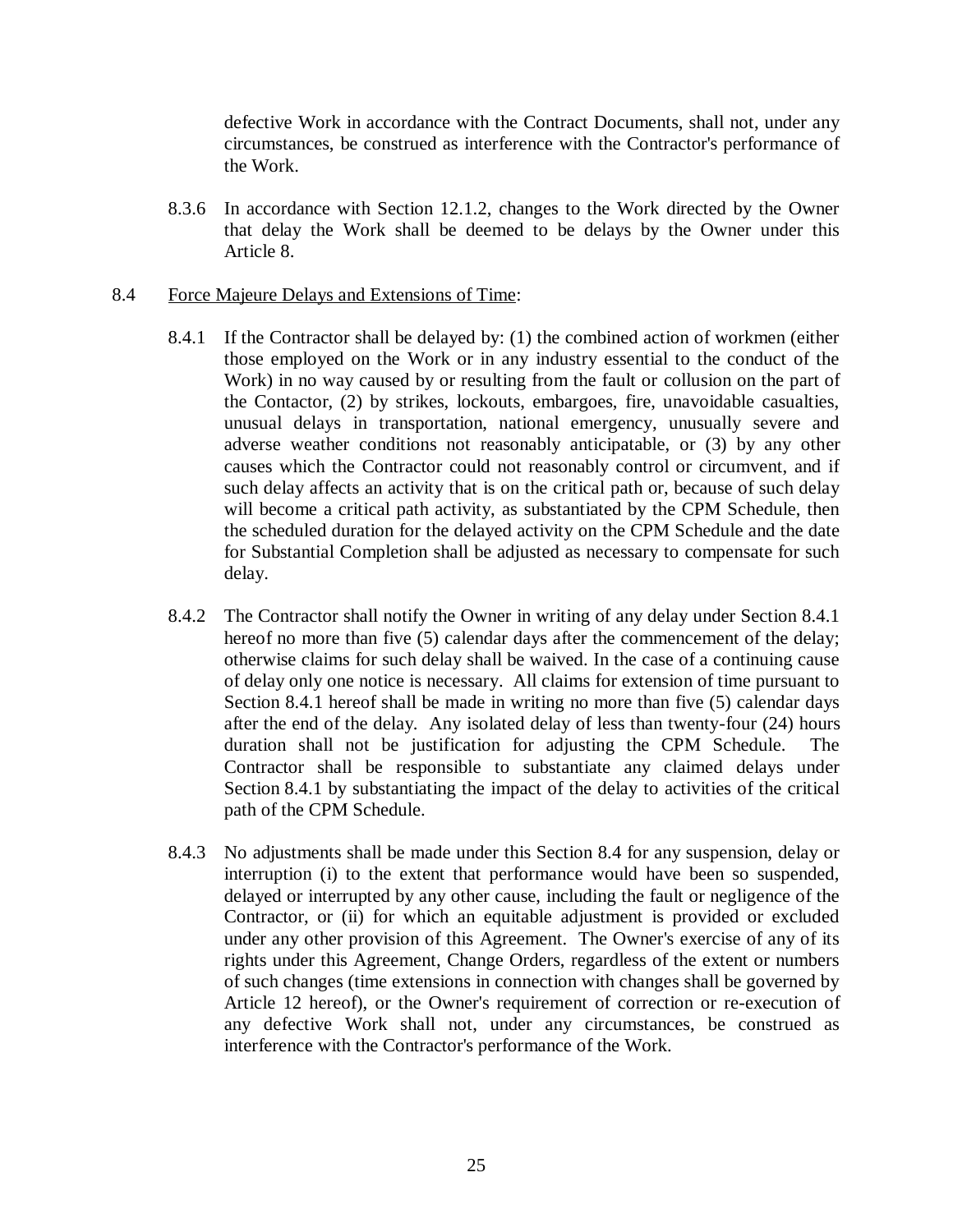defective Work in accordance with the Contract Documents, shall not, under any circumstances, be construed as interference with the Contractor's performance of the Work.

8.3.6 In accordance with Section 12.1.2, changes to the Work directed by the Owner that delay the Work shall be deemed to be delays by the Owner under this Article 8.

8.4 Force Majeure Delays and Extensions of Time:

8.4.1 If the Contractor shall be delayed by: (1) the combined action of workmen (either those employed on the Work or in any industry essential to the conduct of the Work) in no way caused by or resulting from the fault or collusion on the part of the Contactor, (2) by strikes, lockouts, embargoes, fire, unavoidable casualties, unusual delays in transportation, national emergency, unusually severe and adverse weather conditions not reasonably anticipatable, or (3) by any other causes which the Contractor could not reasonably control or circumvent, and if such delay affects an activity that is on the critical path or, because of such delay will become a critical path activity, as substantiated by the CPM Schedule, then the scheduled duration for the delayed activity on the CPM Schedule and the date for Substantial Completion shall be adjusted as necessary to compensate for such delay.

8.4.2 The Contractor shall notify the Owner in writing of any delay under Section 8.4.1 hereof no more than five (5) calendar days after the commencement of the delay; otherwise claims for such delay shall be waived. In the case of a continuing cause of delay only one notice is necessary. All claims for extension of time pursuant to Section 8.4.1 hereof shall be made in writing no more than five (5) calendar days after the end of the delay. Any isolated delay of less than twenty-four (24) hours duration shall not be justification for adjusting the CPM Schedule. The Contractor shall be responsible to substantiate any claimed delays under Section 8.4.1 by substantiating the impact of the delay to activities of the critical path of the CPM Schedule.

8.4.3 No adjustments shall be made under this Section 8.4 for any suspension, delay or interruption (i) to the extent that performance would have been so suspended, delayed or interrupted by any other cause, including the fault or negligence of the Contractor, or (ii) for which an equitable adjustment is provided or excluded under any other provision of this Agreement. The Owner's exercise of any of its rights under this Agreement, Change Orders, regardless of the extent or numbers of such changes (time extensions in connection with changes shall be governed by Article 12 hereof), or the Owner's requirement of correction or re-execution of any defective Work shall not, under any circumstances, be construed as interference with the Contractor's performance of the Work.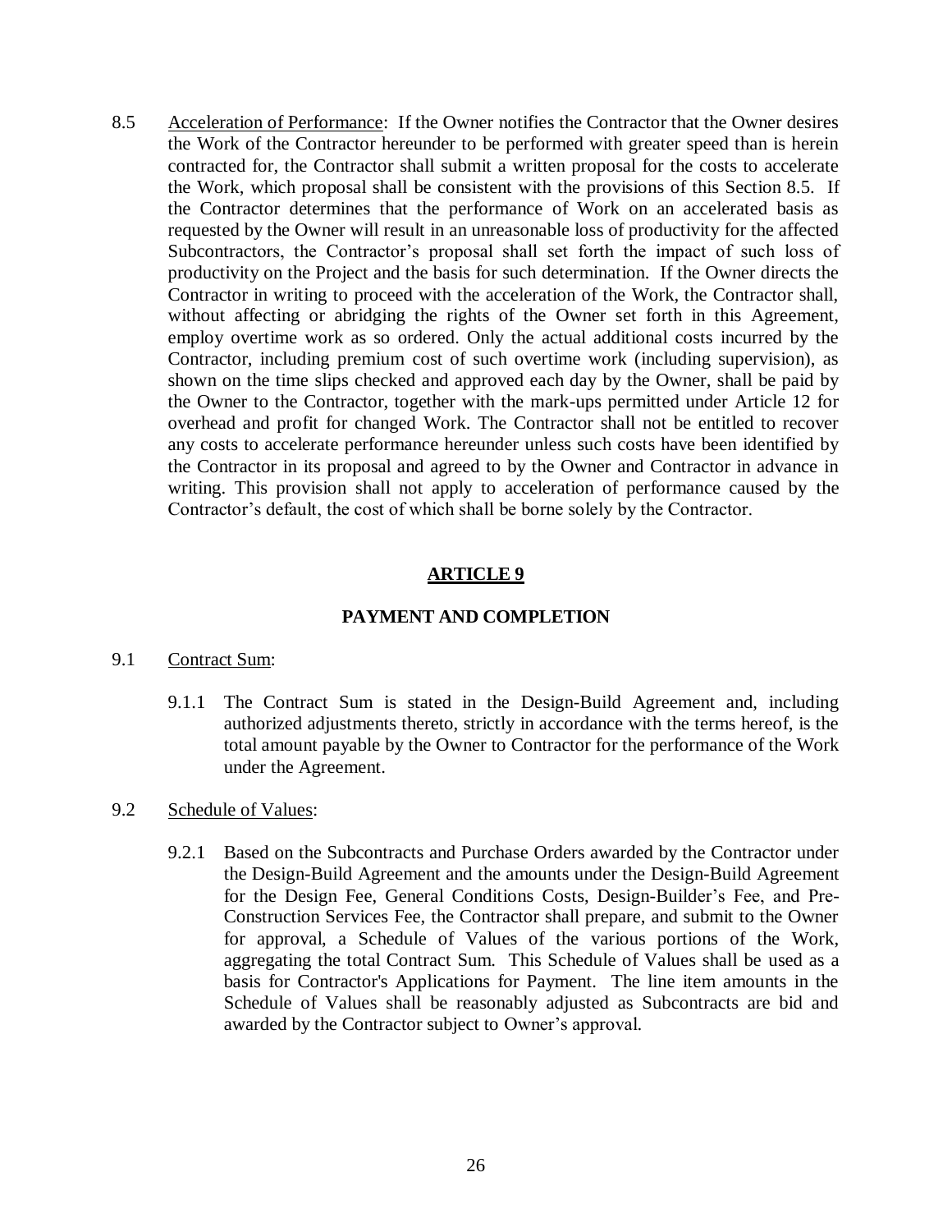8.5 <u>Acceleration of Performance</u>: If the Owner notifies the Contractor that the Owner desires the Work of the Contractor hereunder to be performed with greater speed than is herein contracted for, the Contractor shall submit a written proposal for the costs to accelerate the Work, which proposal shall be consistent with the provisions of this Section 8.5. If the Contractor determines that the performance of Work on an accelerated basis as requested by the Owner will result in an unreasonable loss of productivity for the affected Subcontractors, the Contractor's proposal shall set forth the impact of such loss of productivity on the Project and the basis for such determination. If the Owner directs the Contractor in writing to proceed with the acceleration of the Work, the Contractor shall, without affecting or abridging the rights of the Owner set forth in this Agreement, employ overtime work as so ordered. Only the actual additional costs incurred by the Contractor, including premium cost of such overtime work (including supervision), as shown on the time slips checked and approved each day by the Owner, shall be paid by the Owner to the Contractor, together with the mark-ups permitted under Article 12 for overhead and profit for changed Work. The Contractor shall not be entitled to recover any costs to accelerate performance hereunder unless such costs have been identified by the Contractor in its proposal and agreed to by the Owner and Contractor in advance in writing. This provision shall not apply to acceleration of performance caused by the Contractor's default, the cost of which shall be borne solely by the Contractor.

## ARTICLE 9

## PAYMENT AND COMPLETION

9.1 <u>Contract Sum</u>:

9.1.1 The Contract Sum is stated in the Design-Build Agreement and, including authorized adjustments thereto, strictly in accordance with the terms hereof, is the total amount payable by the Owner to Contractor for the performance of the Work under the Agreement.

9.2 <u>Schedule of Values</u>:

9.2.1 Based on the Subcontracts and Purchase Orders awarded by the Contractor under the Design-Build Agreement and the amounts under the Design-Build Agreement for the Design Fee, General Conditions Costs, Design-Builder's Fee, and Pre-Construction Services Fee, the Contractor shall prepare, and submit to the Owner for approval, a Schedule of Values of the various portions of the Work, aggregating the total Contract Sum. This Schedule of Values shall be used as a basis for Contractor's Applications for Payment. The line item amounts in the Schedule of Values shall be reasonably adjusted as Subcontracts are bid and awarded by the Contractor subject to Owner's approval.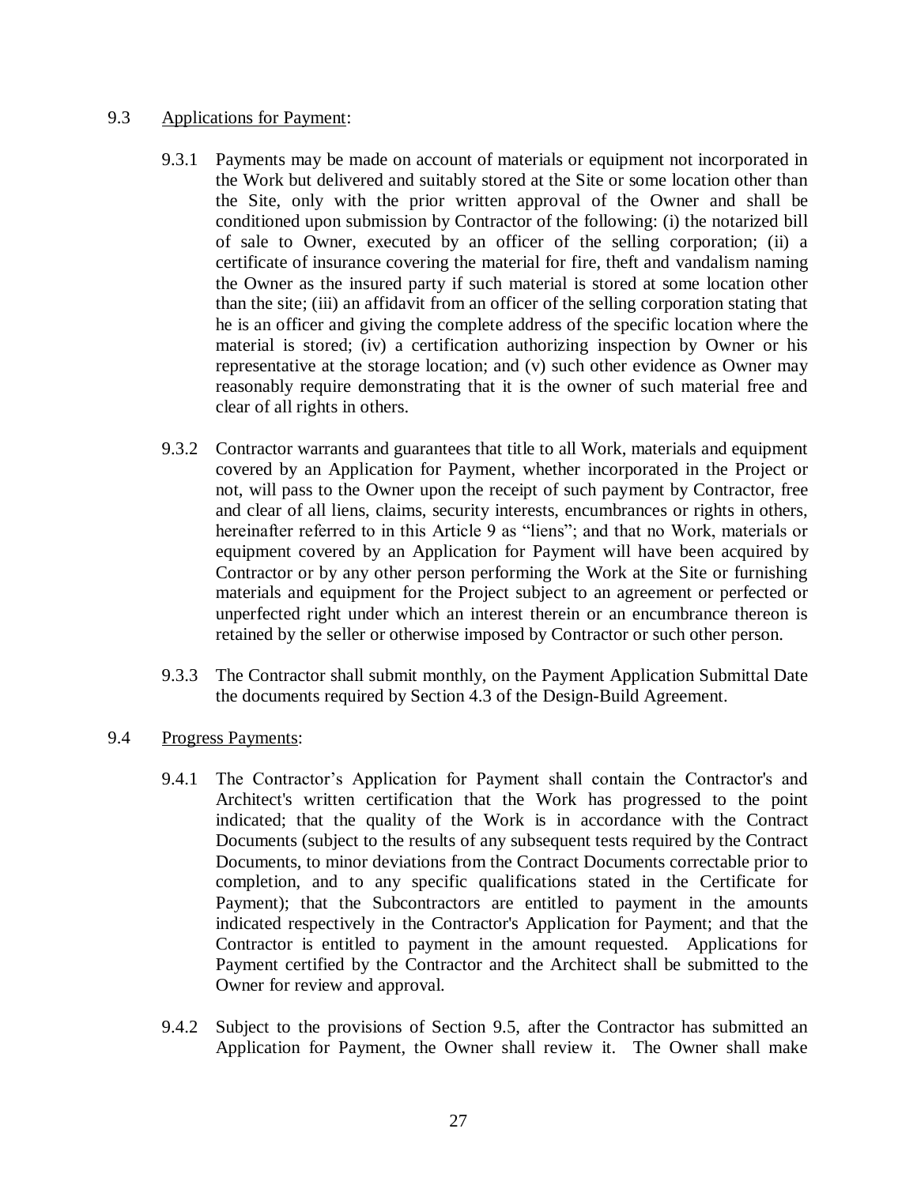9.3 Applications for Payment:

9.3.1 Payments may be made on account of materials or equipment not incorporated in the Work but delivered and suitably stored at the Site or some location other than the Site, only with the prior written approval of the Owner and shall be conditioned upon submission by Contractor of the following: (i) the notarized bill of sale to Owner, executed by an officer of the selling corporation; (ii) a certificate of insurance covering the material for fire, theft and vandalism naming the Owner as the insured party if such material is stored at some location other than the site; (iii) an affidavit from an officer of the selling corporation stating that he is an officer and giving the complete address of the specific location where the material is stored; (iv) a certification authorizing inspection by Owner or his representative at the storage location; and (v) such other evidence as Owner may reasonably require demonstrating that it is the owner of such material free and clear of all rights in others.

9.3.2 Contractor warrants and guarantees that title to all Work, materials and equipment covered by an Application for Payment, whether incorporated in the Project or not, will pass to the Owner upon the receipt of such payment by Contractor, free and clear of all liens, claims, security interests, encumbrances or rights in others, hereinafter referred to in this Article 9 as "liens"; and that no Work, materials or equipment covered by an Application for Payment will have been acquired by Contractor or by any other person performing the Work at the Site or furnishing materials and equipment for the Project subject to an agreement or perfected or unperfected right under which an interest therein or an encumbrance thereon is retained by the seller or otherwise imposed by Contractor or such other person.

9.3.3 The Contractor shall submit monthly, on the Payment Application Submittal Date the documents required by Section 4.3 of the Design-Build Agreement.

9.4 Progress Payments:

9.4.1 The Contractor's Application for Payment shall contain the Contractor's and Architect's written certification that the Work has progressed to the point indicated; that the quality of the Work is in accordance with the Contract Documents (subject to the results of any subsequent tests required by the Contract Documents, to minor deviations from the Contract Documents correctable prior to completion, and to any specific qualifications stated in the Certificate for Payment); that the Subcontractors are entitled to payment in the amounts indicated respectively in the Contractor's Application for Payment; and that the Contractor is entitled to payment in the amount requested. Applications for Payment certified by the Contractor and the Architect shall be submitted to the Owner for review and approval.

9.4.2 Subject to the provisions of Section 9.5, after the Contractor has submitted an Application for Payment, the Owner shall review it. The Owner shall make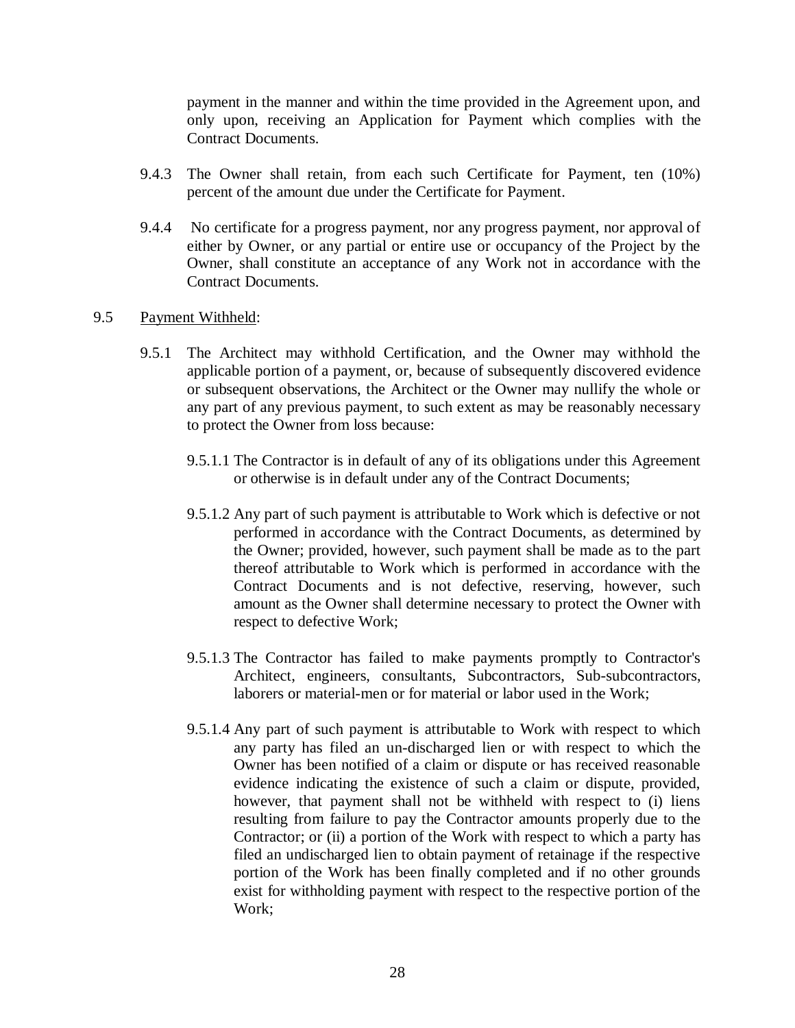payment in the manner and within the time provided in the Agreement upon, and only upon, receiving an Application for Payment which complies with the Contract Documents.

9.4.3 The Owner shall retain, from each such Certificate for Payment, ten (10%) percent of the amount due under the Certificate for Payment.

9.4.4 No certificate for a progress payment, nor any progress payment, nor approval of either by Owner, or any partial or entire use or occupancy of the Project by the Owner, shall constitute an acceptance of any Work not in accordance with the Contract Documents.

9.5 Payment Withheld:

9.5.1 The Architect may withhold Certification, and the Owner may withhold the applicable portion of a payment, or, because of subsequently discovered evidence or subsequent observations, the Architect or the Owner may nullify the whole or any part of any previous payment, to such extent as may be reasonably necessary to protect the Owner from loss because:

9.5.1.1 The Contractor is in default of any of its obligations under this Agreement or otherwise is in default under any of the Contract Documents;

9.5.1.2 Any part of such payment is attributable to Work which is defective or not performed in accordance with the Contract Documents, as determined by the Owner; provided, however, such payment shall be made as to the part thereof attributable to Work which is performed in accordance with the Contract Documents and is not defective, reserving, however, such amount as the Owner shall determine necessary to protect the Owner with respect to defective Work;

9.5.1.3 The Contractor has failed to make payments promptly to Contractor's Architect, engineers, consultants, Subcontractors, Sub-subcontractors, laborers or material-men or for material or labor used in the Work;

9.5.1.4 Any part of such payment is attributable to Work with respect to which any party has filed an un-discharged lien or with respect to which the Owner has been notified of a claim or dispute or has received reasonable evidence indicating the existence of such a claim or dispute, provided, however, that payment shall not be withheld with respect to (i) liens resulting from failure to pay the Contractor amounts properly due to the Contractor; or (ii) a portion of the Work with respect to which a party has filed an undischarged lien to obtain payment of retainage if the respective portion of the Work has been finally completed and if no other grounds exist for withholding payment with respect to the respective portion of the Work;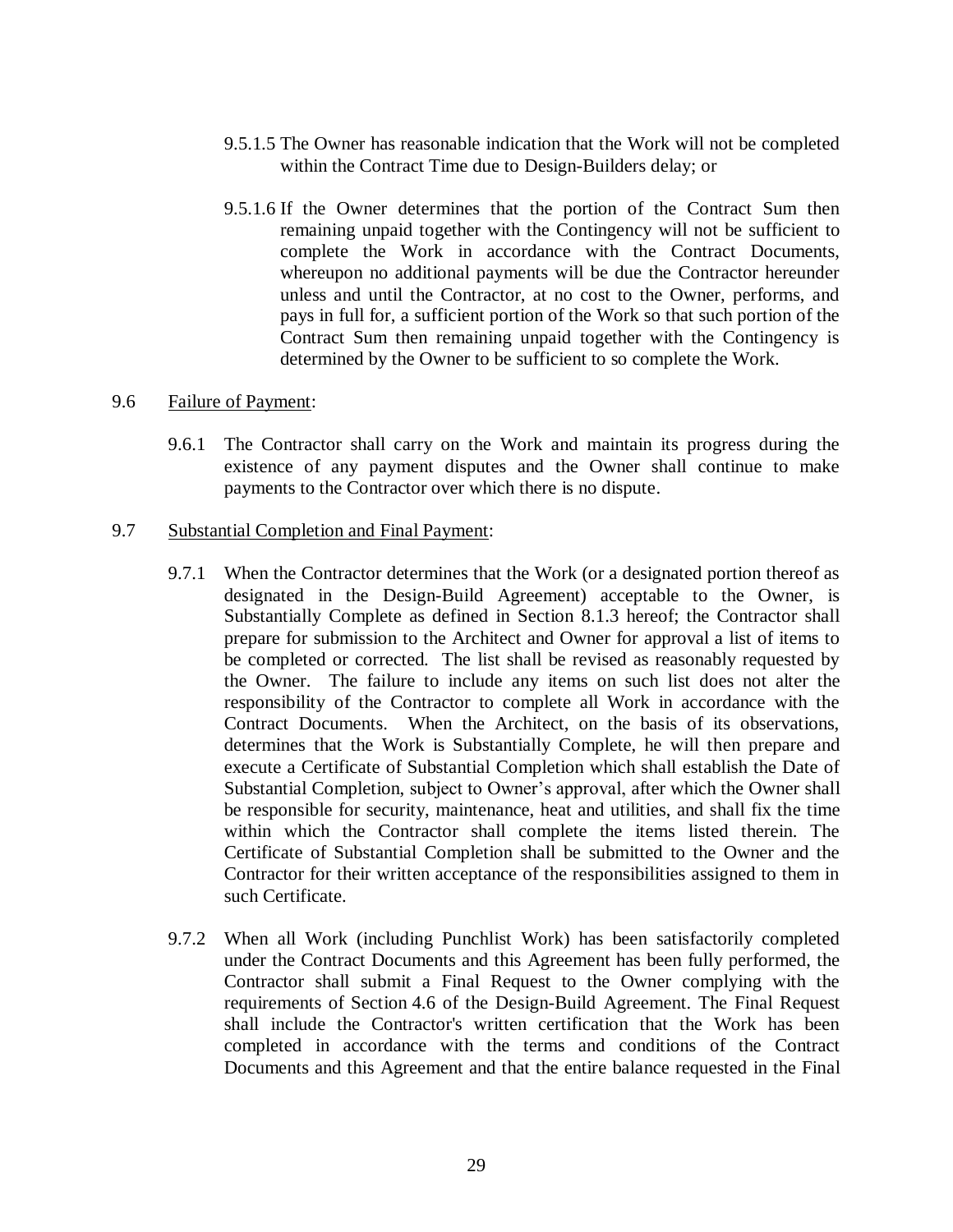9.5.1.5 The Owner has reasonable indication that the Work will not be completed within the Contract Time due to Design-Builders delay; or

9.5.1.6 If the Owner determines that the portion of the Contract Sum then remaining unpaid together with the Contingency will not be sufficient to complete the Work in accordance with the Contract Documents, whereupon no additional payments will be due the Contractor hereunder unless and until the Contractor, at no cost to the Owner, performs, and pays in full for, a sufficient portion of the Work so that such portion of the Contract Sum then remaining unpaid together with the Contingency is determined by the Owner to be sufficient to so complete the Work.

9.6 Failure of Payment:

9.6.1 The Contractor shall carry on the Work and maintain its progress during the existence of any payment disputes and the Owner shall continue to make payments to the Contractor over which there is no dispute.

9.7 Substantial Completion and Final Payment:

9.7.1 When the Contractor determines that the Work (or a designated portion thereof as designated in the Design-Build Agreement) acceptable to the Owner, is Substantially Complete as defined in Section 8.1.3 hereof; the Contractor shall prepare for submission to the Architect and Owner for approval a list of items to be completed or corrected. The list shall be revised as reasonably requested by the Owner. The failure to include any items on such list does not alter the responsibility of the Contractor to complete all Work in accordance with the Contract Documents. When the Architect, on the basis of its observations, determines that the Work is Substantially Complete, he will then prepare and execute a Certificate of Substantial Completion which shall establish the Date of Substantial Completion, subject to Owner's approval, after which the Owner shall be responsible for security, maintenance, heat and utilities, and shall fix the time within which the Contractor shall complete the items listed therein. The Certificate of Substantial Completion shall be submitted to the Owner and the Contractor for their written acceptance of the responsibilities assigned to them in such Certificate.

9.7.2 When all Work (including Punchlist Work) has been satisfactorily completed under the Contract Documents and this Agreement has been fully performed, the Contractor shall submit a Final Request to the Owner complying with the requirements of Section 4.6 of the Design-Build Agreement. The Final Request shall include the Contractor's written certification that the Work has been completed in accordance with the terms and conditions of the Contract Documents and this Agreement and that the entire balance requested in the Final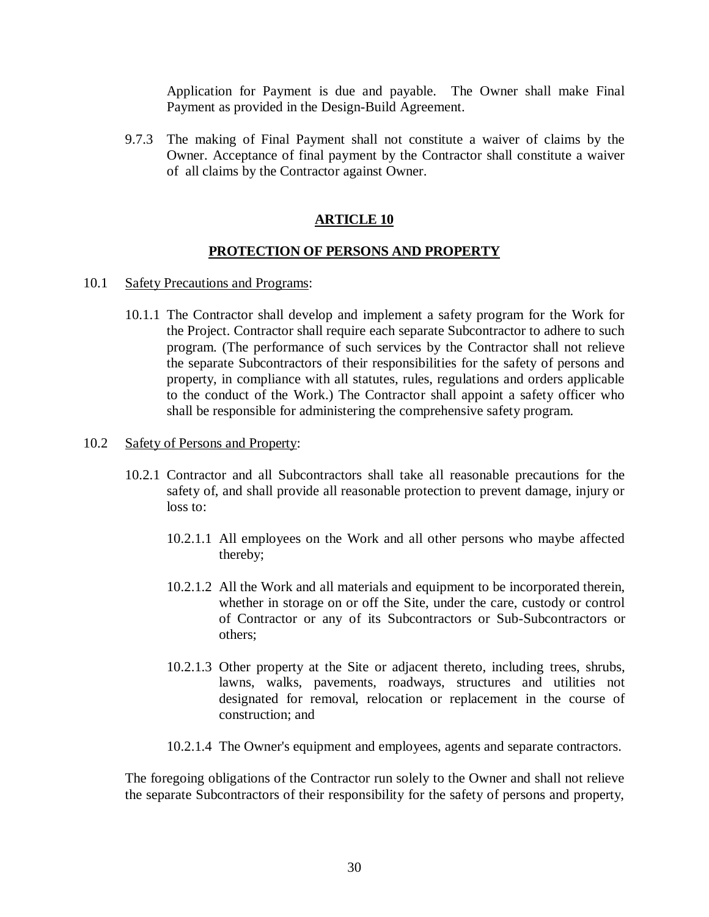Application for Payment is due and payable. The Owner shall make Final Payment as provided in the Design-Build Agreement.

9.7.3 The making of Final Payment shall not constitute a waiver of claims by the Owner. Acceptance of final payment by the Contractor shall constitute a waiver of all claims by the Contractor against Owner.

## ARTICLE 10

## PROTECTION OF PERSONS AND PROPERTY

10.1 Safety Precautions and Programs:

10.1.1 The Contractor shall develop and implement a safety program for the Work for the Project. Contractor shall require each separate Subcontractor to adhere to such program. (The performance of such services by the Contractor shall not relieve the separate Subcontractors of their responsibilities for the safety of persons and property, in compliance with all statutes, rules, regulations and orders applicable to the conduct of the Work.) The Contractor shall appoint a safety officer who shall be responsible for administering the comprehensive safety program.

10.2 Safety of Persons and Property:

10.2.1 Contractor and all Subcontractors shall take all reasonable precautions for the safety of, and shall provide all reasonable protection to prevent damage, injury or loss to:

10.2.1.1 All employees on the Work and all other persons who maybe affected thereby;

10.2.1.2 All the Work and all materials and equipment to be incorporated therein, whether in storage on or off the Site, under the care, custody or control of Contractor or any of its Subcontractors or Sub-Subcontractors or others;

10.2.1.3 Other property at the Site or adjacent thereto, including trees, shrubs, lawns, walks, pavements, roadways, structures and utilities not designated for removal, relocation or replacement in the course of construction; and

10.2.1.4 The Owner's equipment and employees, agents and separate contractors.

The foregoing obligations of the Contractor run solely to the Owner and shall not relieve the separate Subcontractors of their responsibility for the safety of persons and property,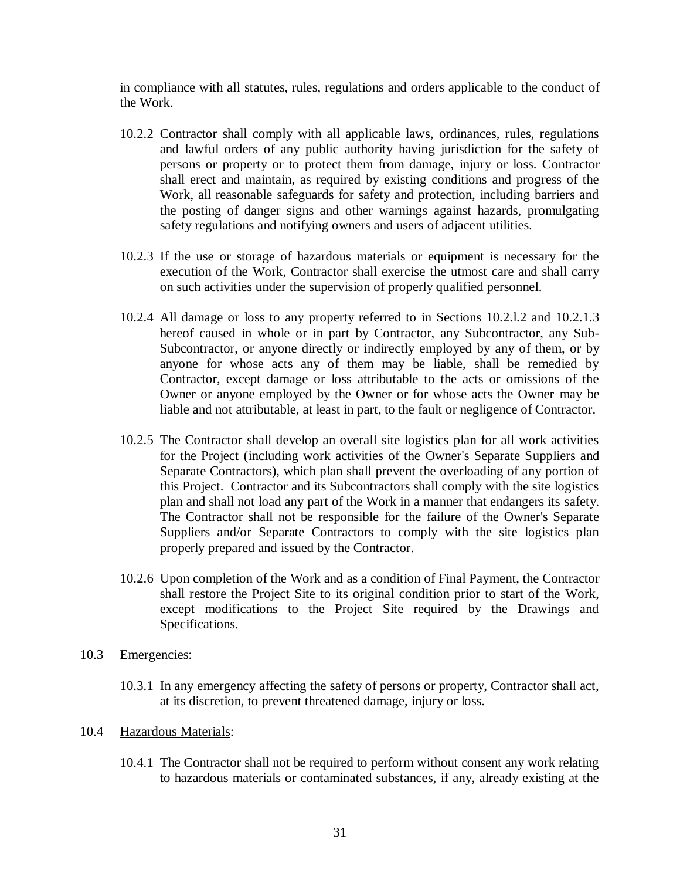in compliance with all statutes, rules, regulations and orders applicable to the conduct of the Work.

10.2.2 Contractor shall comply with all applicable laws, ordinances, rules, regulations and lawful orders of any public authority having jurisdiction for the safety of persons or property or to protect them from damage, injury or loss. Contractor shall erect and maintain, as required by existing conditions and progress of the Work, all reasonable safeguards for safety and protection, including barriers and the posting of danger signs and other warnings against hazards, promulgating safety regulations and notifying owners and users of adjacent utilities.

10.2.3 If the use or storage of hazardous materials or equipment is necessary for the execution of the Work, Contractor shall exercise the utmost care and shall carry on such activities under the supervision of properly qualified personnel.

10.2.4 All damage or loss to any property referred to in Sections 10.2.l.2 and 10.2.1.3 hereof caused in whole or in part by Contractor, any Subcontractor, any Sub-Subcontractor, or anyone directly or indirectly employed by any of them, or by anyone for whose acts any of them may be liable, shall be remedied by Contractor, except damage or loss attributable to the acts or omissions of the Owner or anyone employed by the Owner or for whose acts the Owner may be liable and not attributable, at least in part, to the fault or negligence of Contractor.

10.2.5 The Contractor shall develop an overall site logistics plan for all work activities for the Project (including work activities of the Owner's Separate Suppliers and Separate Contractors), which plan shall prevent the overloading of any portion of this Project. Contractor and its Subcontractors shall comply with the site logistics plan and shall not load any part of the Work in a manner that endangers its safety. The Contractor shall not be responsible for the failure of the Owner's Separate Suppliers and/or Separate Contractors to comply with the site logistics plan properly prepared and issued by the Contractor.

10.2.6 Upon completion of the Work and as a condition of Final Payment, the Contractor shall restore the Project Site to its original condition prior to start of the Work, except modifications to the Project Site required by the Drawings and Specifications.

10.3 Emergencies:

10.3.1 In any emergency affecting the safety of persons or property, Contractor shall act, at its discretion, to prevent threatened damage, injury or loss.

10.4 Hazardous Materials:

10.4.1 The Contractor shall not be required to perform without consent any work relating to hazardous materials or contaminated substances, if any, already existing at the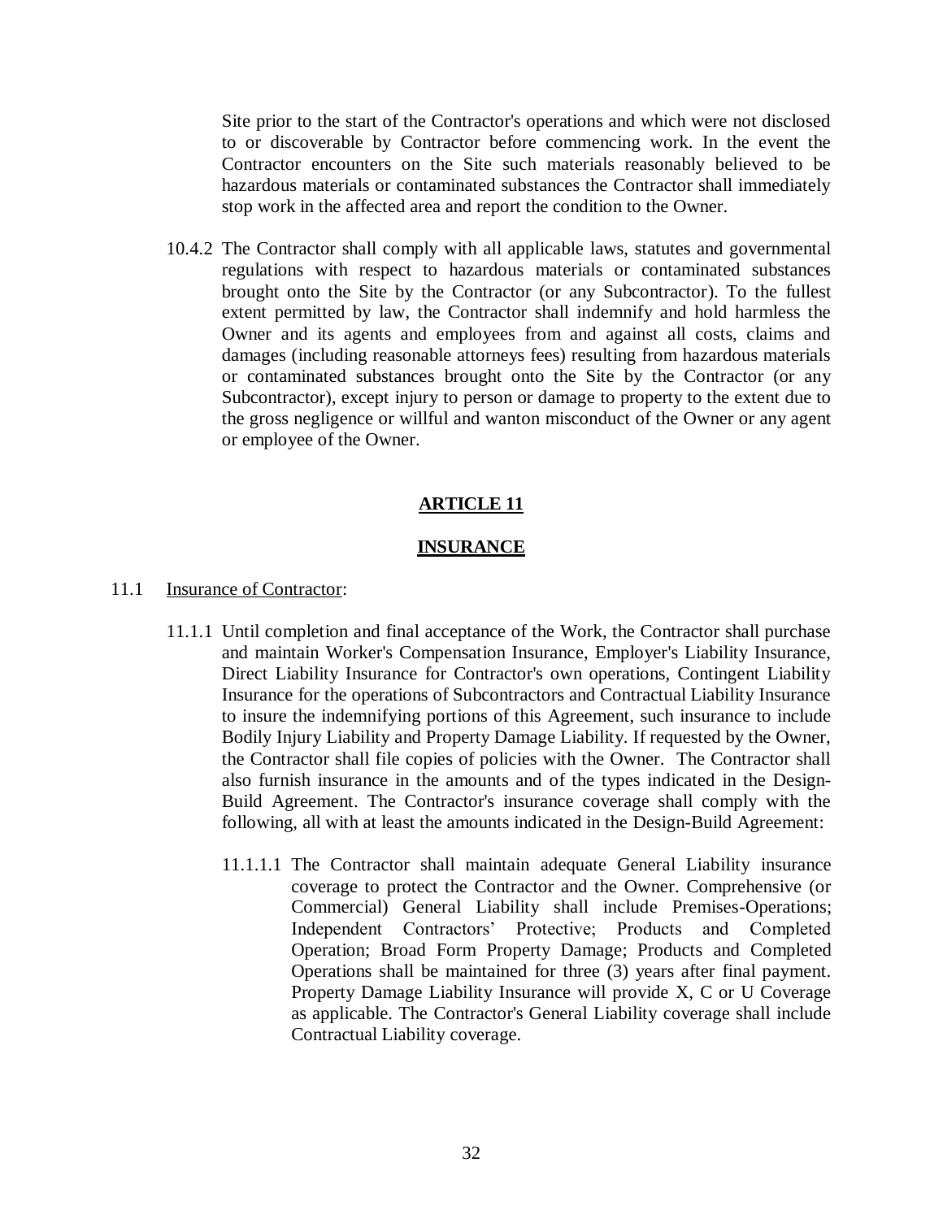Site prior to the start of the Contractor's operations and which were not disclosed to or discoverable by Contractor before commencing work. In the event the Contractor encounters on the Site such materials reasonably believed to be hazardous materials or contaminated substances the Contractor shall immediately stop work in the affected area and report the condition to the Owner.

10.4.2 The Contractor shall comply with all applicable laws, statutes and governmental regulations with respect to hazardous materials or contaminated substances brought onto the Site by the Contractor (or any Subcontractor). To the fullest extent permitted by law, the Contractor shall indemnify and hold harmless the Owner and its agents and employees from and against all costs, claims and damages (including reasonable attorneys fees) resulting from hazardous materials or contaminated substances brought onto the Site by the Contractor (or any Subcontractor), except injury to person or damage to property to the extent due to the gross negligence or willful and wanton misconduct of the Owner or any agent or employee of the Owner.

## ARTICLE 11

## INSURANCE

11.1 Insurance of Contractor:

11.1.1 Until completion and final acceptance of the Work, the Contractor shall purchase and maintain Worker's Compensation Insurance, Employer's Liability Insurance, Direct Liability Insurance for Contractor's own operations, Contingent Liability Insurance for the operations of Subcontractors and Contractual Liability Insurance to insure the indemnifying portions of this Agreement, such insurance to include Bodily Injury Liability and Property Damage Liability. If requested by the Owner, the Contractor shall file copies of policies with the Owner. The Contractor shall also furnish insurance in the amounts and of the types indicated in the Design-Build Agreement. The Contractor's insurance coverage shall comply with the following, all with at least the amounts indicated in the Design-Build Agreement:

11.1.1.1 The Contractor shall maintain adequate General Liability insurance coverage to protect the Contractor and the Owner. Comprehensive (or Commercial) General Liability shall include Premises-Operations; Independent Contractors' Protective; Products and Completed Operation; Broad Form Property Damage; Products and Completed Operations shall be maintained for three (3) years after final payment. Property Damage Liability Insurance will provide X, C or U Coverage as applicable. The Contractor's General Liability coverage shall include Contractual Liability coverage.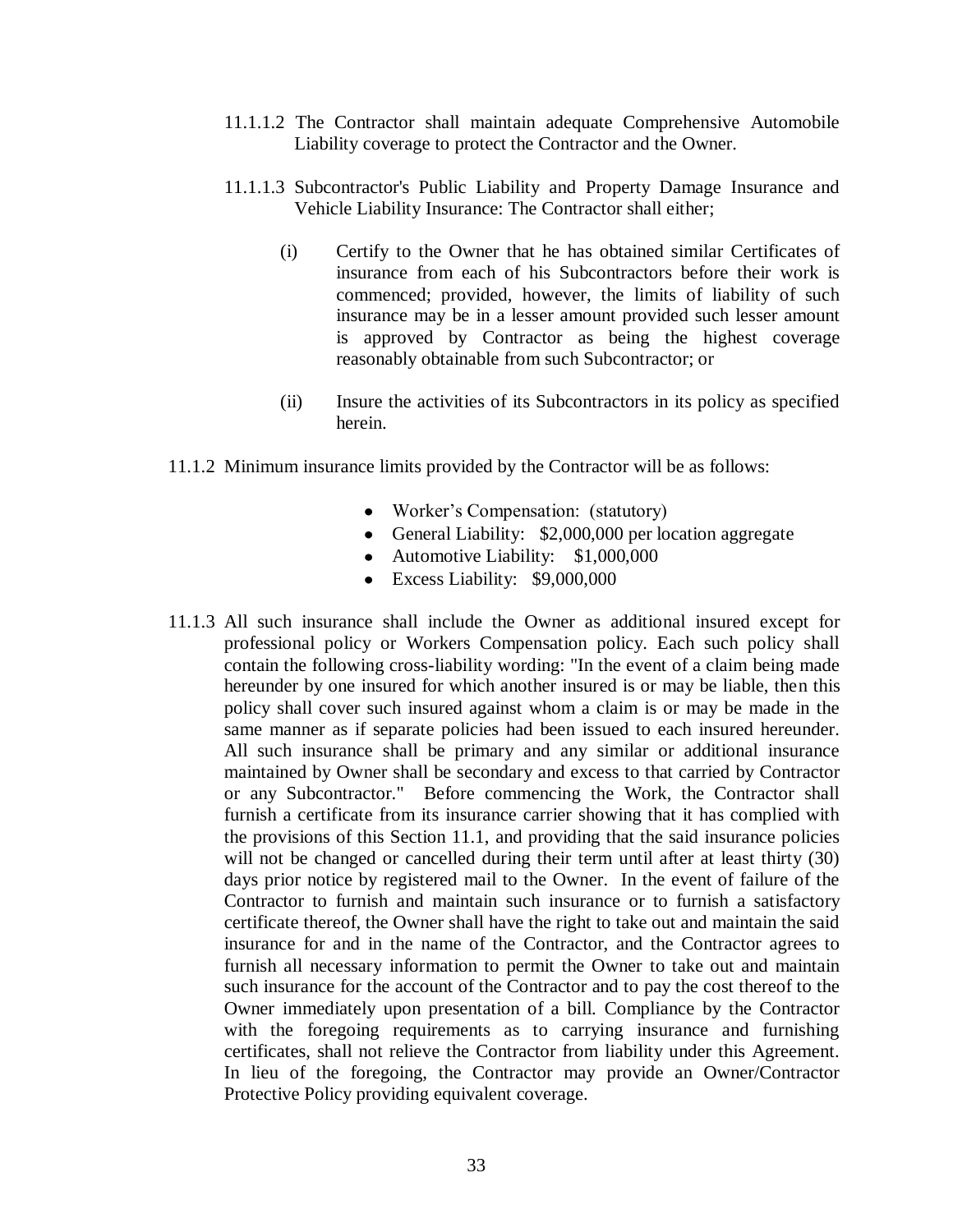11.1.1.2 The Contractor shall maintain adequate Comprehensive Automobile Liability coverage to protect the Contractor and the Owner.

11.1.1.3 Subcontractor's Public Liability and Property Damage Insurance and Vehicle Liability Insurance: The Contractor shall either;

(i) Certify to the Owner that he has obtained similar Certificates of insurance from each of his Subcontractors before their work is commenced; provided, however, the limits of liability of such insurance may be in a lesser amount provided such lesser amount is approved by Contractor as being the highest coverage reasonably obtainable from such Subcontractor; or

(ii) Insure the activities of its Subcontractors in its policy as specified herein.

11.1.2 Minimum insurance limits provided by the Contractor will be as follows:

- Worker's Compensation: (statutory)
- General Liability: $2,000,000 per location aggregate
- Automotive Liability: $1,000,000
- Excess Liability: $9,000,000

11.1.3 All such insurance shall include the Owner as additional insured except for professional policy or Workers Compensation policy. Each such policy shall contain the following cross-liability wording: "In the event of a claim being made hereunder by one insured for which another insured is or may be liable, then this policy shall cover such insured against whom a claim is or may be made in the same manner as if separate policies had been issued to each insured hereunder. All such insurance shall be primary and any similar or additional insurance maintained by Owner shall be secondary and excess to that carried by Contractor or any Subcontractor." Before commencing the Work, the Contractor shall furnish a certificate from its insurance carrier showing that it has complied with the provisions of this Section 11.1, and providing that the said insurance policies will not be changed or cancelled during their term until after at least thirty (30) days prior notice by registered mail to the Owner. In the event of failure of the Contractor to furnish and maintain such insurance or to furnish a satisfactory certificate thereof, the Owner shall have the right to take out and maintain the said insurance for and in the name of the Contractor, and the Contractor agrees to furnish all necessary information to permit the Owner to take out and maintain such insurance for the account of the Contractor and to pay the cost thereof to the Owner immediately upon presentation of a bill. Compliance by the Contractor with the foregoing requirements as to carrying insurance and furnishing certificates, shall not relieve the Contractor from liability under this Agreement. In lieu of the foregoing, the Contractor may provide an Owner/Contractor Protective Policy providing equivalent coverage.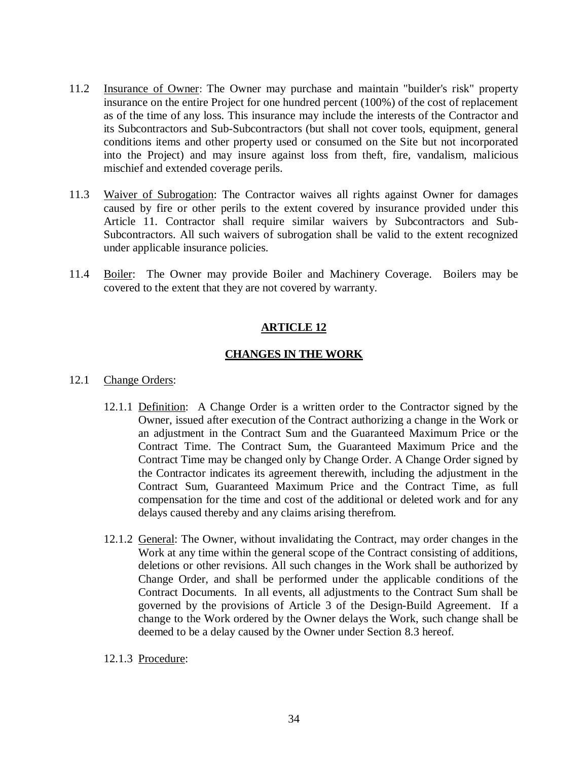11.2 Insurance of Owner: The Owner may purchase and maintain "builder's risk" property insurance on the entire Project for one hundred percent (100%) of the cost of replacement as of the time of any loss. This insurance may include the interests of the Contractor and its Subcontractors and Sub-Subcontractors (but shall not cover tools, equipment, general conditions items and other property used or consumed on the Site but not incorporated into the Project) and may insure against loss from theft, fire, vandalism, malicious mischief and extended coverage perils.

11.3 Waiver of Subrogation: The Contractor waives all rights against Owner for damages caused by fire or other perils to the extent covered by insurance provided under this Article 11. Contractor shall require similar waivers by Subcontractors and Sub-Subcontractors. All such waivers of subrogation shall be valid to the extent recognized under applicable insurance policies.

11.4 Boiler: The Owner may provide Boiler and Machinery Coverage. Boilers may be covered to the extent that they are not covered by warranty.

## ARTICLE 12

## CHANGES IN THE WORK

12.1 Change Orders:

12.1.1 Definition: A Change Order is a written order to the Contractor signed by the Owner, issued after execution of the Contract authorizing a change in the Work or an adjustment in the Contract Sum and the Guaranteed Maximum Price or the Contract Time. The Contract Sum, the Guaranteed Maximum Price and the Contract Time may be changed only by Change Order. A Change Order signed by the Contractor indicates its agreement therewith, including the adjustment in the Contract Sum, Guaranteed Maximum Price and the Contract Time, as full compensation for the time and cost of the additional or deleted work and for any delays caused thereby and any claims arising therefrom.

12.1.2 General: The Owner, without invalidating the Contract, may order changes in the Work at any time within the general scope of the Contract consisting of additions, deletions or other revisions. All such changes in the Work shall be authorized by Change Order, and shall be performed under the applicable conditions of the Contract Documents. In all events, all adjustments to the Contract Sum shall be governed by the provisions of Article 3 of the Design-Build Agreement. If a change to the Work ordered by the Owner delays the Work, such change shall be deemed to be a delay caused by the Owner under Section 8.3 hereof.

12.1.3 Procedure: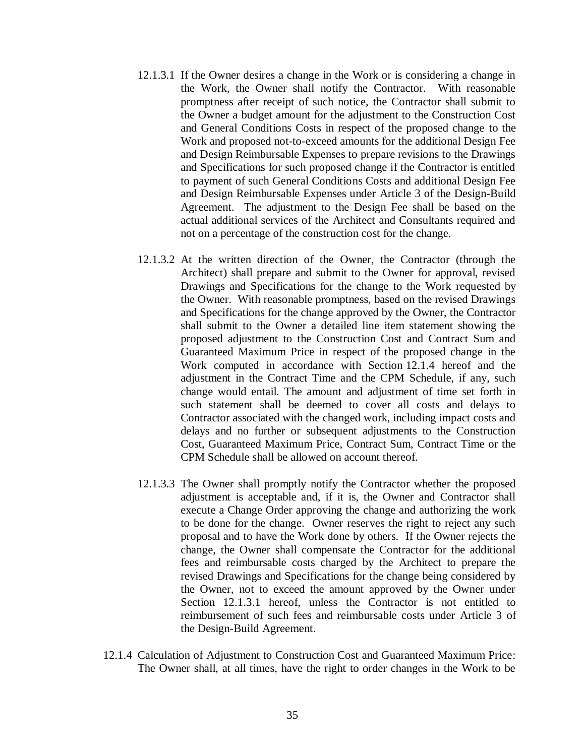12.1.3.1 If the Owner desires a change in the Work or is considering a change in the Work, the Owner shall notify the Contractor. With reasonable promptness after receipt of such notice, the Contractor shall submit to the Owner a budget amount for the adjustment to the Construction Cost and General Conditions Costs in respect of the proposed change to the Work and proposed not-to-exceed amounts for the additional Design Fee and Design Reimbursable Expenses to prepare revisions to the Drawings and Specifications for such proposed change if the Contractor is entitled to payment of such General Conditions Costs and additional Design Fee and Design Reimbursable Expenses under Article 3 of the Design-Build Agreement. The adjustment to the Design Fee shall be based on the actual additional services of the Architect and Consultants required and not on a percentage of the construction cost for the change.

12.1.3.2 At the written direction of the Owner, the Contractor (through the Architect) shall prepare and submit to the Owner for approval, revised Drawings and Specifications for the change to the Work requested by the Owner. With reasonable promptness, based on the revised Drawings and Specifications for the change approved by the Owner, the Contractor shall submit to the Owner a detailed line item statement showing the proposed adjustment to the Construction Cost and Contract Sum and Guaranteed Maximum Price in respect of the proposed change in the Work computed in accordance with Section 12.1.4 hereof and the adjustment in the Contract Time and the CPM Schedule, if any, such change would entail. The amount and adjustment of time set forth in such statement shall be deemed to cover all costs and delays to Contractor associated with the changed work, including impact costs and delays and no further or subsequent adjustments to the Construction Cost, Guaranteed Maximum Price, Contract Sum, Contract Time or the CPM Schedule shall be allowed on account thereof.

12.1.3.3 The Owner shall promptly notify the Contractor whether the proposed adjustment is acceptable and, if it is, the Owner and Contractor shall execute a Change Order approving the change and authorizing the work to be done for the change. Owner reserves the right to reject any such proposal and to have the Work done by others. If the Owner rejects the change, the Owner shall compensate the Contractor for the additional fees and reimbursable costs charged by the Architect to prepare the revised Drawings and Specifications for the change being considered by the Owner, not to exceed the amount approved by the Owner under Section 12.1.3.1 hereof, unless the Contractor is not entitled to reimbursement of such fees and reimbursable costs under Article 3 of the Design-Build Agreement.

12.1.4 <u>Calculation of Adjustment to Construction Cost and Guaranteed Maximum Price</u>: The Owner shall, at all times, have the right to order changes in the Work to be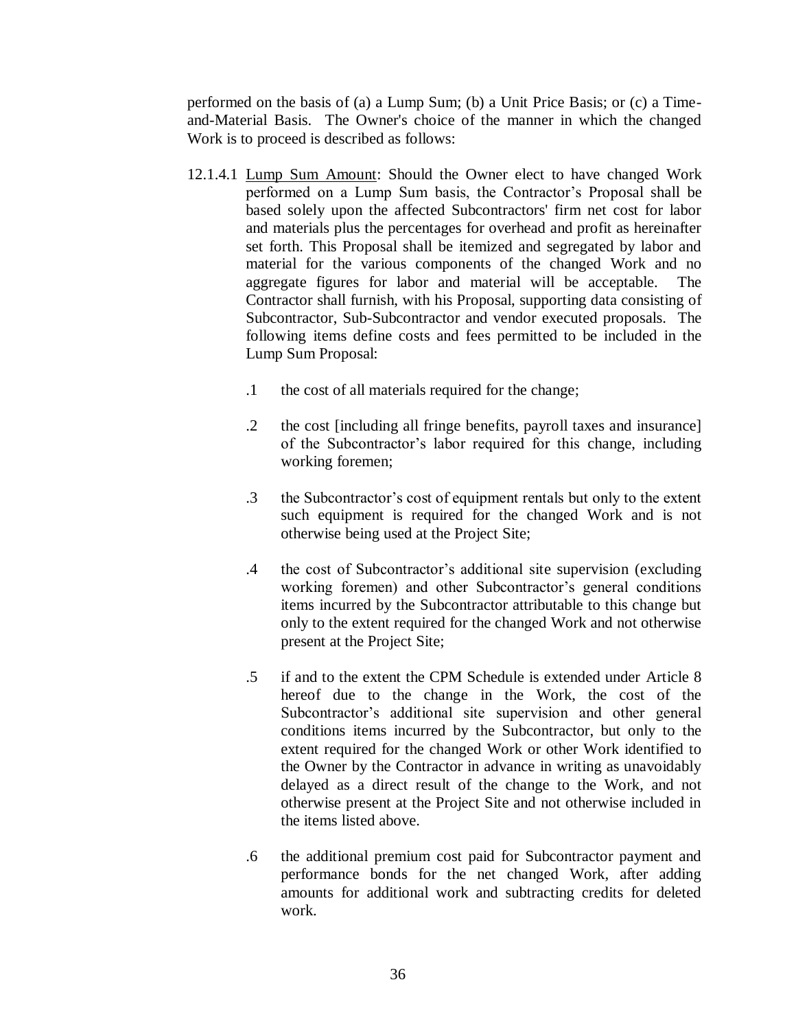performed on the basis of (a) a Lump Sum; (b) a Unit Price Basis; or (c) a Time-and-Material Basis. The Owner's choice of the manner in which the changed Work is to proceed is described as follows:

12.1.4.1 Lump Sum Amount: Should the Owner elect to have changed Work performed on a Lump Sum basis, the Contractor's Proposal shall be based solely upon the affected Subcontractors' firm net cost for labor and materials plus the percentages for overhead and profit as hereinafter set forth. This Proposal shall be itemized and segregated by labor and material for the various components of the changed Work and no aggregate figures for labor and material will be acceptable. The Contractor shall furnish, with his Proposal, supporting data consisting of Subcontractor, Sub-Subcontractor and vendor executed proposals. The following items define costs and fees permitted to be included in the Lump Sum Proposal:

.1 the cost of all materials required for the change;

.2 the cost [including all fringe benefits, payroll taxes and insurance] of the Subcontractor's labor required for this change, including working foremen;

.3 the Subcontractor's cost of equipment rentals but only to the extent such equipment is required for the changed Work and is not otherwise being used at the Project Site;

.4 the cost of Subcontractor's additional site supervision (excluding working foremen) and other Subcontractor's general conditions items incurred by the Subcontractor attributable to this change but only to the extent required for the changed Work and not otherwise present at the Project Site;

.5 if and to the extent the CPM Schedule is extended under Article 8 hereof due to the change in the Work, the cost of the Subcontractor's additional site supervision and other general conditions items incurred by the Subcontractor, but only to the extent required for the changed Work or other Work identified to the Owner by the Contractor in advance in writing as unavoidably delayed as a direct result of the change to the Work, and not otherwise present at the Project Site and not otherwise included in the items listed above.

.6 the additional premium cost paid for Subcontractor payment and performance bonds for the net changed Work, after adding amounts for additional work and subtracting credits for deleted work.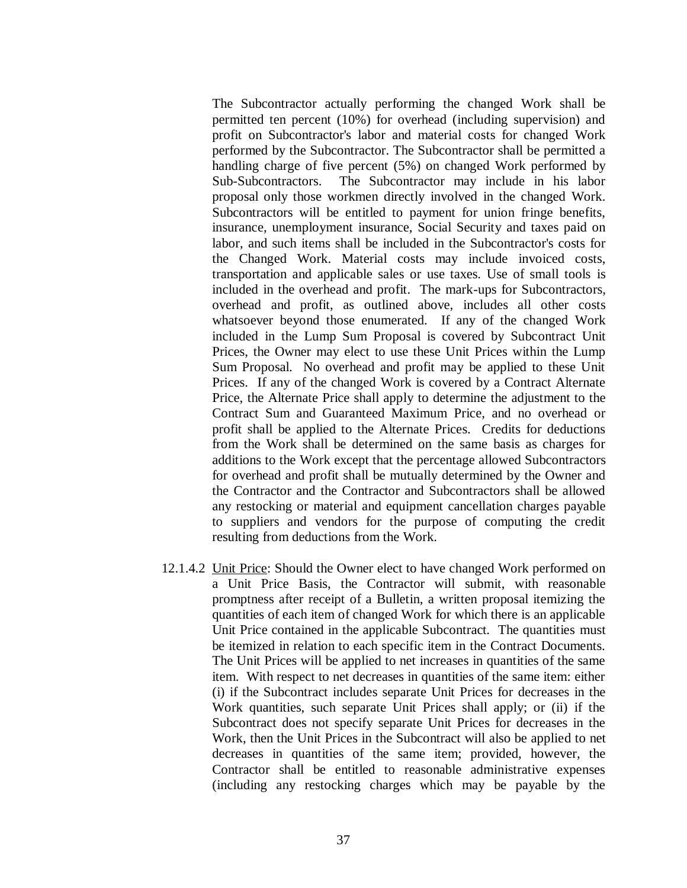The Subcontractor actually performing the changed Work shall be permitted ten percent (10%) for overhead (including supervision) and profit on Subcontractor's labor and material costs for changed Work performed by the Subcontractor. The Subcontractor shall be permitted a handling charge of five percent (5%) on changed Work performed by Sub-Subcontractors. The Subcontractor may include in his labor proposal only those workmen directly involved in the changed Work. Subcontractors will be entitled to payment for union fringe benefits, insurance, unemployment insurance, Social Security and taxes paid on labor, and such items shall be included in the Subcontractor's costs for the Changed Work. Material costs may include invoiced costs, transportation and applicable sales or use taxes. Use of small tools is included in the overhead and profit. The mark-ups for Subcontractors, overhead and profit, as outlined above, includes all other costs whatsoever beyond those enumerated. If any of the changed Work included in the Lump Sum Proposal is covered by Subcontract Unit Prices, the Owner may elect to use these Unit Prices within the Lump Sum Proposal. No overhead and profit may be applied to these Unit Prices. If any of the changed Work is covered by a Contract Alternate Price, the Alternate Price shall apply to determine the adjustment to the Contract Sum and Guaranteed Maximum Price, and no overhead or profit shall be applied to the Alternate Prices. Credits for deductions from the Work shall be determined on the same basis as charges for additions to the Work except that the percentage allowed Subcontractors for overhead and profit shall be mutually determined by the Owner and the Contractor and the Contractor and Subcontractors shall be allowed any restocking or material and equipment cancellation charges payable to suppliers and vendors for the purpose of computing the credit resulting from deductions from the Work.

12.1.4.2 Unit Price: Should the Owner elect to have changed Work performed on a Unit Price Basis, the Contractor will submit, with reasonable promptness after receipt of a Bulletin, a written proposal itemizing the quantities of each item of changed Work for which there is an applicable Unit Price contained in the applicable Subcontract. The quantities must be itemized in relation to each specific item in the Contract Documents. The Unit Prices will be applied to net increases in quantities of the same item. With respect to net decreases in quantities of the same item: either (i) if the Subcontract includes separate Unit Prices for decreases in the Work quantities, such separate Unit Prices shall apply; or (ii) if the Subcontract does not specify separate Unit Prices for decreases in the Work, then the Unit Prices in the Subcontract will also be applied to net decreases in quantities of the same item; provided, however, the Contractor shall be entitled to reasonable administrative expenses (including any restocking charges which may be payable by the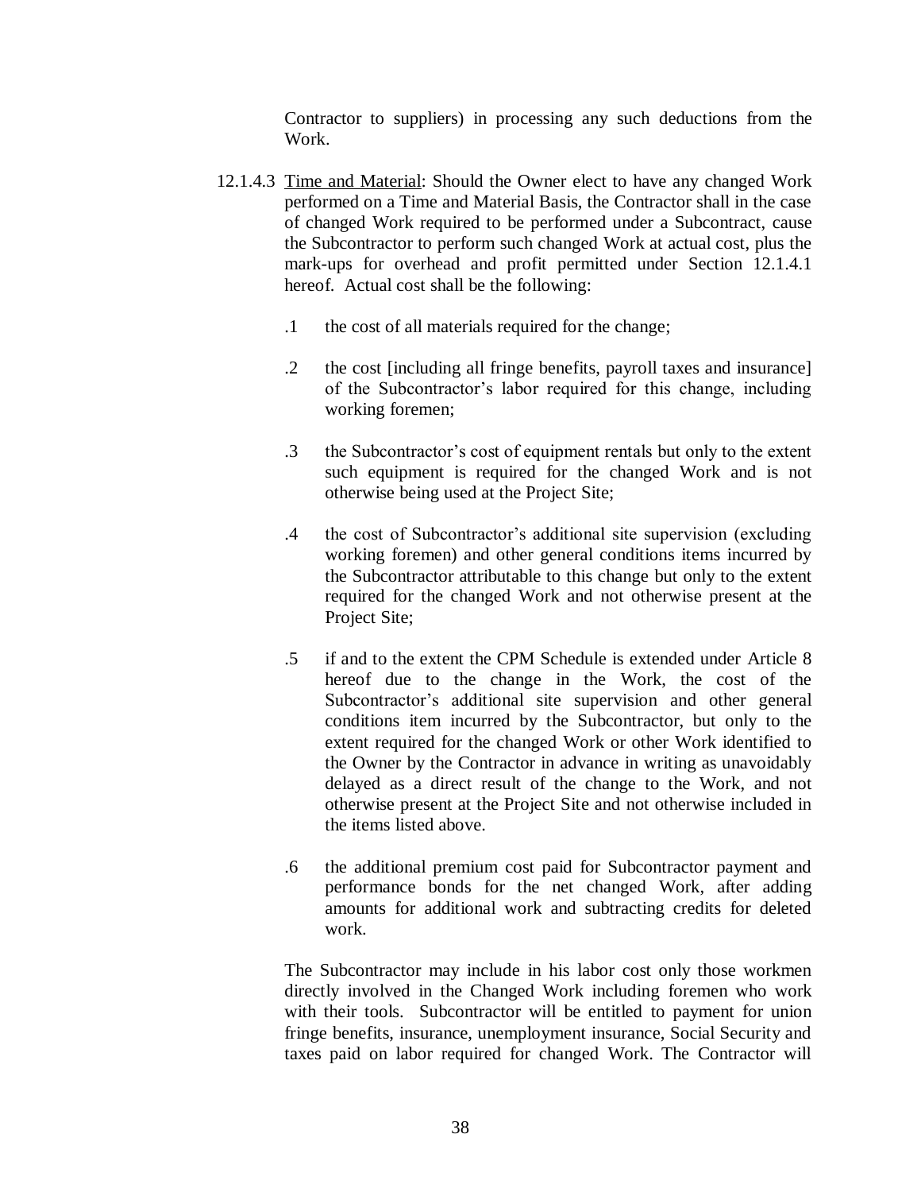Contractor to suppliers) in processing any such deductions from the Work.

12.1.4.3 <u>Time and Material</u>: Should the Owner elect to have any changed Work performed on a Time and Material Basis, the Contractor shall in the case of changed Work required to be performed under a Subcontract, cause the Subcontractor to perform such changed Work at actual cost, plus the mark-ups for overhead and profit permitted under Section 12.1.4.1 hereof. Actual cost shall be the following:

.1 the cost of all materials required for the change;

.2 the cost [including all fringe benefits, payroll taxes and insurance] of the Subcontractor's labor required for this change, including working foremen;

.3 the Subcontractor's cost of equipment rentals but only to the extent such equipment is required for the changed Work and is not otherwise being used at the Project Site;

.4 the cost of Subcontractor's additional site supervision (excluding working foremen) and other general conditions items incurred by the Subcontractor attributable to this change but only to the extent required for the changed Work and not otherwise present at the Project Site;

.5 if and to the extent the CPM Schedule is extended under Article 8 hereof due to the change in the Work, the cost of the Subcontractor's additional site supervision and other general conditions item incurred by the Subcontractor, but only to the extent required for the changed Work or other Work identified to the Owner by the Contractor in advance in writing as unavoidably delayed as a direct result of the change to the Work, and not otherwise present at the Project Site and not otherwise included in the items listed above.

.6 the additional premium cost paid for Subcontractor payment and performance bonds for the net changed Work, after adding amounts for additional work and subtracting credits for deleted work.

The Subcontractor may include in his labor cost only those workmen directly involved in the Changed Work including foremen who work with their tools. Subcontractor will be entitled to payment for union fringe benefits, insurance, unemployment insurance, Social Security and taxes paid on labor required for changed Work. The Contractor will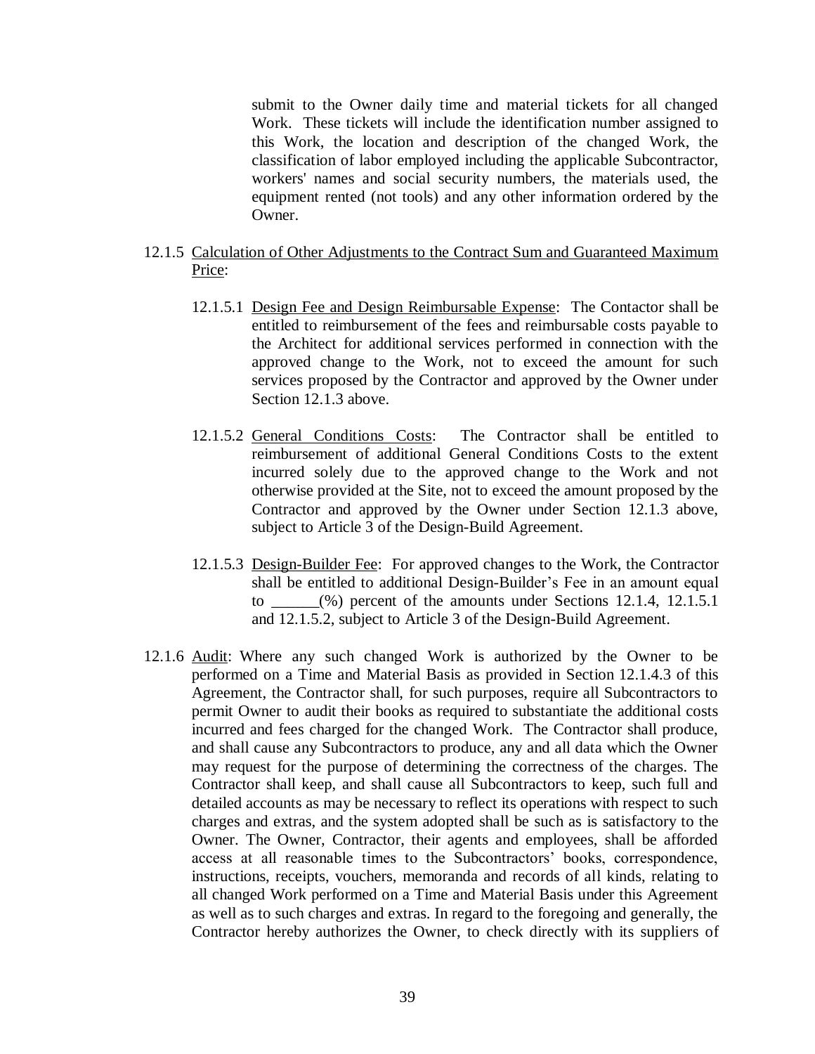submit to the Owner daily time and material tickets for all changed Work. These tickets will include the identification number assigned to this Work, the location and description of the changed Work, the classification of labor employed including the applicable Subcontractor, workers' names and social security numbers, the materials used, the equipment rented (not tools) and any other information ordered by the Owner.

12.1.5 <u>Calculation of Other Adjustments to the Contract Sum and Guaranteed Maximum Price</u>:

12.1.5.1 <u>Design Fee and Design Reimbursable Expense</u>: The Contactor shall be entitled to reimbursement of the fees and reimbursable costs payable to the Architect for additional services performed in connection with the approved change to the Work, not to exceed the amount for such services proposed by the Contractor and approved by the Owner under Section 12.1.3 above.

12.1.5.2 <u>General Conditions Costs</u>: The Contractor shall be entitled to reimbursement of additional General Conditions Costs to the extent incurred solely due to the approved change to the Work and not otherwise provided at the Site, not to exceed the amount proposed by the Contractor and approved by the Owner under Section 12.1.3 above, subject to Article 3 of the Design-Build Agreement.

12.1.5.3 <u>Design-Builder Fee</u>: For approved changes to the Work, the Contractor shall be entitled to additional Design-Builder's Fee in an amount equal to ______(%) percent of the amounts under Sections 12.1.4, 12.1.5.1 and 12.1.5.2, subject to Article 3 of the Design-Build Agreement.

12.1.6 <u>Audit</u>: Where any such changed Work is authorized by the Owner to be performed on a Time and Material Basis as provided in Section 12.1.4.3 of this Agreement, the Contractor shall, for such purposes, require all Subcontractors to permit Owner to audit their books as required to substantiate the additional costs incurred and fees charged for the changed Work. The Contractor shall produce, and shall cause any Subcontractors to produce, any and all data which the Owner may request for the purpose of determining the correctness of the charges. The Contractor shall keep, and shall cause all Subcontractors to keep, such full and detailed accounts as may be necessary to reflect its operations with respect to such charges and extras, and the system adopted shall be such as is satisfactory to the Owner. The Owner, Contractor, their agents and employees, shall be afforded access at all reasonable times to the Subcontractors' books, correspondence, instructions, receipts, vouchers, memoranda and records of all kinds, relating to all changed Work performed on a Time and Material Basis under this Agreement as well as to such charges and extras. In regard to the foregoing and generally, the Contractor hereby authorizes the Owner, to check directly with its suppliers of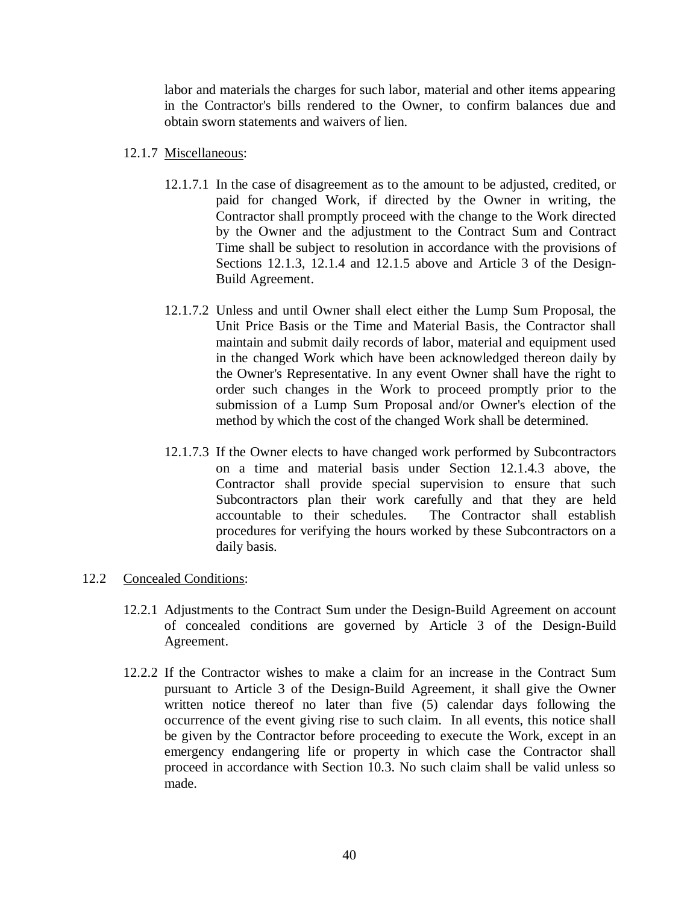labor and materials the charges for such labor, material and other items appearing in the Contractor's bills rendered to the Owner, to confirm balances due and obtain sworn statements and waivers of lien.

12.1.7 Miscellaneous:

12.1.7.1 In the case of disagreement as to the amount to be adjusted, credited, or paid for changed Work, if directed by the Owner in writing, the Contractor shall promptly proceed with the change to the Work directed by the Owner and the adjustment to the Contract Sum and Contract Time shall be subject to resolution in accordance with the provisions of Sections 12.1.3, 12.1.4 and 12.1.5 above and Article 3 of the Design-Build Agreement.

12.1.7.2 Unless and until Owner shall elect either the Lump Sum Proposal, the Unit Price Basis or the Time and Material Basis, the Contractor shall maintain and submit daily records of labor, material and equipment used in the changed Work which have been acknowledged thereon daily by the Owner's Representative. In any event Owner shall have the right to order such changes in the Work to proceed promptly prior to the submission of a Lump Sum Proposal and/or Owner's election of the method by which the cost of the changed Work shall be determined.

12.1.7.3 If the Owner elects to have changed work performed by Subcontractors on a time and material basis under Section 12.1.4.3 above, the Contractor shall provide special supervision to ensure that such Subcontractors plan their work carefully and that they are held accountable to their schedules. The Contractor shall establish procedures for verifying the hours worked by these Subcontractors on a daily basis.

12.2 Concealed Conditions:

12.2.1 Adjustments to the Contract Sum under the Design-Build Agreement on account of concealed conditions are governed by Article 3 of the Design-Build Agreement.

12.2.2 If the Contractor wishes to make a claim for an increase in the Contract Sum pursuant to Article 3 of the Design-Build Agreement, it shall give the Owner written notice thereof no later than five (5) calendar days following the occurrence of the event giving rise to such claim. In all events, this notice shall be given by the Contractor before proceeding to execute the Work, except in an emergency endangering life or property in which case the Contractor shall proceed in accordance with Section 10.3. No such claim shall be valid unless so made.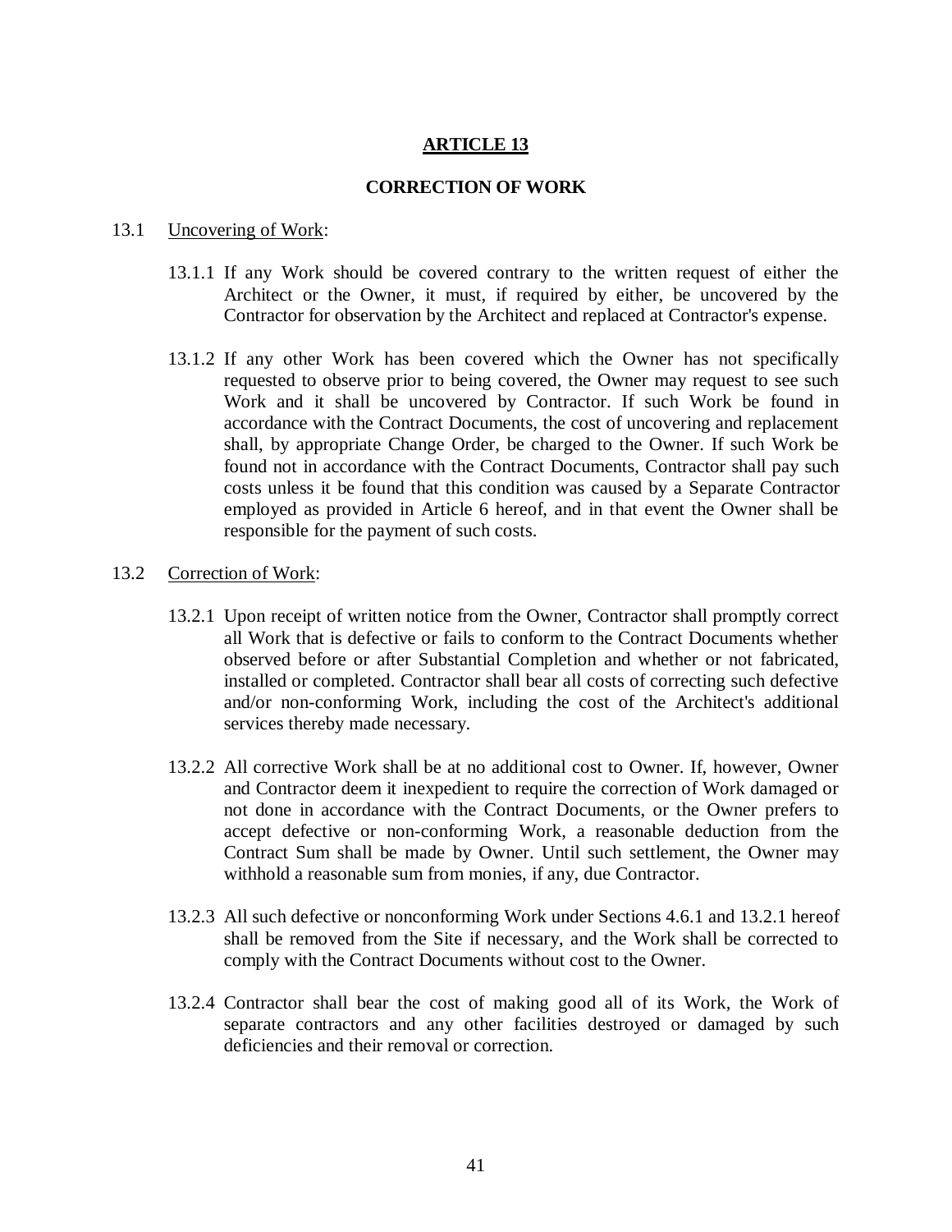# ARTICLE 13

## CORRECTION OF WORK

13.1 Uncovering of Work:

13.1.1 If any Work should be covered contrary to the written request of either the Architect or the Owner, it must, if required by either, be uncovered by the Contractor for observation by the Architect and replaced at Contractor's expense.

13.1.2 If any other Work has been covered which the Owner has not specifically requested to observe prior to being covered, the Owner may request to see such Work and it shall be uncovered by Contractor. If such Work be found in accordance with the Contract Documents, the cost of uncovering and replacement shall, by appropriate Change Order, be charged to the Owner. If such Work be found not in accordance with the Contract Documents, Contractor shall pay such costs unless it be found that this condition was caused by a Separate Contractor employed as provided in Article 6 hereof, and in that event the Owner shall be responsible for the payment of such costs.

13.2 Correction of Work:

13.2.1 Upon receipt of written notice from the Owner, Contractor shall promptly correct all Work that is defective or fails to conform to the Contract Documents whether observed before or after Substantial Completion and whether or not fabricated, installed or completed. Contractor shall bear all costs of correcting such defective and/or non-conforming Work, including the cost of the Architect's additional services thereby made necessary.

13.2.2 All corrective Work shall be at no additional cost to Owner. If, however, Owner and Contractor deem it inexpedient to require the correction of Work damaged or not done in accordance with the Contract Documents, or the Owner prefers to accept defective or non-conforming Work, a reasonable deduction from the Contract Sum shall be made by Owner. Until such settlement, the Owner may withhold a reasonable sum from monies, if any, due Contractor.

13.2.3 All such defective or nonconforming Work under Sections 4.6.1 and 13.2.1 hereof shall be removed from the Site if necessary, and the Work shall be corrected to comply with the Contract Documents without cost to the Owner.

13.2.4 Contractor shall bear the cost of making good all of its Work, the Work of separate contractors and any other facilities destroyed or damaged by such deficiencies and their removal or correction.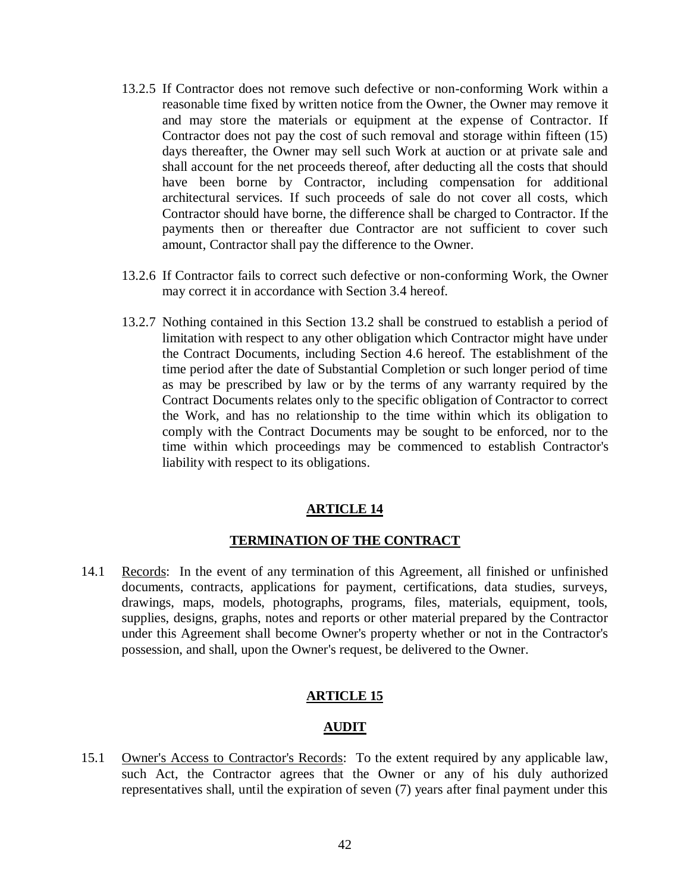13.2.5 If Contractor does not remove such defective or non-conforming Work within a reasonable time fixed by written notice from the Owner, the Owner may remove it and may store the materials or equipment at the expense of Contractor. If Contractor does not pay the cost of such removal and storage within fifteen (15) days thereafter, the Owner may sell such Work at auction or at private sale and shall account for the net proceeds thereof, after deducting all the costs that should have been borne by Contractor, including compensation for additional architectural services. If such proceeds of sale do not cover all costs, which Contractor should have borne, the difference shall be charged to Contractor. If the payments then or thereafter due Contractor are not sufficient to cover such amount, Contractor shall pay the difference to the Owner.

13.2.6 If Contractor fails to correct such defective or non-conforming Work, the Owner may correct it in accordance with Section 3.4 hereof.

13.2.7 Nothing contained in this Section 13.2 shall be construed to establish a period of limitation with respect to any other obligation which Contractor might have under the Contract Documents, including Section 4.6 hereof. The establishment of the time period after the date of Substantial Completion or such longer period of time as may be prescribed by law or by the terms of any warranty required by the Contract Documents relates only to the specific obligation of Contractor to correct the Work, and has no relationship to the time within which its obligation to comply with the Contract Documents may be sought to be enforced, nor to the time within which proceedings may be commenced to establish Contractor's liability with respect to its obligations.

## ARTICLE 14

## TERMINATION OF THE CONTRACT

14.1 Records: In the event of any termination of this Agreement, all finished or unfinished documents, contracts, applications for payment, certifications, data studies, surveys, drawings, maps, models, photographs, programs, files, materials, equipment, tools, supplies, designs, graphs, notes and reports or other material prepared by the Contractor under this Agreement shall become Owner's property whether or not in the Contractor's possession, and shall, upon the Owner's request, be delivered to the Owner.

## ARTICLE 15

## AUDIT

15.1 Owner's Access to Contractor's Records: To the extent required by any applicable law, such Act, the Contractor agrees that the Owner or any of his duly authorized representatives shall, until the expiration of seven (7) years after final payment under this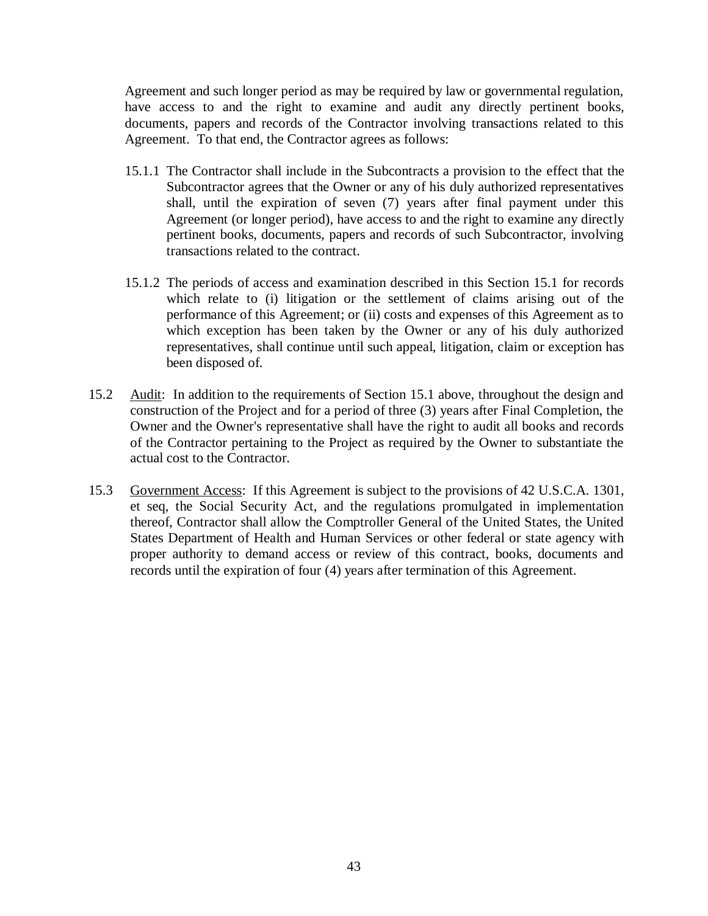Agreement and such longer period as may be required by law or governmental regulation, have access to and the right to examine and audit any directly pertinent books, documents, papers and records of the Contractor involving transactions related to this Agreement. To that end, the Contractor agrees as follows:

15.1.1 The Contractor shall include in the Subcontracts a provision to the effect that the Subcontractor agrees that the Owner or any of his duly authorized representatives shall, until the expiration of seven (7) years after final payment under this Agreement (or longer period), have access to and the right to examine any directly pertinent books, documents, papers and records of such Subcontractor, involving transactions related to the contract.

15.1.2 The periods of access and examination described in this Section 15.1 for records which relate to (i) litigation or the settlement of claims arising out of the performance of this Agreement; or (ii) costs and expenses of this Agreement as to which exception has been taken by the Owner or any of his duly authorized representatives, shall continue until such appeal, litigation, claim or exception has been disposed of.

15.2 Audit: In addition to the requirements of Section 15.1 above, throughout the design and construction of the Project and for a period of three (3) years after Final Completion, the Owner and the Owner's representative shall have the right to audit all books and records of the Contractor pertaining to the Project as required by the Owner to substantiate the actual cost to the Contractor.

15.3 Government Access: If this Agreement is subject to the provisions of 42 U.S.C.A. 1301, et seq, the Social Security Act, and the regulations promulgated in implementation thereof, Contractor shall allow the Comptroller General of the United States, the United States Department of Health and Human Services or other federal or state agency with proper authority to demand access or review of this contract, books, documents and records until the expiration of four (4) years after termination of this Agreement.